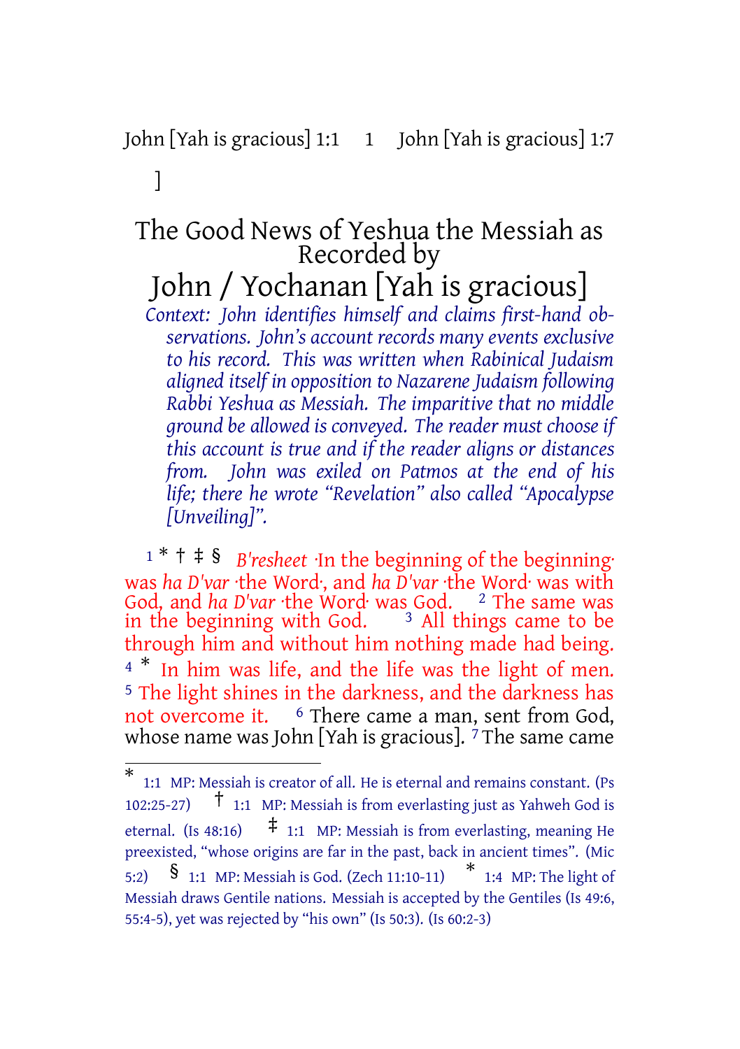]

# The Good News of Yeshua the Messiah as Recorded by

# John / Yochanan [Yah is gracious]

*Context: John identifies himself and claims first-hand observations. John's account records many events exclusive to his record. This was written when Rabinical Judaism aligned itself in opposition to Nazarene Judaism following Rabbi Yeshua as Messiah. The imparitive that no middle ground be allowed is conveyed. The reader must choose if this account is true and if the reader aligns or distances from. John was exiled on Patmos at the end of his life; there he wrote "Revelation" also called "Apocalypse [Unveiling]".*

1 * † ‡ § *B'resheet* ·In the beginning of the beginning· was *ha D'var* ·the Word·, and *ha D'var* ·the Word· was with God, and *ha D'var* ·the Word· was God. 2 The same was in the beginning with God. 3 All things came to be through him and without him nothing made had being. 4 * In him was life, and the life was the light of men. 5 The light shines in the darkness, and the darkness has not overcome it. 6 There came a man, sent from God, whose name was John [Yah is gracious]. 7 The same came

---

* 1:1 MP: Messiah is creator of all. He is eternal and remains constant. (Ps 102:25-27) † 1:1 MP: Messiah is from everlasting just as Yahweh God is eternal. (Is 48:16) ‡ 1:1 MP: Messiah is from everlasting, meaning He preexisted, "whose origins are far in the past, back in ancient times". (Mic 5:2) § 1:1 MP: Messiah is God. (Zech 11:10-11) * 1:4 MP: The light of Messiah draws Gentile nations. Messiah is accepted by the Gentiles (Is 49:6, 55:4-5), yet was rejected by "his own" (Is 50:3). (Is 60:2-3)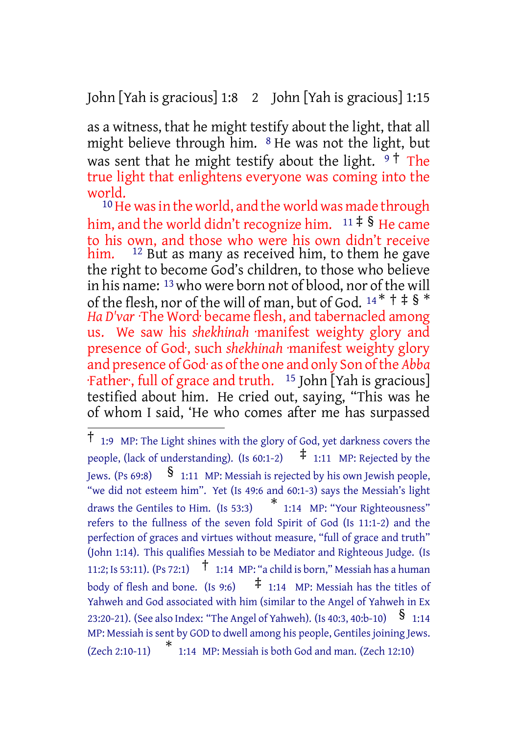as a witness, that he might testify about the light, that all might believe through him. [8] He was not the light, but was sent that he might testify about the light. [9] † The true light that enlightens everyone was coming into the world.

[10] He was in the world, and the world was made through him, and the world didn't recognize him. [11] ‡ § He came to his own, and those who were his own didn't receive him. [12] But as many as received him, to them he gave the right to become God's children, to those who believe in his name: [13] who were born not of blood, nor of the will of the flesh, nor of the will of man, but of God. [14] * † ‡ § * *Ha D'var* ·The Word· became flesh, and tabernacled among us. We saw his *shekhinah* ·manifest weighty glory and presence of God·, such *shekhinah* ·manifest weighty glory and presence of God· as of the one and only Son of the *Abba* ·Father·, full of grace and truth. [15] John [Yah is gracious] testified about him. He cried out, saying, "This was he of whom I said, 'He who comes after me has surpassed

---

† 1:9 MP: The Light shines with the glory of God, yet darkness covers the people, (lack of understanding). (Is 60:1-2) ‡ 1:11 MP: Rejected by the Jews. (Ps 69:8) § 1:11 MP: Messiah is rejected by his own Jewish people, "we did not esteem him". Yet (Is 49:6 and 60:1-3) says the Messiah's light draws the Gentiles to Him. (Is 53:3) * 1:14 MP: "Your Righteousness" refers to the fullness of the seven fold Spirit of God (Is 11:1-2) and the perfection of graces and virtues without measure, "full of grace and truth" (John 1:14). This qualifies Messiah to be Mediator and Righteous Judge. (Is 11:2; Is 53:11). (Ps 72:1) † 1:14 MP: "a child is born," Messiah has a human body of flesh and bone. (Is 9:6) ‡ 1:14 MP: Messiah has the titles of Yahweh and God associated with him (similar to the Angel of Yahweh in Ex 23:20-21). (See also Index: "The Angel of Yahweh). (Is 40:3, 40:b-10) § 1:14 MP: Messiah is sent by GOD to dwell among his people, Gentiles joining Jews. (Zech 2:10-11) * 1:14 MP: Messiah is both God and man. (Zech 12:10)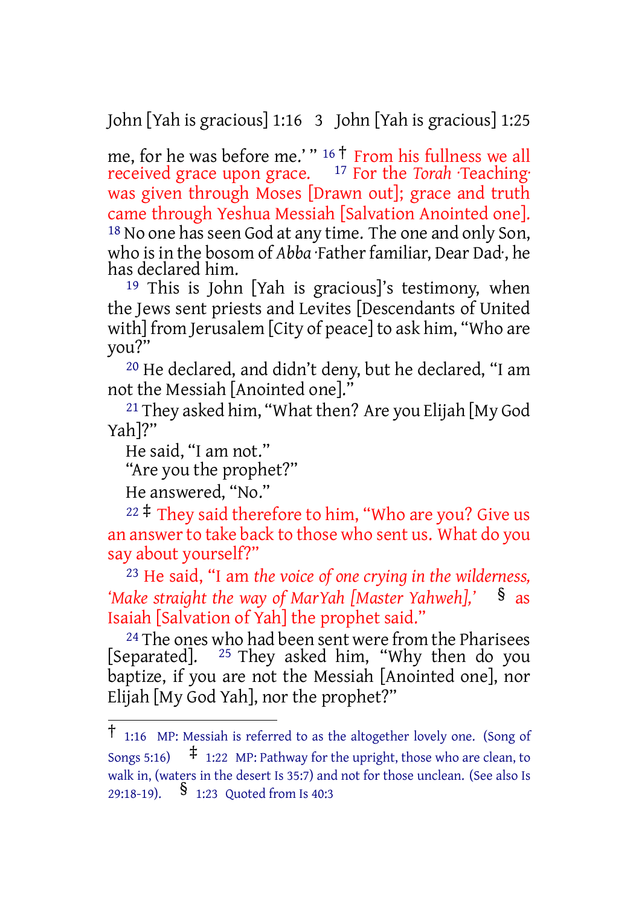me, for he was before me.' " [16] † From his fullness we all received grace upon grace. [17] For the *Torah* ·Teaching· was given through Moses [Drawn out]; grace and truth came through Yeshua Messiah [Salvation Anointed one]. [18] No one has seen God at any time. The one and only Son, who is in the bosom of *Abba* ·Father familiar, Dear Dad·, he has declared him.

[19] This is John [Yah is gracious]'s testimony, when the Jews sent priests and Levites [Descendants of United with] from Jerusalem [City of peace] to ask him, "Who are you?"

[20] He declared, and didn't deny, but he declared, "I am not the Messiah [Anointed one]."

[21] They asked him, "What then? Are you Elijah [My God Yah]?"

He said, "I am not."

"Are you the prophet?"

He answered, "No."

[22] ‡ They said therefore to him, "Who are you? Give us an answer to take back to those who sent us. What do you say about yourself?"

[23] He said, "I am *the voice of one crying in the wilderness, 'Make straight the way of MarYah [Master Yahweh],'* § as Isaiah [Salvation of Yah] the prophet said."

[24] The ones who had been sent were from the Pharisees [Separated]. [25] They asked him, "Why then do you baptize, if you are not the Messiah [Anointed one], nor Elijah [My God Yah], nor the prophet?"

---

† 1:16 MP: Messiah is referred to as the altogether lovely one. (Song of Songs 5:16) ‡ 1:22 MP: Pathway for the upright, those who are clean, to walk in, (waters in the desert Is 35:7) and not for those unclean. (See also Is 29:18-19). § 1:23 Quoted from Is 40:3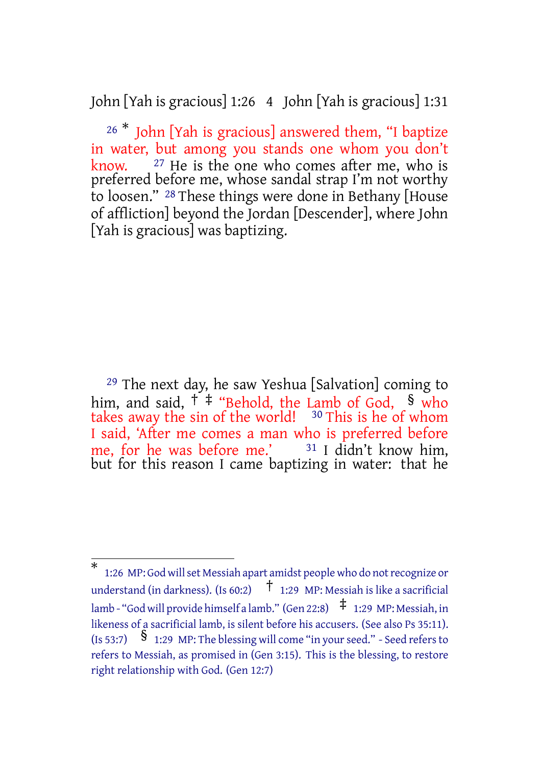[26] * John [Yah is gracious] answered them, "I baptize in water, but among you stands one whom you don't know. [27] He is the one who comes after me, who is preferred before me, whose sandal strap I'm not worthy to loosen." [28] These things were done in Bethany [House of affliction] beyond the Jordan [Descender], where John [Yah is gracious] was baptizing.

[29] The next day, he saw Yeshua [Salvation] coming to him, and said, † ‡ "Behold, the Lamb of God, § who takes away the sin of the world! [30] This is he of whom I said, 'After me comes a man who is preferred before me, for he was before me.' [31] I didn't know him, but for this reason I came baptizing in water: that he

---

* 1:26 MP: God will set Messiah apart amidst people who do not recognize or understand (in darkness). (Is 60:2) † 1:29 MP: Messiah is like a sacrificial lamb - "God will provide himself a lamb." (Gen 22:8) ‡ 1:29 MP: Messiah, in likeness of a sacrificial lamb, is silent before his accusers. (See also Ps 35:11). (Is 53:7) § 1:29 MP: The blessing will come "in your seed." - Seed refers to refers to Messiah, as promised in (Gen 3:15). This is the blessing, to restore right relationship with God. (Gen 12:7)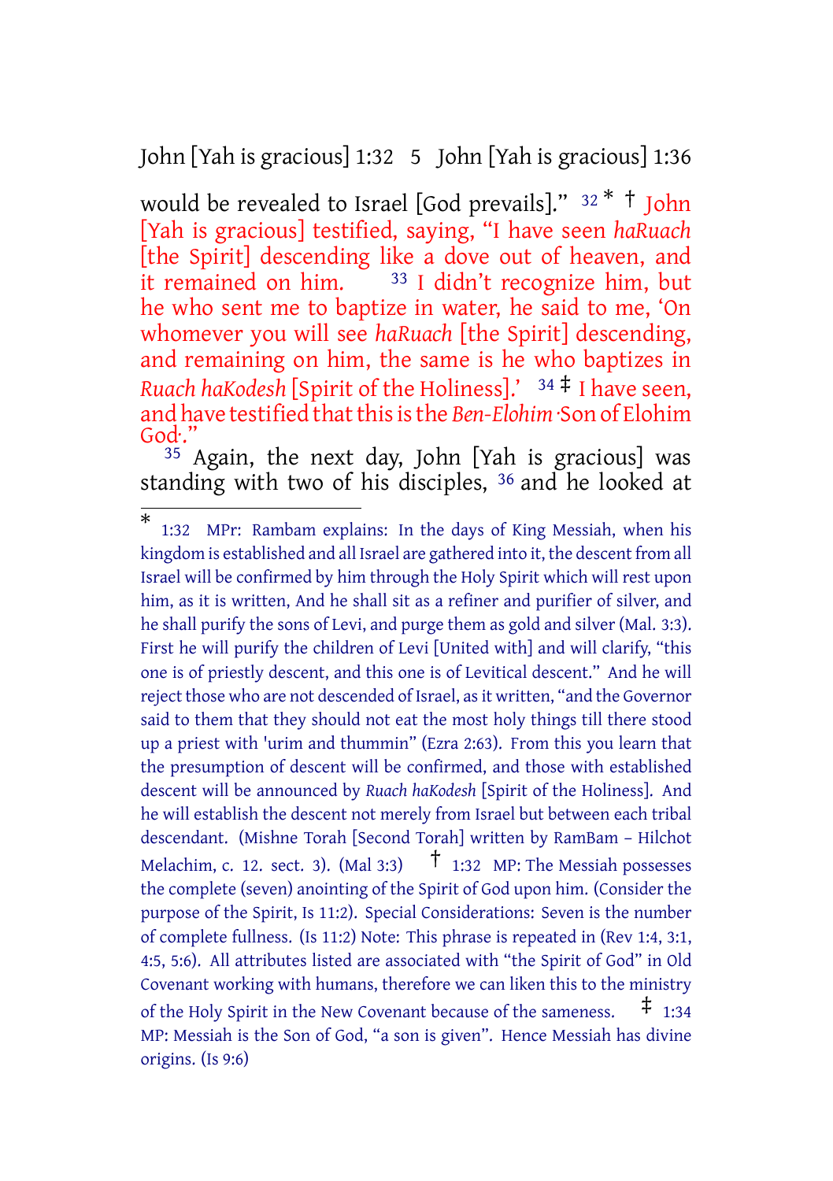would be revealed to Israel [God prevails]." 32 * † John [Yah is gracious] testified, saying, "I have seen *haRuach* [the Spirit] descending like a dove out of heaven, and it remained on him. 33 I didn't recognize him, but he who sent me to baptize in water, he said to me, 'On whomever you will see *haRuach* [the Spirit] descending, and remaining on him, the same is he who baptizes in *Ruach haKodesh* [Spirit of the Holiness].' 34 ‡ I have seen, and have testified that this is the *Ben-Elohim* ·Son of Elohim God·."

35 Again, the next day, John [Yah is gracious] was standing with two of his disciples, 36 and he looked at

---

\* 1:32 MPr: Rambam explains: In the days of King Messiah, when his kingdom is established and all Israel are gathered into it, the descent from all Israel will be confirmed by him through the Holy Spirit which will rest upon him, as it is written, And he shall sit as a refiner and purifier of silver, and he shall purify the sons of Levi, and purge them as gold and silver (Mal. 3:3). First he will purify the children of Levi [United with] and will clarify, "this one is of priestly descent, and this one is of Levitical descent." And he will reject those who are not descended of Israel, as it written, "and the Governor said to them that they should not eat the most holy things till there stood up a priest with 'urim and thummin" (Ezra 2:63). From this you learn that the presumption of descent will be confirmed, and those with established descent will be announced by *Ruach haKodesh* [Spirit of the Holiness]. And he will establish the descent not merely from Israel but between each tribal descendant. (Mishne Torah [Second Torah] written by RamBam – Hilchot Melachim, c. 12. sect. 3). (Mal 3:3) † 1:32 MP: The Messiah possesses the complete (seven) anointing of the Spirit of God upon him. (Consider the purpose of the Spirit, Is 11:2). Special Considerations: Seven is the number of complete fullness. (Is 11:2) Note: This phrase is repeated in (Rev 1:4, 3:1, 4:5, 5:6). All attributes listed are associated with "the Spirit of God" in Old Covenant working with humans, therefore we can liken this to the ministry of the Holy Spirit in the New Covenant because of the sameness. ‡ 1:34 MP: Messiah is the Son of God, "a son is given". Hence Messiah has divine origins. (Is 9:6)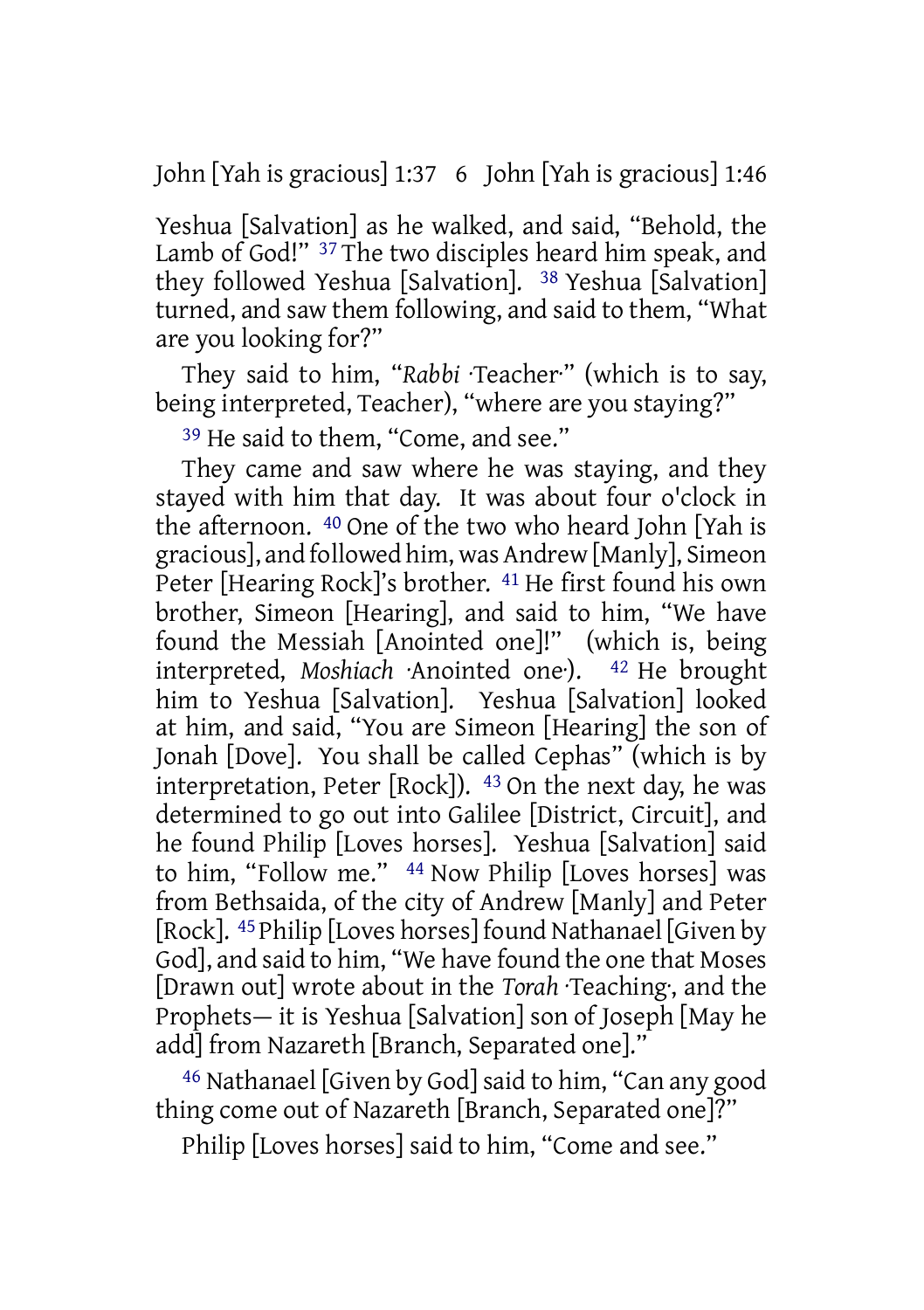Yeshua [Salvation] as he walked, and said, "Behold, the Lamb of God!" 37 The two disciples heard him speak, and they followed Yeshua [Salvation]. 38 Yeshua [Salvation] turned, and saw them following, and said to them, "What are you looking for?"

They said to him, "*Rabbi* ·Teacher·" (which is to say, being interpreted, Teacher), "where are you staying?"

39 He said to them, "Come, and see."

They came and saw where he was staying, and they stayed with him that day. It was about four o'clock in the afternoon. 40 One of the two who heard John [Yah is gracious], and followed him, was Andrew [Manly], Simeon Peter [Hearing Rock]'s brother. 41 He first found his own brother, Simeon [Hearing], and said to him, "We have found the Messiah [Anointed one]!" (which is, being interpreted, *Moshiach* ·Anointed one·). 42 He brought him to Yeshua [Salvation]. Yeshua [Salvation] looked at him, and said, "You are Simeon [Hearing] the son of Jonah [Dove]. You shall be called Cephas" (which is by interpretation, Peter [Rock]). 43 On the next day, he was determined to go out into Galilee [District, Circuit], and he found Philip [Loves horses]. Yeshua [Salvation] said to him, "Follow me." 44 Now Philip [Loves horses] was from Bethsaida, of the city of Andrew [Manly] and Peter [Rock]. 45 Philip [Loves horses] found Nathanael [Given by God], and said to him, "We have found the one that Moses [Drawn out] wrote about in the *Torah* ·Teaching·, and the Prophets— it is Yeshua [Salvation] son of Joseph [May he add] from Nazareth [Branch, Separated one]."

46 Nathanael [Given by God] said to him, "Can any good thing come out of Nazareth [Branch, Separated one]?"

Philip [Loves horses] said to him, "Come and see."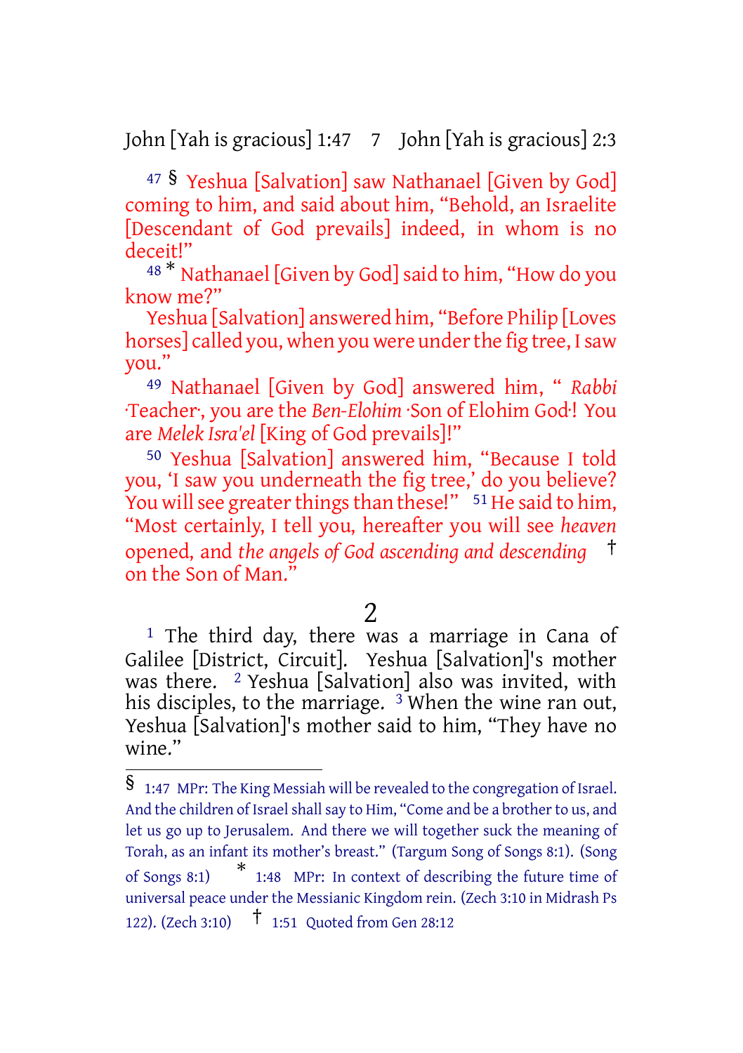47 § Yeshua [Salvation] saw Nathanael [Given by God] coming to him, and said about him, "Behold, an Israelite [Descendant of God prevails] indeed, in whom is no deceit!"

48 * Nathanael [Given by God] said to him, "How do you know me?"

Yeshua [Salvation] answered him, "Before Philip [Loves horses] called you, when you were under the fig tree, I saw you."

49 Nathanael [Given by God] answered him, " *Rabbi* ·Teacher·, you are the *Ben-Elohim* ·Son of Elohim God·! You are *Melek Isra'el* [King of God prevails]!"

50 Yeshua [Salvation] answered him, "Because I told you, 'I saw you underneath the fig tree,' do you believe? You will see greater things than these!" 51 He said to him, "Most certainly, I tell you, hereafter you will see *heaven* opened, and *the angels of God ascending and descending* † on the Son of Man."

## 2

1 The third day, there was a marriage in Cana of Galilee [District, Circuit]. Yeshua [Salvation]'s mother was there. 2 Yeshua [Salvation] also was invited, with his disciples, to the marriage. 3 When the wine ran out, Yeshua [Salvation]'s mother said to him, "They have no wine."

---

§ 1:47 MPr: The King Messiah will be revealed to the congregation of Israel. And the children of Israel shall say to Him, "Come and be a brother to us, and let us go up to Jerusalem. And there we will together suck the meaning of Torah, as an infant its mother's breast." (Targum Song of Songs 8:1). (Song of Songs 8:1) * 1:48 MPr: In context of describing the future time of universal peace under the Messianic Kingdom rein. (Zech 3:10 in Midrash Ps 122). (Zech 3:10) † 1:51 Quoted from Gen 28:12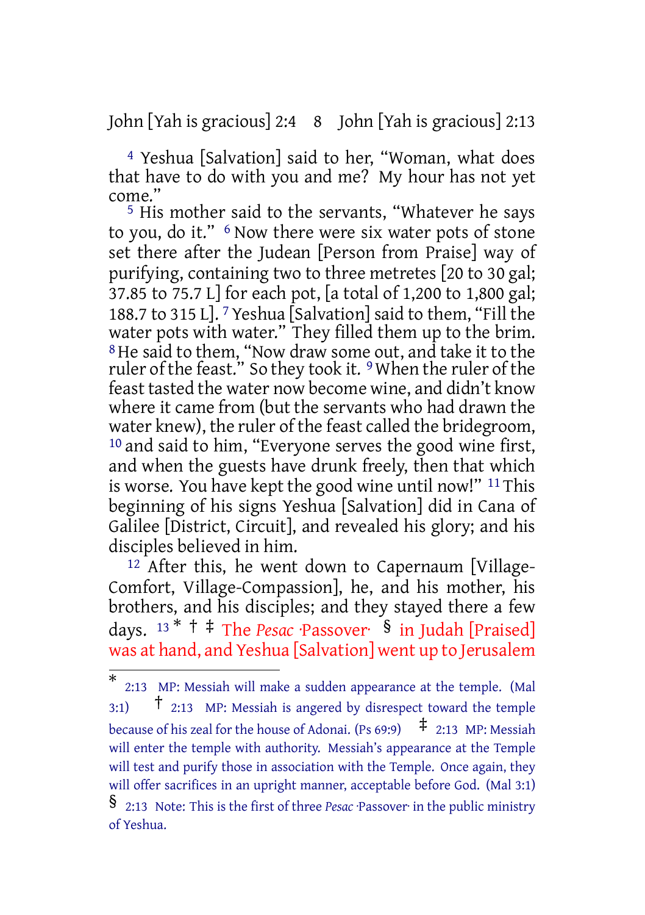[4] Yeshua [Salvation] said to her, "Woman, what does that have to do with you and me? My hour has not yet come."

[5] His mother said to the servants, "Whatever he says to you, do it." [6] Now there were six water pots of stone set there after the Judean [Person from Praise] way of purifying, containing two to three metretes [20 to 30 gal; 37.85 to 75.7 L] for each pot, [a total of 1,200 to 1,800 gal; 188.7 to 315 L]. [7] Yeshua [Salvation] said to them, "Fill the water pots with water." They filled them up to the brim. [8] He said to them, "Now draw some out, and take it to the ruler of the feast." So they took it. [9] When the ruler of the feast tasted the water now become wine, and didn't know where it came from (but the servants who had drawn the water knew), the ruler of the feast called the bridegroom, [10] and said to him, "Everyone serves the good wine first, and when the guests have drunk freely, then that which is worse. You have kept the good wine until now!" [11] This beginning of his signs Yeshua [Salvation] did in Cana of Galilee [District, Circuit], and revealed his glory; and his disciples believed in him.

[12] After this, he went down to Capernaum [Village-Comfort, Village-Compassion], he, and his mother, his brothers, and his disciples; and they stayed there a few days. [13] * † ‡ The *Pesac* ·Passover· § in Judah [Praised] was at hand, and Yeshua [Salvation] went up to Jerusalem

---

* 2:13 MP: Messiah will make a sudden appearance at the temple. (Mal 3:1) † 2:13 MP: Messiah is angered by disrespect toward the temple because of his zeal for the house of Adonai. (Ps 69:9) ‡ 2:13 MP: Messiah will enter the temple with authority. Messiah's appearance at the Temple will test and purify those in association with the Temple. Once again, they will offer sacrifices in an upright manner, acceptable before God. (Mal 3:1) § 2:13 Note: This is the first of three *Pesac* ·Passover· in the public ministry of Yeshua.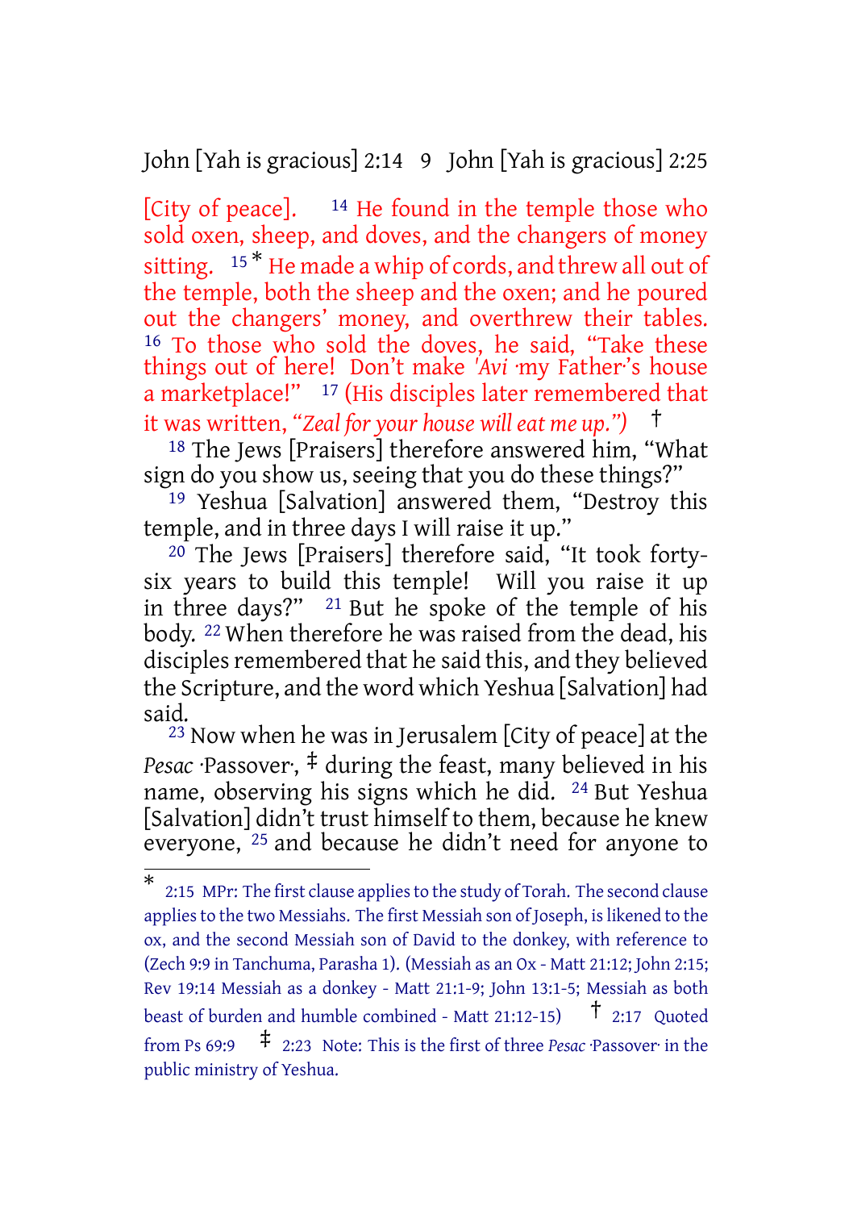[City of peace]. [14] He found in the temple those who sold oxen, sheep, and doves, and the changers of money sitting. [15] [*] He made a whip of cords, and threw all out of the temple, both the sheep and the oxen; and he poured out the changers' money, and overthrew their tables. [16] To those who sold the doves, he said, "Take these things out of here! Don't make *'Avi* ·my Father·'s house a marketplace!" [17] (His disciples later remembered that it was written, *"Zeal for your house will eat me up."*) [†]

[18] The Jews [Praisers] therefore answered him, "What sign do you show us, seeing that you do these things?"

[19] Yeshua [Salvation] answered them, "Destroy this temple, and in three days I will raise it up."

[20] The Jews [Praisers] therefore said, "It took forty-six years to build this temple! Will you raise it up in three days?" [21] But he spoke of the temple of his body. [22] When therefore he was raised from the dead, his disciples remembered that he said this, and they believed the Scripture, and the word which Yeshua [Salvation] had said.

[23] Now when he was in Jerusalem [City of peace] at the *Pesac* ·Passover·, [‡] during the feast, many believed in his name, observing his signs which he did. [24] But Yeshua [Salvation] didn't trust himself to them, because he knew everyone, [25] and because he didn't need for anyone to

---

[*] 2:15 MPr: The first clause applies to the study of Torah. The second clause applies to the two Messiahs. The first Messiah son of Joseph, is likened to the ox, and the second Messiah son of David to the donkey, with reference to (Zech 9:9 in Tanchuma, Parasha 1). (Messiah as an Ox - Matt 21:12; John 2:15; Rev 19:14 Messiah as a donkey - Matt 21:1-9; John 13:1-5; Messiah as both beast of burden and humble combined - Matt 21:12-15) [†] 2:17 Quoted from Ps 69:9 [‡] 2:23 Note: This is the first of three *Pesac* ·Passover· in the public ministry of Yeshua.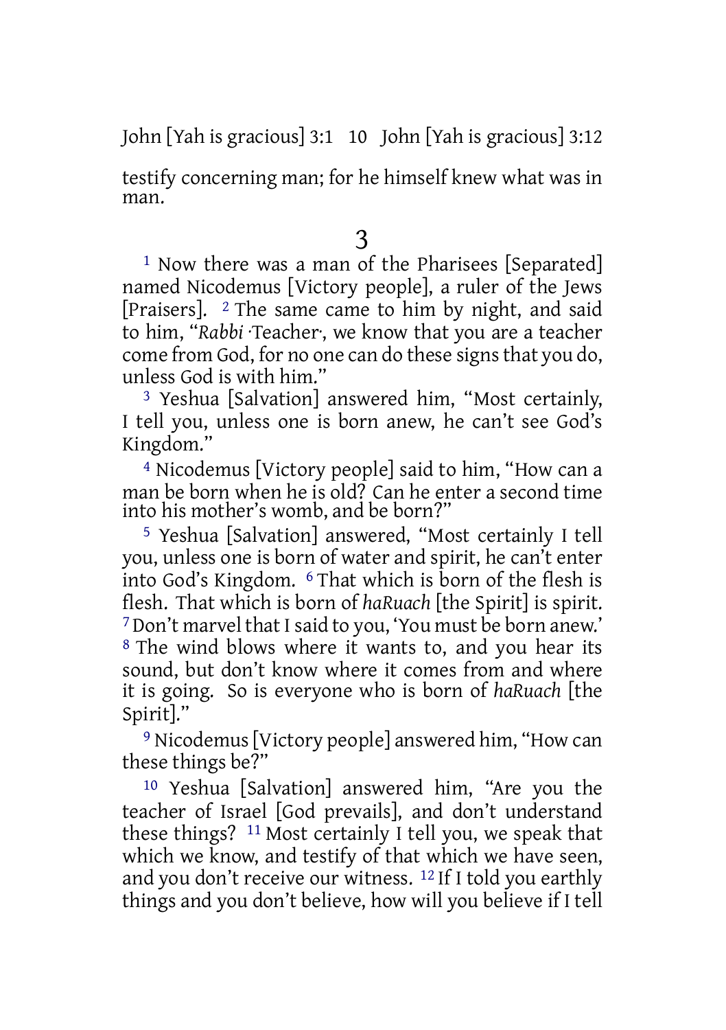testify concerning man; for he himself knew what was in man.

# 3

[1] Now there was a man of the Pharisees [Separated] named Nicodemus [Victory people], a ruler of the Jews [Praisers]. [2] The same came to him by night, and said to him, "*Rabbi* ·Teacher·, we know that you are a teacher come from God, for no one can do these signs that you do, unless God is with him."

[3] Yeshua [Salvation] answered him, "Most certainly, I tell you, unless one is born anew, he can't see God's Kingdom."

[4] Nicodemus [Victory people] said to him, "How can a man be born when he is old? Can he enter a second time into his mother's womb, and be born?"

[5] Yeshua [Salvation] answered, "Most certainly I tell you, unless one is born of water and spirit, he can't enter into God's Kingdom. [6] That which is born of the flesh is flesh. That which is born of *haRuach* [the Spirit] is spirit. [7] Don't marvel that I said to you, 'You must be born anew.' [8] The wind blows where it wants to, and you hear its sound, but don't know where it comes from and where it is going. So is everyone who is born of *haRuach* [the Spirit]."

[9] Nicodemus [Victory people] answered him, "How can these things be?"

[10] Yeshua [Salvation] answered him, "Are you the teacher of Israel [God prevails], and don't understand these things? [11] Most certainly I tell you, we speak that which we know, and testify of that which we have seen, and you don't receive our witness. [12] If I told you earthly things and you don't believe, how will you believe if I tell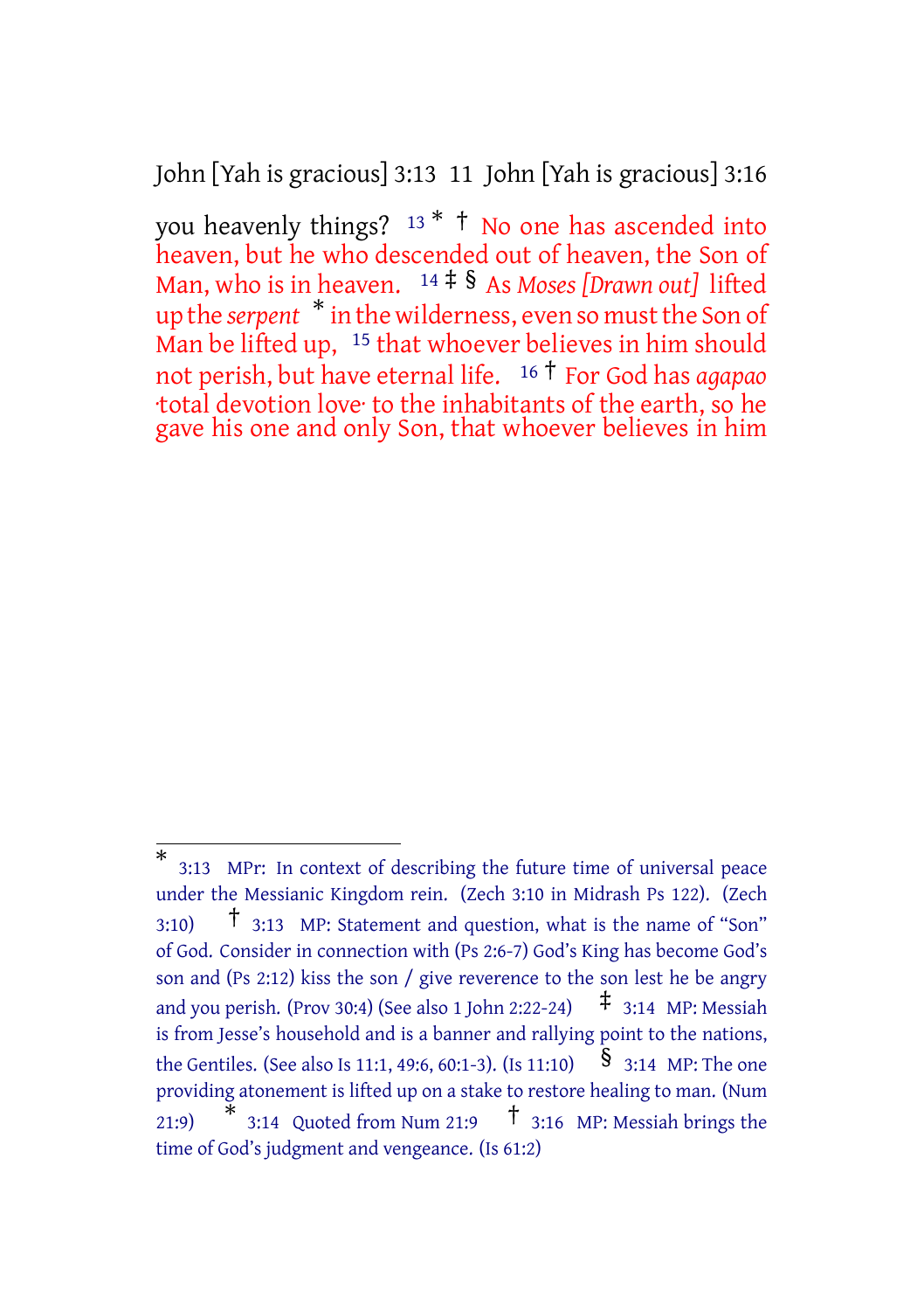you heavenly things? [13] * † No one has ascended into heaven, but he who descended out of heaven, the Son of Man, who is in heaven. [14] ‡ § As *Moses [Drawn out]* lifted up the *serpent* * in the wilderness, even so must the Son of Man be lifted up, [15] that whoever believes in him should not perish, but have eternal life. [16] † For God has *agapao* ·total devotion love· to the inhabitants of the earth, so he gave his one and only Son, that whoever believes in him

---

\* 3:13 MPr: In context of describing the future time of universal peace under the Messianic Kingdom rein. (Zech 3:10 in Midrash Ps 122). (Zech 3:10)

† 3:13 MP: Statement and question, what is the name of "Son" of God. Consider in connection with (Ps 2:6-7) God's King has become God's son and (Ps 2:12) kiss the son / give reverence to the son lest he be angry and you perish. (Prov 30:4) (See also 1 John 2:22-24)

‡ 3:14 MP: Messiah is from Jesse's household and is a banner and rallying point to the nations, the Gentiles. (See also Is 11:1, 49:6, 60:1-3). (Is 11:10)

§ 3:14 MP: The one providing atonement is lifted up on a stake to restore healing to man. (Num 21:9)

\* 3:14 Quoted from Num 21:9

† 3:16 MP: Messiah brings the time of God's judgment and vengeance. (Is 61:2)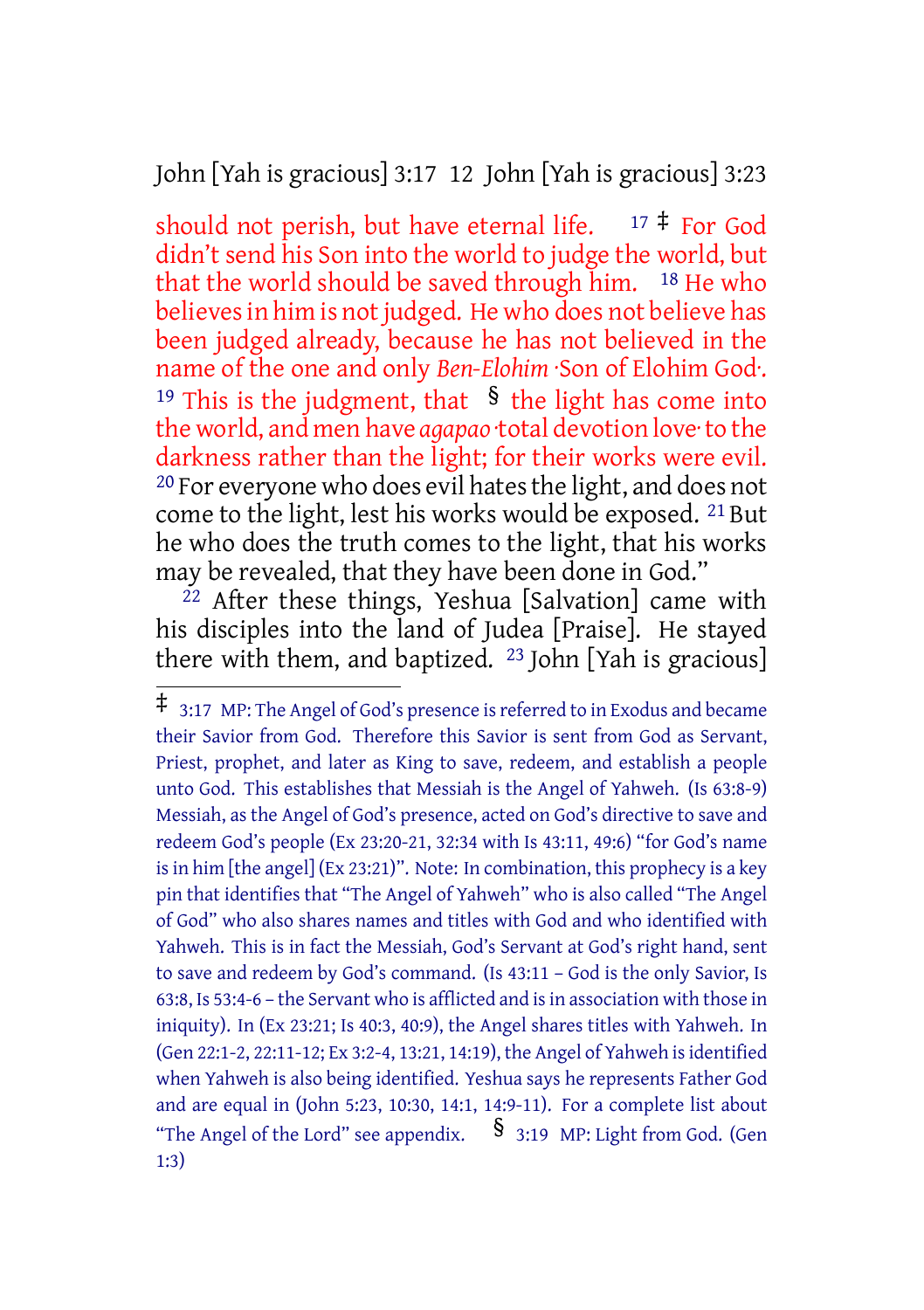should not perish, but have eternal life. [17] ‡ For God didn't send his Son into the world to judge the world, but that the world should be saved through him. [18] He who believes in him is not judged. He who does not believe has been judged already, because he has not believed in the name of the one and only *Ben-Elohim* ·Son of Elohim God·. [19] This is the judgment, that § the light has come into the world, and men have *agapao* ·total devotion love· to the darkness rather than the light; for their works were evil. [20] For everyone who does evil hates the light, and does not come to the light, lest his works would be exposed. [21] But he who does the truth comes to the light, that his works may be revealed, that they have been done in God."

[22] After these things, Yeshua [Salvation] came with his disciples into the land of Judea [Praise]. He stayed there with them, and baptized. [23] John [Yah is gracious]

---

‡ 3:17 MP: The Angel of God's presence is referred to in Exodus and became their Savior from God. Therefore this Savior is sent from God as Servant, Priest, prophet, and later as King to save, redeem, and establish a people unto God. This establishes that Messiah is the Angel of Yahweh. (Is 63:8-9) Messiah, as the Angel of God's presence, acted on God's directive to save and redeem God's people (Ex 23:20-21, 32:34 with Is 43:11, 49:6) "for God's name is in him [the angel] (Ex 23:21)". Note: In combination, this prophecy is a key pin that identifies that "The Angel of Yahweh" who is also called "The Angel of God" who also shares names and titles with God and who identified with Yahweh. This is in fact the Messiah, God's Servant at God's right hand, sent to save and redeem by God's command. (Is 43:11 – God is the only Savior, Is 63:8, Is 53:4-6 – the Servant who is afflicted and is in association with those in iniquity). In (Ex 23:21; Is 40:3, 40:9), the Angel shares titles with Yahweh. In (Gen 22:1-2, 22:11-12; Ex 3:2-4, 13:21, 14:19), the Angel of Yahweh is identified when Yahweh is also being identified. Yeshua says he represents Father God and are equal in (John 5:23, 10:30, 14:1, 14:9-11). For a complete list about "The Angel of the Lord" see appendix. § 3:19 MP: Light from God. (Gen 1:3)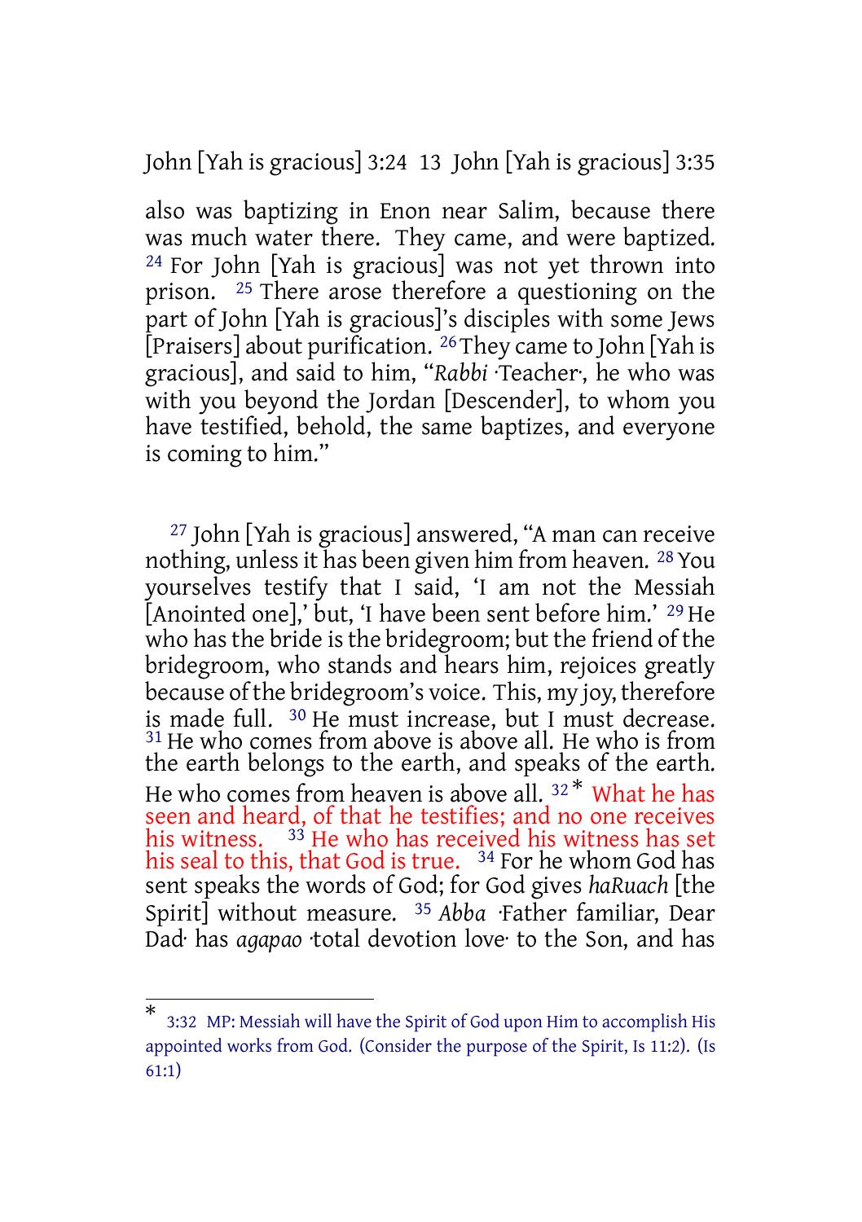also was baptizing in Enon near Salim, because there was much water there. They came, and were baptized. [24] For John [Yah is gracious] was not yet thrown into prison. [25] There arose therefore a questioning on the part of John [Yah is gracious]'s disciples with some Jews [Praisers] about purification. [26] They came to John [Yah is gracious], and said to him, "*Rabbi* ·Teacher·, he who was with you beyond the Jordan [Descender], to whom you have testified, behold, the same baptizes, and everyone is coming to him."

[27] John [Yah is gracious] answered, "A man can receive nothing, unless it has been given him from heaven. [28] You yourselves testify that I said, 'I am not the Messiah [Anointed one],' but, 'I have been sent before him.' [29] He who has the bride is the bridegroom; but the friend of the bridegroom, who stands and hears him, rejoices greatly because of the bridegroom's voice. This, my joy, therefore is made full. [30] He must increase, but I must decrease. [31] He who comes from above is above all. He who is from the earth belongs to the earth, and speaks of the earth. He who comes from heaven is above all. [32] * What he has seen and heard, of that he testifies; and no one receives his witness. [33] He who has received his witness has set his seal to this, that God is true. [34] For he whom God has sent speaks the words of God; for God gives *haRuach* [the Spirit] without measure. [35] *Abba* ·Father familiar, Dear Dad· has *agapao* ·total devotion love· to the Son, and has

* 3:32 MP: Messiah will have the Spirit of God upon Him to accomplish His appointed works from God. (Consider the purpose of the Spirit, Is 11:2). (Is 61:1)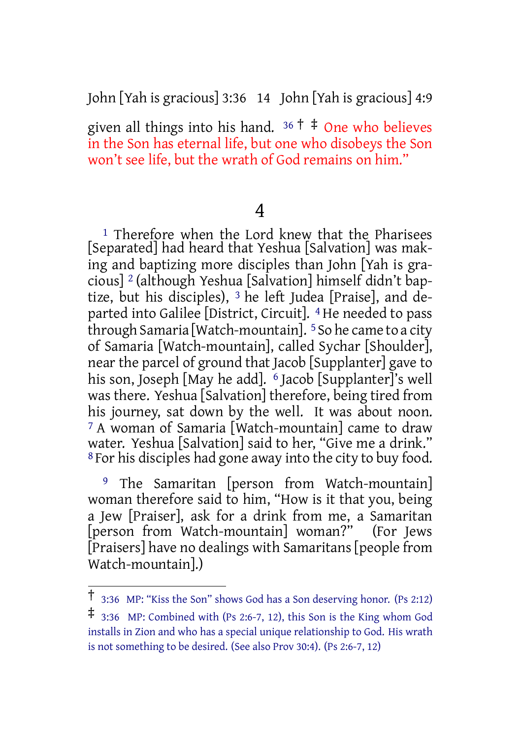given all things into his hand. [36] † ‡ One who believes in the Son has eternal life, but one who disobeys the Son won't see life, but the wrath of God remains on him."

# 4

[1] Therefore when the Lord knew that the Pharisees [Separated] had heard that Yeshua [Salvation] was making and baptizing more disciples than John [Yah is gracious] [2] (although Yeshua [Salvation] himself didn't baptize, but his disciples), [3] he left Judea [Praise], and departed into Galilee [District, Circuit]. [4] He needed to pass through Samaria [Watch-mountain]. [5] So he came to a city of Samaria [Watch-mountain], called Sychar [Shoulder], near the parcel of ground that Jacob [Supplanter] gave to his son, Joseph [May he add]. [6] Jacob [Supplanter]'s well was there. Yeshua [Salvation] therefore, being tired from his journey, sat down by the well. It was about noon. [7] A woman of Samaria [Watch-mountain] came to draw water. Yeshua [Salvation] said to her, "Give me a drink." [8] For his disciples had gone away into the city to buy food.

[9] The Samaritan [person from Watch-mountain] woman therefore said to him, "How is it that you, being a Jew [Praiser], ask for a drink from me, a Samaritan [person from Watch-mountain] woman?" (For Jews [Praisers] have no dealings with Samaritans [people from Watch-mountain].)

---

† 3:36 MP: "Kiss the Son" shows God has a Son deserving honor. (Ps 2:12)

‡ 3:36 MP: Combined with (Ps 2:6-7, 12), this Son is the King whom God installs in Zion and who has a special unique relationship to God. His wrath is not something to be desired. (See also Prov 30:4). (Ps 2:6-7, 12)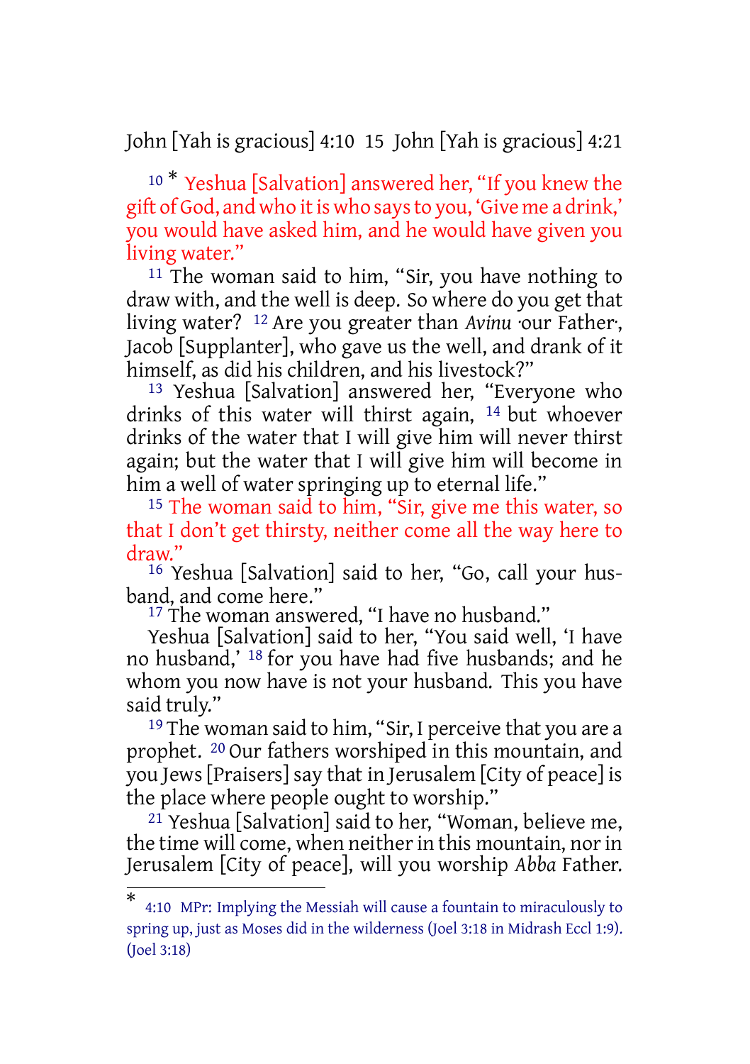[10] * Yeshua [Salvation] answered her, "If you knew the gift of God, and who it is who says to you, 'Give me a drink,' you would have asked him, and he would have given you living water."

[11] The woman said to him, "Sir, you have nothing to draw with, and the well is deep. So where do you get that living water? [12] Are you greater than *Avinu* ·our Father·, Jacob [Supplanter], who gave us the well, and drank of it himself, as did his children, and his livestock?"

[13] Yeshua [Salvation] answered her, "Everyone who drinks of this water will thirst again, [14] but whoever drinks of the water that I will give him will never thirst again; but the water that I will give him will become in him a well of water springing up to eternal life."

[15] The woman said to him, "Sir, give me this water, so that I don't get thirsty, neither come all the way here to draw."

[16] Yeshua [Salvation] said to her, "Go, call your husband, and come here."

[17] The woman answered, "I have no husband."

Yeshua [Salvation] said to her, "You said well, 'I have no husband,' [18] for you have had five husbands; and he whom you now have is not your husband. This you have said truly."

[19] The woman said to him, "Sir, I perceive that you are a prophet. [20] Our fathers worshiped in this mountain, and you Jews [Praisers] say that in Jerusalem [City of peace] is the place where people ought to worship."

[21] Yeshua [Salvation] said to her, "Woman, believe me, the time will come, when neither in this mountain, nor in Jerusalem [City of peace], will you worship *Abba* Father.

---

* 4:10 MPr: Implying the Messiah will cause a fountain to miraculously to spring up, just as Moses did in the wilderness (Joel 3:18 in Midrash Eccl 1:9). (Joel 3:18)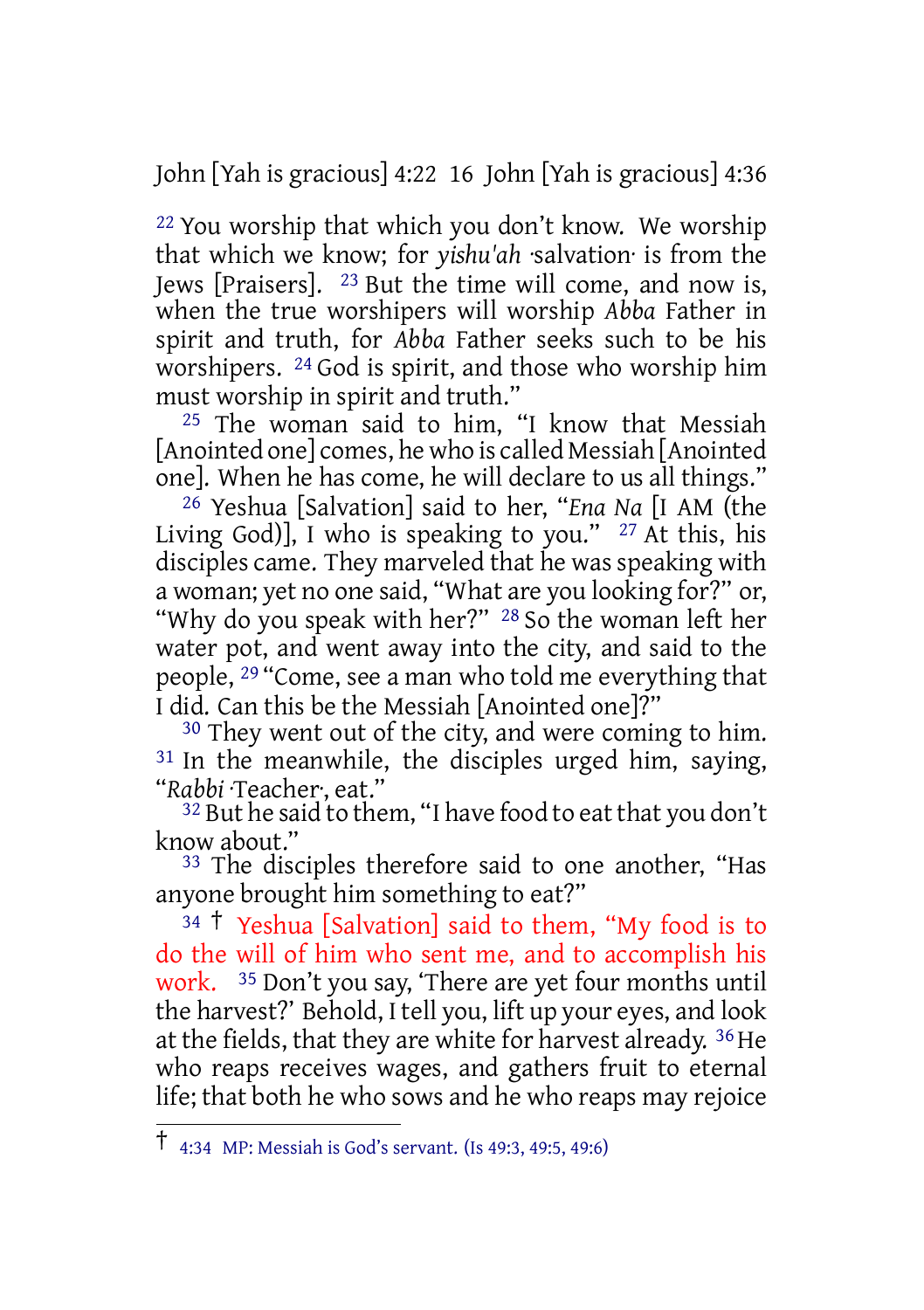[22] You worship that which you don't know. We worship that which we know; for *yishu'ah* ·salvation· is from the Jews [Praisers]. [23] But the time will come, and now is, when the true worshipers will worship *Abba* Father in spirit and truth, for *Abba* Father seeks such to be his worshipers. [24] God is spirit, and those who worship him must worship in spirit and truth."

[25] The woman said to him, "I know that Messiah [Anointed one] comes, he who is called Messiah [Anointed one]. When he has come, he will declare to us all things."

[26] Yeshua [Salvation] said to her, "*Ena Na* [I AM (the Living God)], I who is speaking to you." [27] At this, his disciples came. They marveled that he was speaking with a woman; yet no one said, "What are you looking for?" or, "Why do you speak with her?" [28] So the woman left her water pot, and went away into the city, and said to the people, [29] "Come, see a man who told me everything that I did. Can this be the Messiah [Anointed one]?"

[30] They went out of the city, and were coming to him. [31] In the meanwhile, the disciples urged him, saying, "*Rabbi* ·Teacher·, eat."

[32] But he said to them, "I have food to eat that you don't know about."

[33] The disciples therefore said to one another, "Has anyone brought him something to eat?"

[34] † Yeshua [Salvation] said to them, "My food is to do the will of him who sent me, and to accomplish his work. [35] Don't you say, 'There are yet four months until the harvest?' Behold, I tell you, lift up your eyes, and look at the fields, that they are white for harvest already. [36] He who reaps receives wages, and gathers fruit to eternal life; that both he who sows and he who reaps may rejoice

---

† 4:34 MP: Messiah is God's servant. (Is 49:3, 49:5, 49:6)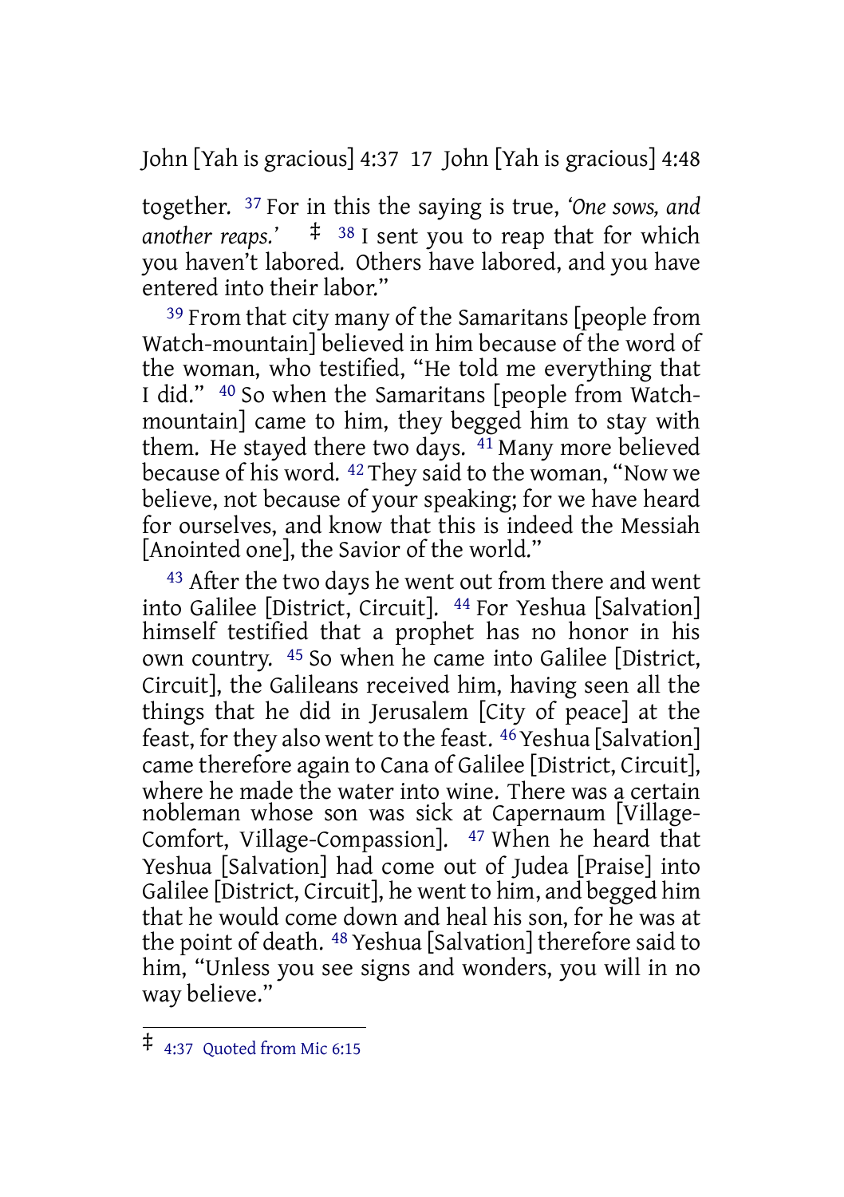together. [37] For in this the saying is true, *'One sows, and another reaps.'* ‡ [38] I sent you to reap that for which you haven't labored. Others have labored, and you have entered into their labor."

[39] From that city many of the Samaritans [people from Watch-mountain] believed in him because of the word of the woman, who testified, "He told me everything that I did." [40] So when the Samaritans [people from Watch-mountain] came to him, they begged him to stay with them. He stayed there two days. [41] Many more believed because of his word. [42] They said to the woman, "Now we believe, not because of your speaking; for we have heard for ourselves, and know that this is indeed the Messiah [Anointed one], the Savior of the world."

[43] After the two days he went out from there and went into Galilee [District, Circuit]. [44] For Yeshua [Salvation] himself testified that a prophet has no honor in his own country. [45] So when he came into Galilee [District, Circuit], the Galileans received him, having seen all the things that he did in Jerusalem [City of peace] at the feast, for they also went to the feast. [46] Yeshua [Salvation] came therefore again to Cana of Galilee [District, Circuit], where he made the water into wine. There was a certain nobleman whose son was sick at Capernaum [Village-Comfort, Village-Compassion]. [47] When he heard that Yeshua [Salvation] had come out of Judea [Praise] into Galilee [District, Circuit], he went to him, and begged him that he would come down and heal his son, for he was at the point of death. [48] Yeshua [Salvation] therefore said to him, "Unless you see signs and wonders, you will in no way believe."

---

‡ 4:37 Quoted from Mic 6:15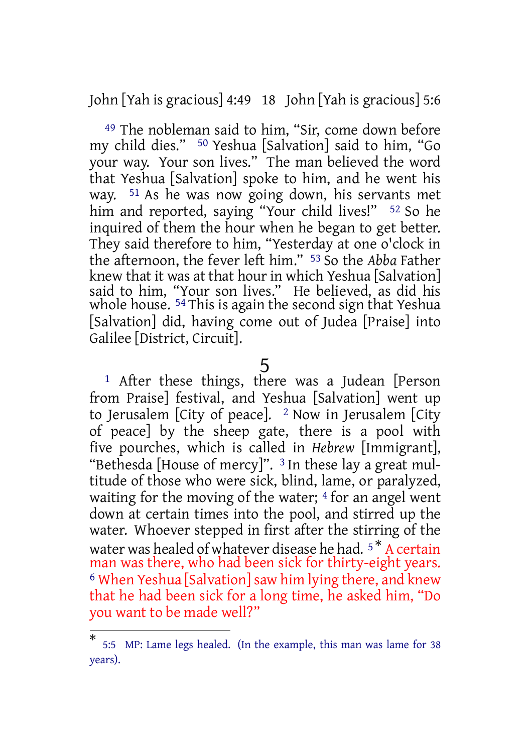[49] The nobleman said to him, “Sir, come down before my child dies.” [50] Yeshua [Salvation] said to him, “Go your way. Your son lives.” The man believed the word that Yeshua [Salvation] spoke to him, and he went his way. [51] As he was now going down, his servants met him and reported, saying “Your child lives!” [52] So he inquired of them the hour when he began to get better. They said therefore to him, “Yesterday at one o'clock in the afternoon, the fever left him.” [53] So the *Abba* Father knew that it was at that hour in which Yeshua [Salvation] said to him, “Your son lives.” He believed, as did his whole house. [54] This is again the second sign that Yeshua [Salvation] did, having come out of Judea [Praise] into Galilee [District, Circuit].

# 5

[1] After these things, there was a Judean [Person from Praise] festival, and Yeshua [Salvation] went up to Jerusalem [City of peace]. [2] Now in Jerusalem [City of peace] by the sheep gate, there is a pool with five pourches, which is called in *Hebrew* [Immigrant], “Bethesda [House of mercy]”. [3] In these lay a great multitude of those who were sick, blind, lame, or paralyzed, waiting for the moving of the water; [4] for an angel went down at certain times into the pool, and stirred up the water. Whoever stepped in first after the stirring of the water was healed of whatever disease he had. [5] * A certain man was there, who had been sick for thirty-eight years. [6] When Yeshua [Salvation] saw him lying there, and knew that he had been sick for a long time, he asked him, “Do you want to be made well?”

---

* 5:5 MP: Lame legs healed. (In the example, this man was lame for 38 years).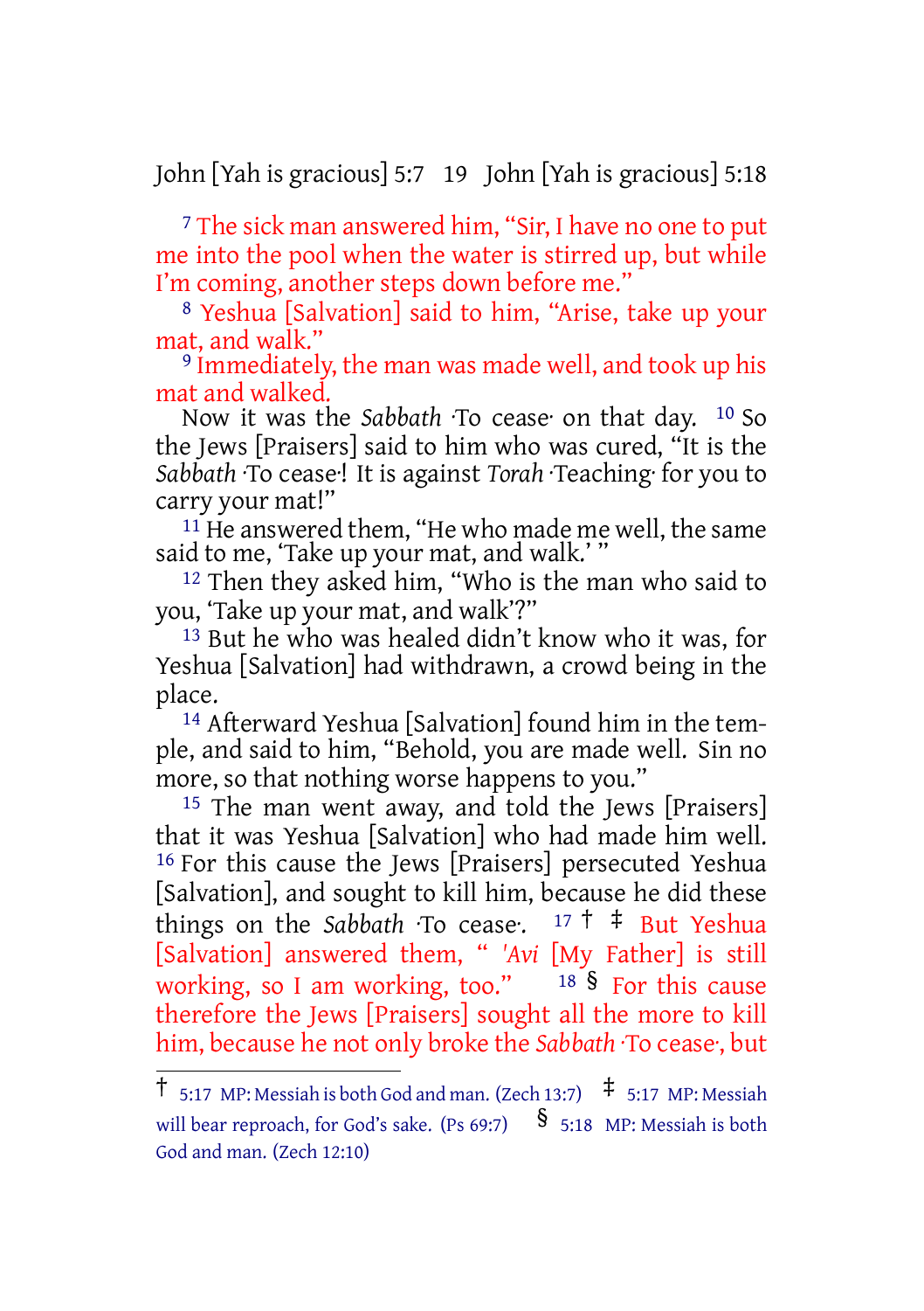[7] The sick man answered him, "Sir, I have no one to put me into the pool when the water is stirred up, but while I'm coming, another steps down before me."

[8] Yeshua [Salvation] said to him, "Arise, take up your mat, and walk."

[9] Immediately, the man was made well, and took up his mat and walked.

Now it was the *Sabbath* ·To cease· on that day. [10] So the Jews [Praisers] said to him who was cured, "It is the *Sabbath* ·To cease·! It is against *Torah* ·Teaching· for you to carry your mat!"

[11] He answered them, "He who made me well, the same said to me, 'Take up your mat, and walk.' "

[12] Then they asked him, "Who is the man who said to you, 'Take up your mat, and walk'?"

[13] But he who was healed didn't know who it was, for Yeshua [Salvation] had withdrawn, a crowd being in the place.

[14] Afterward Yeshua [Salvation] found him in the temple, and said to him, "Behold, you are made well. Sin no more, so that nothing worse happens to you."

[15] The man went away, and told the Jews [Praisers] that it was Yeshua [Salvation] who had made him well. [16] For this cause the Jews [Praisers] persecuted Yeshua [Salvation], and sought to kill him, because he did these things on the *Sabbath* ·To cease·. [17] † ‡ But Yeshua [Salvation] answered them, " *'Avi* [My Father] is still working, so I am working, too." [18] § For this cause therefore the Jews [Praisers] sought all the more to kill him, because he not only broke the *Sabbath* ·To cease·, but

---

† 5:17 MP: Messiah is both God and man. (Zech 13:7) ‡ 5:17 MP: Messiah will bear reproach, for God's sake. (Ps 69:7) § 5:18 MP: Messiah is both God and man. (Zech 12:10)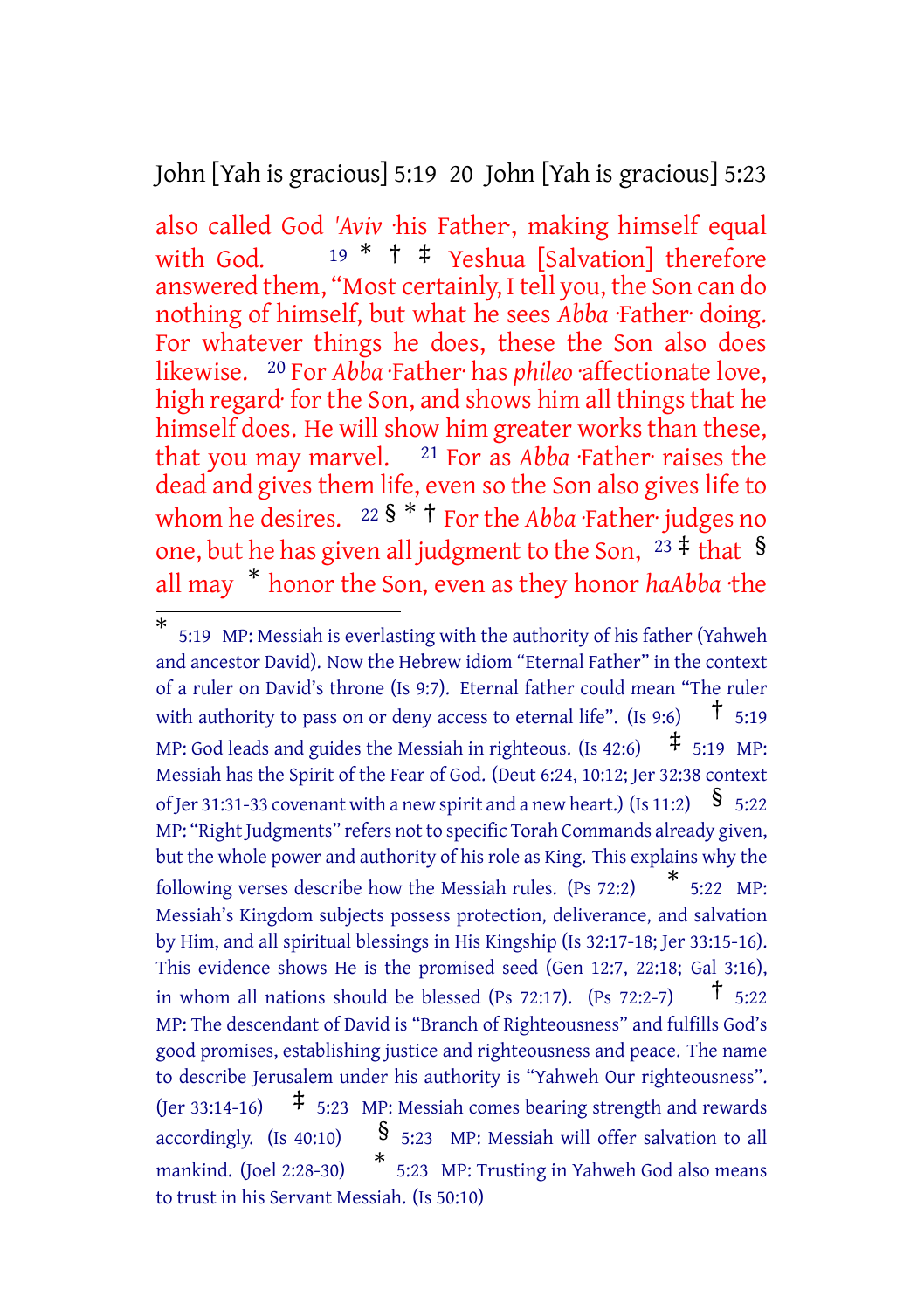also called God *'Aviv* ·his Father·, making himself equal with God. [19] * † ‡ Yeshua [Salvation] therefore answered them, "Most certainly, I tell you, the Son can do nothing of himself, but what he sees *Abba* ·Father· doing. For whatever things he does, these the Son also does likewise. [20] For *Abba* ·Father· has *phileo* ·affectionate love, high regard· for the Son, and shows him all things that he himself does. He will show him greater works than these, that you may marvel. [21] For as *Abba* ·Father· raises the dead and gives them life, even so the Son also gives life to whom he desires. [22] § * † For the *Abba* ·Father· judges no one, but he has given all judgment to the Son, [23] ‡ that § all may * honor the Son, even as they honor *haAbba* ·the

---

* 5:19 MP: Messiah is everlasting with the authority of his father (Yahweh and ancestor David). Now the Hebrew idiom "Eternal Father" in the context of a ruler on David's throne (Is 9:7). Eternal father could mean "The ruler with authority to pass on or deny access to eternal life". (Is 9:6) † 5:19 MP: God leads and guides the Messiah in righteous. (Is 42:6) ‡ 5:19 MP: Messiah has the Spirit of the Fear of God. (Deut 6:24, 10:12; Jer 32:38 context of Jer 31:31-33 covenant with a new spirit and a new heart.) (Is 11:2) § 5:22 MP: "Right Judgments" refers not to specific Torah Commands already given, but the whole power and authority of his role as King. This explains why the following verses describe how the Messiah rules. (Ps 72:2) * 5:22 MP: Messiah's Kingdom subjects possess protection, deliverance, and salvation by Him, and all spiritual blessings in His Kingship (Is 32:17-18; Jer 33:15-16). This evidence shows He is the promised seed (Gen 12:7, 22:18; Gal 3:16), in whom all nations should be blessed (Ps 72:17). (Ps 72:2-7) † 5:22 MP: The descendant of David is "Branch of Righteousness" and fulfills God's good promises, establishing justice and righteousness and peace. The name to describe Jerusalem under his authority is "Yahweh Our righteousness". (Jer 33:14-16) ‡ 5:23 MP: Messiah comes bearing strength and rewards accordingly. (Is 40:10) § 5:23 MP: Messiah will offer salvation to all mankind. (Joel 2:28-30) * 5:23 MP: Trusting in Yahweh God also means to trust in his Servant Messiah. (Is 50:10)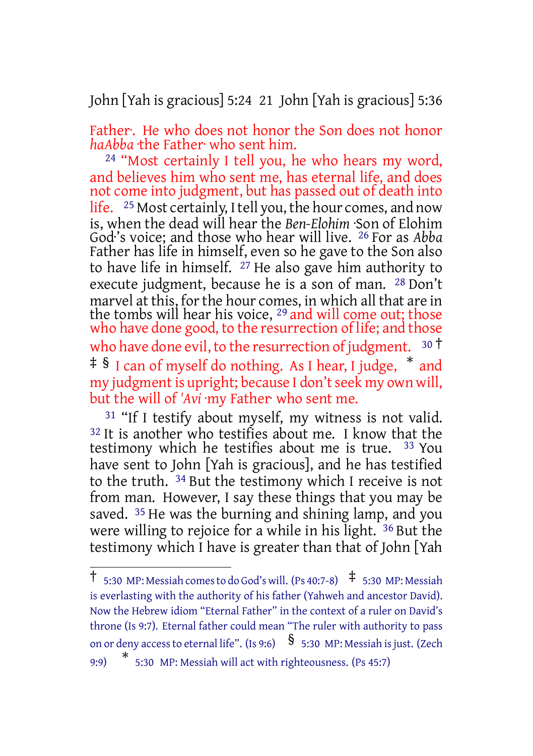Father·. He who does not honor the Son does not honor *haAbba* ·the Father· who sent him.

[24] "Most certainly I tell you, he who hears my word, and believes him who sent me, has eternal life, and does not come into judgment, but has passed out of death into life. [25] Most certainly, I tell you, the hour comes, and now is, when the dead will hear the *Ben-Elohim* ·Son of Elohim God·'s voice; and those who hear will live. [26] For as *Abba* Father has life in himself, even so he gave to the Son also to have life in himself. [27] He also gave him authority to execute judgment, because he is a son of man. [28] Don't marvel at this, for the hour comes, in which all that are in the tombs will hear his voice, [29] and will come out; those who have done good, to the resurrection of life; and those who have done evil, to the resurrection of judgment. [30] † ‡ § I can of myself do nothing. As I hear, I judge, * and my judgment is upright; because I don't seek my own will, but the will of *'Avi* ·my Father· who sent me.

[31] "If I testify about myself, my witness is not valid. [32] It is another who testifies about me. I know that the testimony which he testifies about me is true. [33] You have sent to John [Yah is gracious], and he has testified to the truth. [34] But the testimony which I receive is not from man. However, I say these things that you may be saved. [35] He was the burning and shining lamp, and you were willing to rejoice for a while in his light. [36] But the testimony which I have is greater than that of John [Yah

---

† 5:30 MP: Messiah comes to do God's will. (Ps 40:7-8) ‡ 5:30 MP: Messiah is everlasting with the authority of his father (Yahweh and ancestor David). Now the Hebrew idiom "Eternal Father" in the context of a ruler on David's throne (Is 9:7). Eternal father could mean "The ruler with authority to pass on or deny access to eternal life". (Is 9:6) § 5:30 MP: Messiah is just. (Zech 9:9) * 5:30 MP: Messiah will act with righteousness. (Ps 45:7)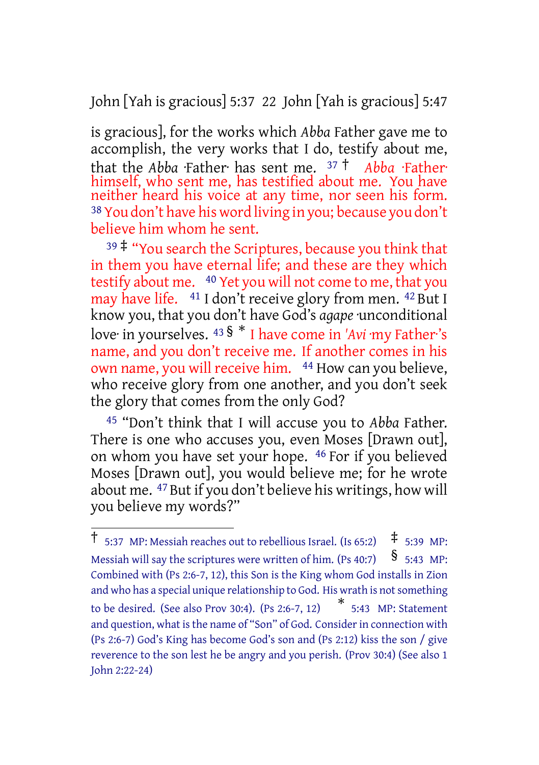is gracious], for the works which *Abba* Father gave me to accomplish, the very works that I do, testify about me, that the *Abba* ·Father· has sent me. [37] † *Abba* ·Father· himself, who sent me, has testified about me. You have neither heard his voice at any time, nor seen his form. [38] You don't have his word living in you; because you don't believe him whom he sent.

[39] ‡ "You search the Scriptures, because you think that in them you have eternal life; and these are they which testify about me. [40] Yet you will not come to me, that you may have life. [41] I don't receive glory from men. [42] But I know you, that you don't have God's *agape* ·unconditional love· in yourselves. [43] § * I have come in *'Avi* ·my Father·'s name, and you don't receive me. If another comes in his own name, you will receive him. [44] How can you believe, who receive glory from one another, and you don't seek the glory that comes from the only God?

[45] "Don't think that I will accuse you to *Abba* Father. There is one who accuses you, even Moses [Drawn out], on whom you have set your hope. [46] For if you believed Moses [Drawn out], you would believe me; for he wrote about me. [47] But if you don't believe his writings, how will you believe my words?"

---

† 5:37 MP: Messiah reaches out to rebellious Israel. (Is 65:2) ‡ 5:39 MP: Messiah will say the scriptures were written of him. (Ps 40:7) § 5:43 MP: Combined with (Ps 2:6-7, 12), this Son is the King whom God installs in Zion and who has a special unique relationship to God. His wrath is not something to be desired. (See also Prov 30:4). (Ps 2:6-7, 12) * 5:43 MP: Statement and question, what is the name of "Son" of God. Consider in connection with (Ps 2:6-7) God's King has become God's son and (Ps 2:12) kiss the son / give reverence to the son lest he be angry and you perish. (Prov 30:4) (See also 1 John 2:22-24)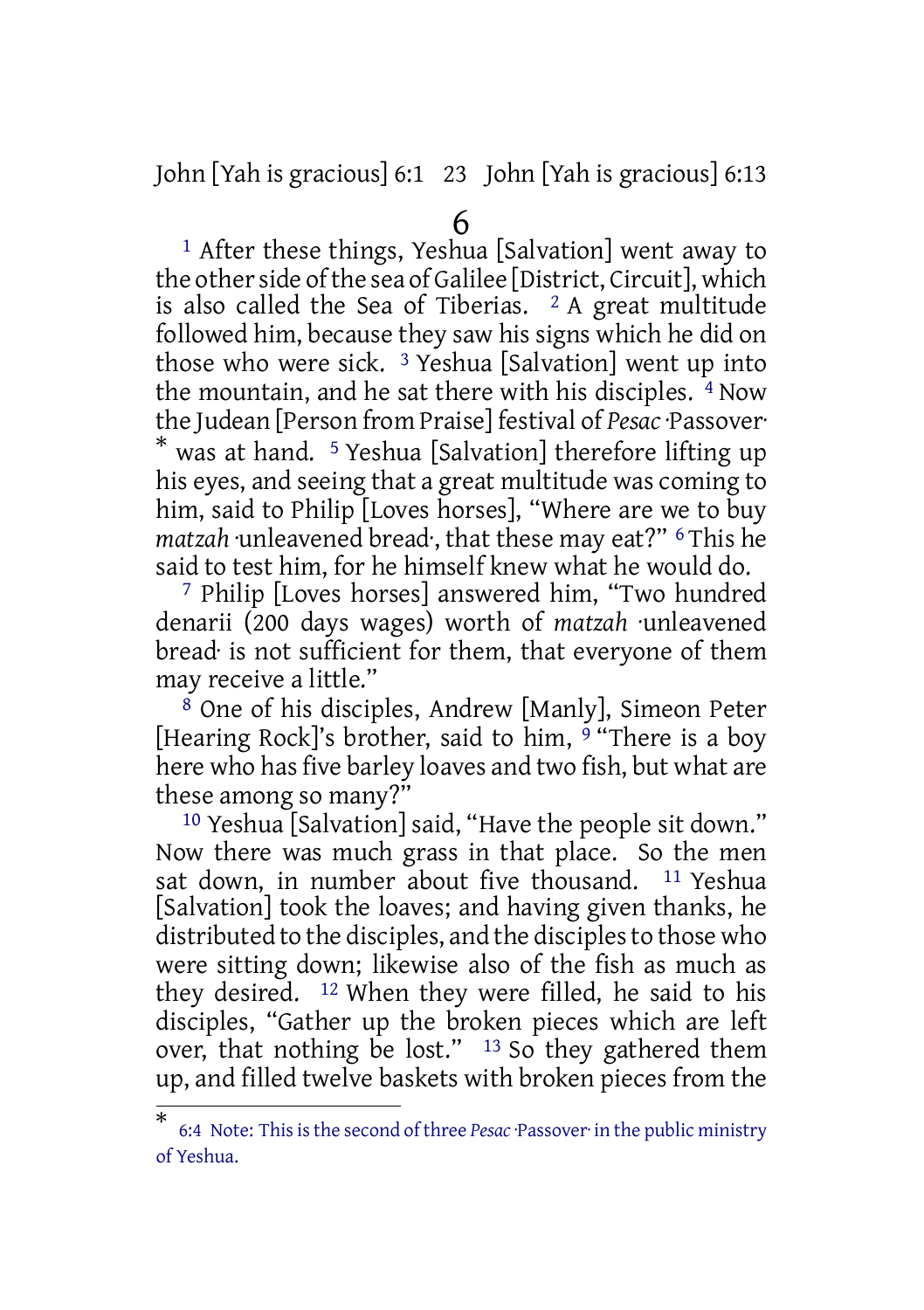# 6

[1] After these things, Yeshua [Salvation] went away to the other side of the sea of Galilee [District, Circuit], which is also called the Sea of Tiberias. [2] A great multitude followed him, because they saw his signs which he did on those who were sick. [3] Yeshua [Salvation] went up into the mountain, and he sat there with his disciples. [4] Now the Judean [Person from Praise] festival of *Pesac* ·Passover· * was at hand. [5] Yeshua [Salvation] therefore lifting up his eyes, and seeing that a great multitude was coming to him, said to Philip [Loves horses], "Where are we to buy *matzah* ·unleavened bread·, that these may eat?" [6] This he said to test him, for he himself knew what he would do.

[7] Philip [Loves horses] answered him, "Two hundred denarii (200 days wages) worth of *matzah* ·unleavened bread· is not sufficient for them, that everyone of them may receive a little."

[8] One of his disciples, Andrew [Manly], Simeon Peter [Hearing Rock]'s brother, said to him, [9] "There is a boy here who has five barley loaves and two fish, but what are these among so many?"

[10] Yeshua [Salvation] said, "Have the people sit down." Now there was much grass in that place. So the men sat down, in number about five thousand. [11] Yeshua [Salvation] took the loaves; and having given thanks, he distributed to the disciples, and the disciples to those who were sitting down; likewise also of the fish as much as they desired. [12] When they were filled, he said to his disciples, "Gather up the broken pieces which are left over, that nothing be lost." [13] So they gathered them up, and filled twelve baskets with broken pieces from the

---

* 6:4 Note: This is the second of three *Pesac* ·Passover· in the public ministry of Yeshua.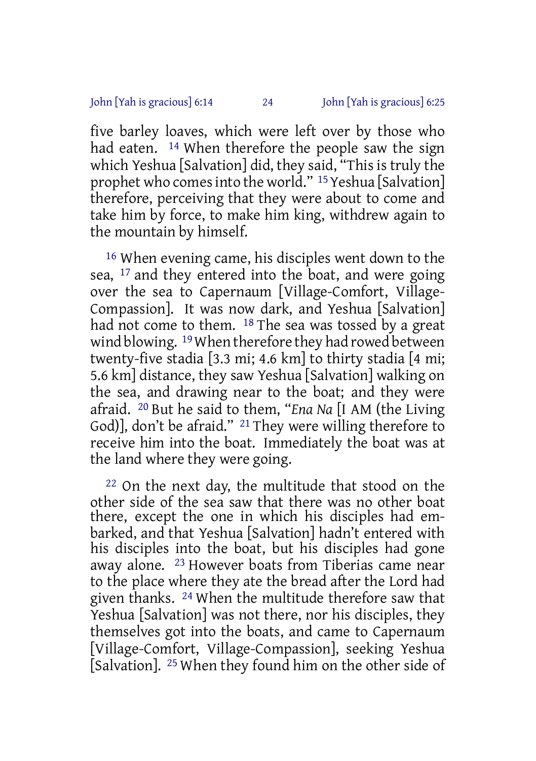five barley loaves, which were left over by those who had eaten. [14] When therefore the people saw the sign which Yeshua [Salvation] did, they said, “This is truly the prophet who comes into the world.” [15] Yeshua [Salvation] therefore, perceiving that they were about to come and take him by force, to make him king, withdrew again to the mountain by himself.

[16] When evening came, his disciples went down to the sea, [17] and they entered into the boat, and were going over the sea to Capernaum [Village-Comfort, Village-Compassion]. It was now dark, and Yeshua [Salvation] had not come to them. [18] The sea was tossed by a great wind blowing. [19] When therefore they had rowed between twenty-five stadia [3.3 mi; 4.6 km] to thirty stadia [4 mi; 5.6 km] distance, they saw Yeshua [Salvation] walking on the sea, and drawing near to the boat; and they were afraid. [20] But he said to them, “*Ena Na* [I AM (the Living God)], don’t be afraid.” [21] They were willing therefore to receive him into the boat. Immediately the boat was at the land where they were going.

[22] On the next day, the multitude that stood on the other side of the sea saw that there was no other boat there, except the one in which his disciples had embarked, and that Yeshua [Salvation] hadn’t entered with his disciples into the boat, but his disciples had gone away alone. [23] However boats from Tiberias came near to the place where they ate the bread after the Lord had given thanks. [24] When the multitude therefore saw that Yeshua [Salvation] was not there, nor his disciples, they themselves got into the boats, and came to Capernaum [Village-Comfort, Village-Compassion], seeking Yeshua [Salvation]. [25] When they found him on the other side of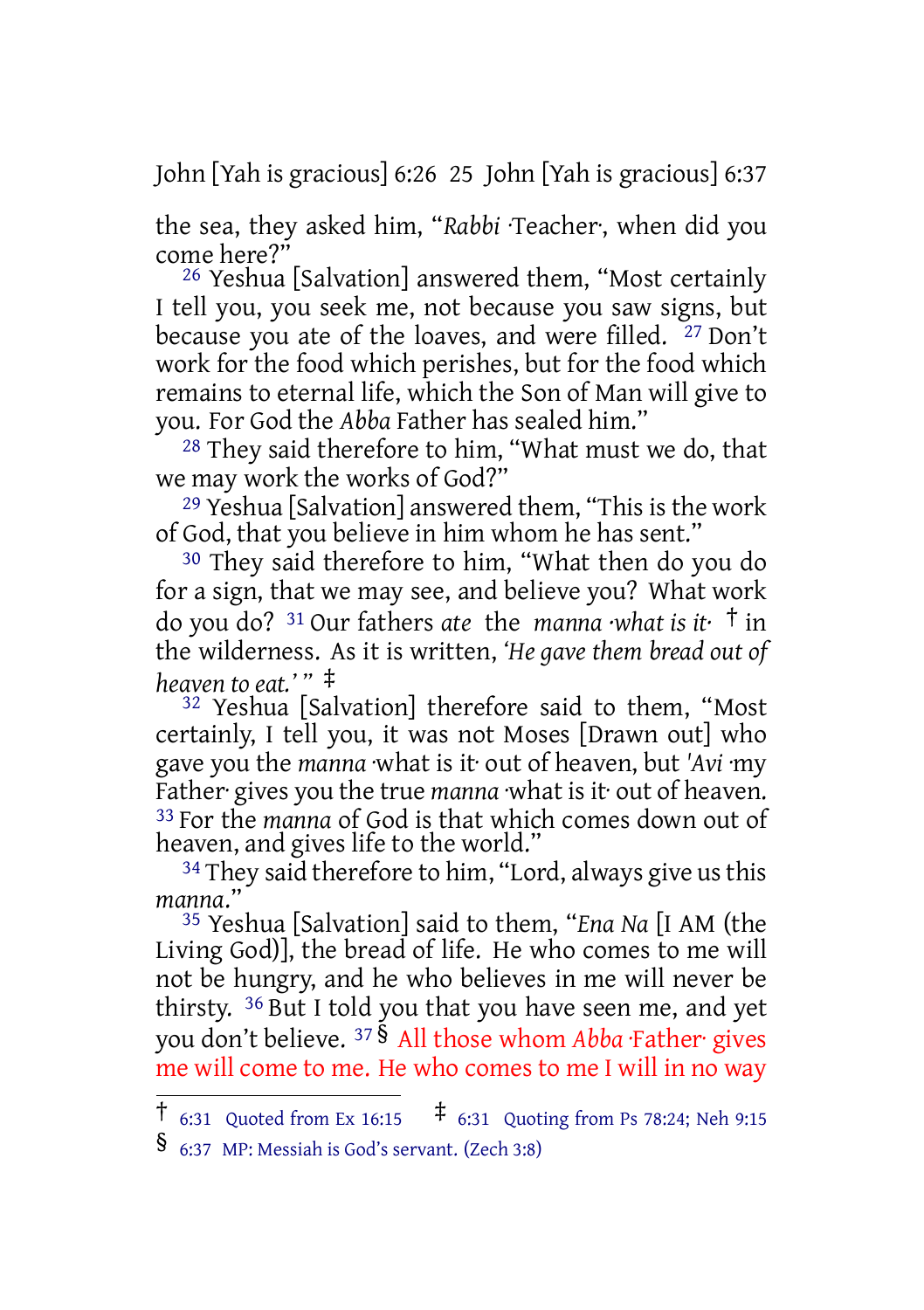the sea, they asked him, "*Rabbi* ·Teacher·, when did you come here?"

[26] Yeshua [Salvation] answered them, "Most certainly I tell you, you seek me, not because you saw signs, but because you ate of the loaves, and were filled. [27] Don't work for the food which perishes, but for the food which remains to eternal life, which the Son of Man will give to you. For God the *Abba* Father has sealed him."

[28] They said therefore to him, "What must we do, that we may work the works of God?"

[29] Yeshua [Salvation] answered them, "This is the work of God, that you believe in him whom he has sent."

[30] They said therefore to him, "What then do you do for a sign, that we may see, and believe you? What work do you do? [31] Our fathers *ate the manna ·what is it·* † in the wilderness. As it is written, *'He gave them bread out of heaven to eat.'* " ‡

[32] Yeshua [Salvation] therefore said to them, "Most certainly, I tell you, it was not Moses [Drawn out] who gave you the *manna* ·what is it· out of heaven, but *'Avi* ·my Father· gives you the true *manna* ·what is it· out of heaven. [33] For the *manna* of God is that which comes down out of heaven, and gives life to the world."

[34] They said therefore to him, "Lord, always give us this *manna*."

[35] Yeshua [Salvation] said to them, "*Ena Na* [I AM (the Living God)], the bread of life. He who comes to me will not be hungry, and he who believes in me will never be thirsty. [36] But I told you that you have seen me, and yet you don't believe. [37] § All those whom *Abba* ·Father· gives me will come to me. He who comes to me I will in no way

---

† 6:31 Quoted from Ex 16:15 ‡ 6:31 Quoting from Ps 78:24; Neh 9:15

§ 6:37 MP: Messiah is God's servant. (Zech 3:8)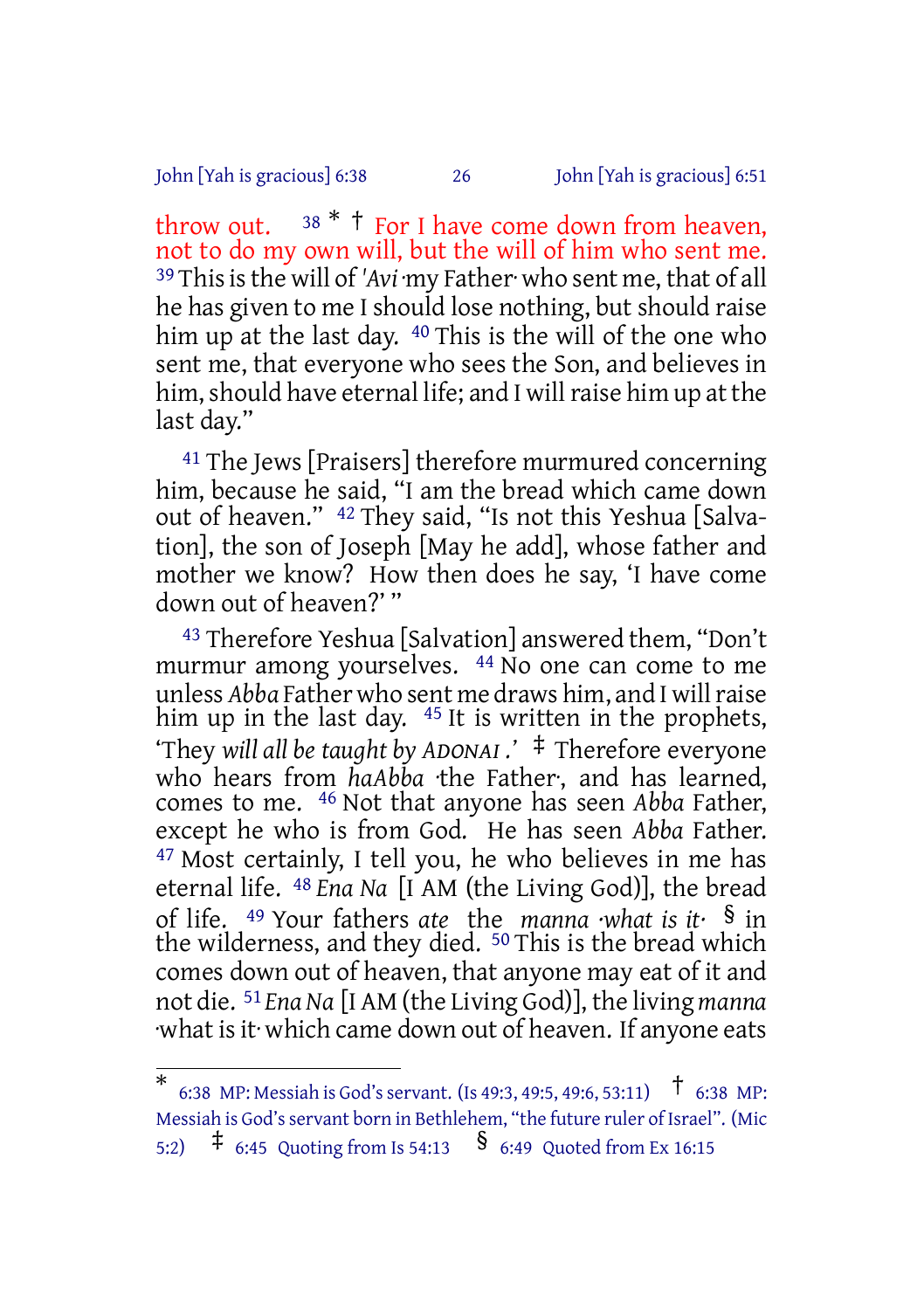throw out. [38] [*] [†] For I have come down from heaven, not to do my own will, but the will of him who sent me. [39] This is the will of *'Avi* ·my Father· who sent me, that of all he has given to me I should lose nothing, but should raise him up at the last day. [40] This is the will of the one who sent me, that everyone who sees the Son, and believes in him, should have eternal life; and I will raise him up at the last day."

[41] The Jews [Praisers] therefore murmured concerning him, because he said, "I am the bread which came down out of heaven." [42] They said, "Is not this Yeshua [Salvation], the son of Joseph [May he add], whose father and mother we know? How then does he say, 'I have come down out of heaven?' "

[43] Therefore Yeshua [Salvation] answered them, "Don't murmur among yourselves. [44] No one can come to me unless *Abba* Father who sent me draws him, and I will raise him up in the last day. [45] It is written in the prophets, 'They *will all be taught by ADONAI.*' [‡] Therefore everyone who hears from *haAbba* ·the Father·, and has learned, comes to me. [46] Not that anyone has seen *Abba* Father, except he who is from God. He has seen *Abba* Father. [47] Most certainly, I tell you, he who believes in me has eternal life. [48] *Ena Na* [I AM (the Living God)], the bread of life. [49] Your fathers *ate* the *manna ·what is it·* [§] in the wilderness, and they died. [50] This is the bread which comes down out of heaven, that anyone may eat of it and not die. [51] *Ena Na* [I AM (the Living God)], the living *manna* ·what is it· which came down out of heaven. If anyone eats

---

[*] 6:38 MP: Messiah is God's servant. (Is 49:3, 49:5, 49:6, 53:11) [†] 6:38 MP: Messiah is God's servant born in Bethlehem, "the future ruler of Israel". (Mic 5:2) [‡] 6:45 Quoting from Is 54:13 [§] 6:49 Quoted from Ex 16:15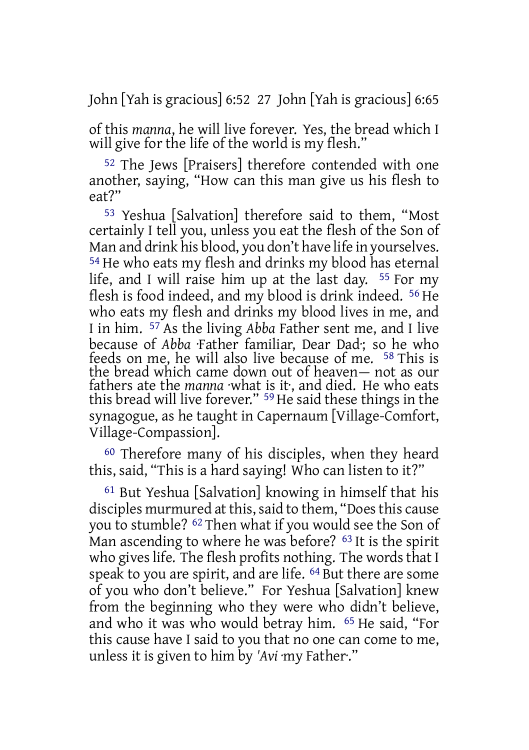of this *manna*, he will live forever. Yes, the bread which I will give for the life of the world is my flesh."

52 The Jews [Praisers] therefore contended with one another, saying, "How can this man give us his flesh to eat?"

53 Yeshua [Salvation] therefore said to them, "Most certainly I tell you, unless you eat the flesh of the Son of Man and drink his blood, you don't have life in yourselves. 54 He who eats my flesh and drinks my blood has eternal life, and I will raise him up at the last day. 55 For my flesh is food indeed, and my blood is drink indeed. 56 He who eats my flesh and drinks my blood lives in me, and I in him. 57 As the living *Abba* Father sent me, and I live because of *Abba* ·Father familiar, Dear Dad·; so he who feeds on me, he will also live because of me. 58 This is the bread which came down out of heaven— not as our fathers ate the *manna* ·what is it·, and died. He who eats this bread will live forever." 59 He said these things in the synagogue, as he taught in Capernaum [Village-Comfort, Village-Compassion].

60 Therefore many of his disciples, when they heard this, said, "This is a hard saying! Who can listen to it?"

61 But Yeshua [Salvation] knowing in himself that his disciples murmured at this, said to them, "Does this cause you to stumble? 62 Then what if you would see the Son of Man ascending to where he was before? 63 It is the spirit who gives life. The flesh profits nothing. The words that I speak to you are spirit, and are life. 64 But there are some of you who don't believe." For Yeshua [Salvation] knew from the beginning who they were who didn't believe, and who it was who would betray him. 65 He said, "For this cause have I said to you that no one can come to me, unless it is given to him by *'Avi* ·my Father·."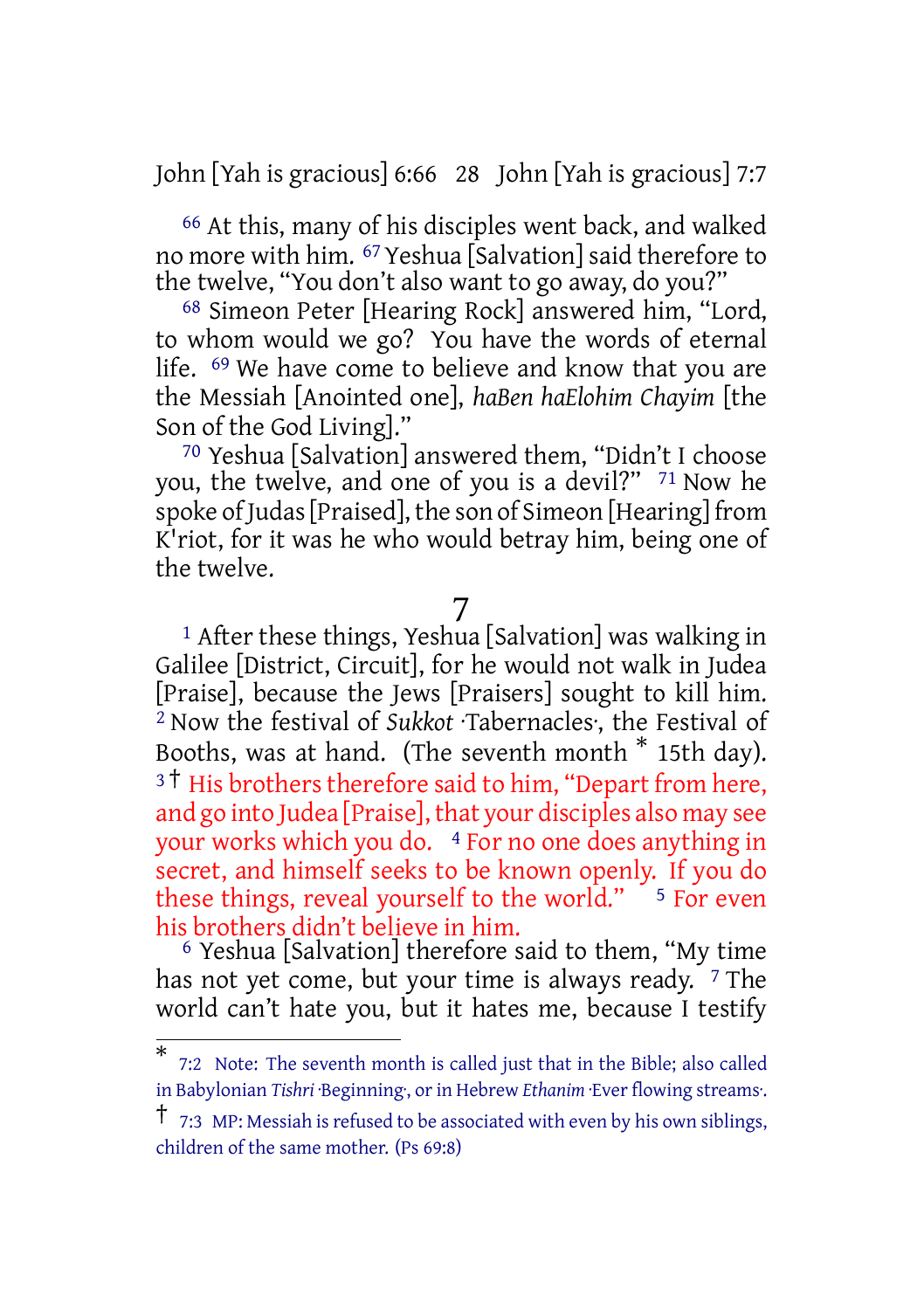[66] At this, many of his disciples went back, and walked no more with him. [67] Yeshua [Salvation] said therefore to the twelve, “You don’t also want to go away, do you?”

[68] Simeon Peter [Hearing Rock] answered him, “Lord, to whom would we go? You have the words of eternal life. [69] We have come to believe and know that you are the Messiah [Anointed one], *haBen haElohim Chayim* [the Son of the God Living].”

[70] Yeshua [Salvation] answered them, “Didn’t I choose you, the twelve, and one of you is a devil?” [71] Now he spoke of Judas [Praised], the son of Simeon [Hearing] from K'riot, for it was he who would betray him, being one of the twelve.

# 7

[1] After these things, Yeshua [Salvation] was walking in Galilee [District, Circuit], for he would not walk in Judea [Praise], because the Jews [Praisers] sought to kill him. [2] Now the festival of *Sukkot* ·Tabernacles·, the Festival of Booths, was at hand. (The seventh month * 15th day). [3] † His brothers therefore said to him, “Depart from here, and go into Judea [Praise], that your disciples also may see your works which you do. [4] For no one does anything in secret, and himself seeks to be known openly. If you do these things, reveal yourself to the world.” [5] For even his brothers didn’t believe in him.

[6] Yeshua [Salvation] therefore said to them, “My time has not yet come, but your time is always ready. [7] The world can’t hate you, but it hates me, because I testify

---

* 7:2 Note: The seventh month is called just that in the Bible; also called in Babylonian *Tishri* ·Beginning·, or in Hebrew *Ethanim* ·Ever flowing streams·.

† 7:3 MP: Messiah is refused to be associated with even by his own siblings, children of the same mother. (Ps 69:8)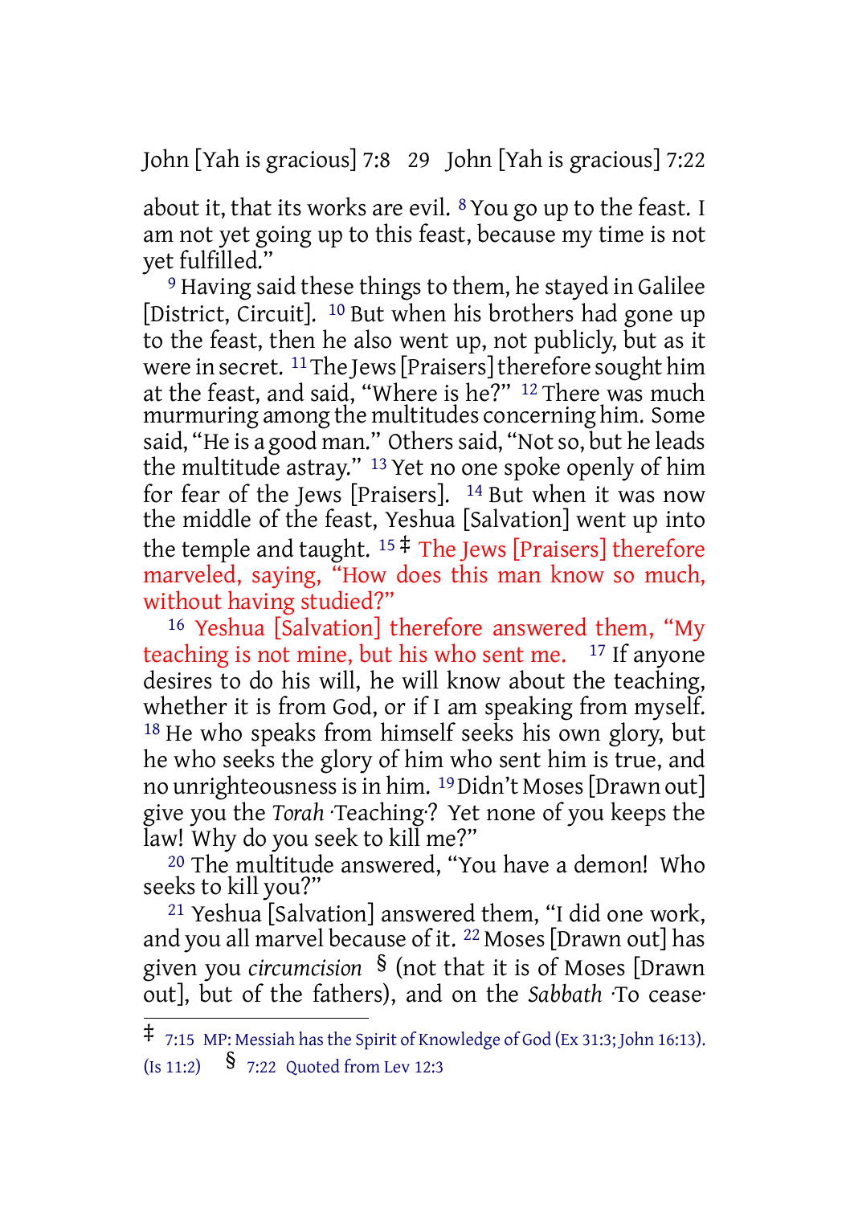about it, that its works are evil. [8] You go up to the feast. I am not yet going up to this feast, because my time is not yet fulfilled."

[9] Having said these things to them, he stayed in Galilee [District, Circuit]. [10] But when his brothers had gone up to the feast, then he also went up, not publicly, but as it were in secret. [11] The Jews [Praisers] therefore sought him at the feast, and said, "Where is he?" [12] There was much murmuring among the multitudes concerning him. Some said, "He is a good man." Others said, "Not so, but he leads the multitude astray." [13] Yet no one spoke openly of him for fear of the Jews [Praisers]. [14] But when it was now the middle of the feast, Yeshua [Salvation] went up into the temple and taught. [15] ‡ The Jews [Praisers] therefore marveled, saying, "How does this man know so much, without having studied?"

[16] Yeshua [Salvation] therefore answered them, "My teaching is not mine, but his who sent me. [17] If anyone desires to do his will, he will know about the teaching, whether it is from God, or if I am speaking from myself. [18] He who speaks from himself seeks his own glory, but he who seeks the glory of him who sent him is true, and no unrighteousness is in him. [19] Didn't Moses [Drawn out] give you the *Torah* ·Teaching·? Yet none of you keeps the law! Why do you seek to kill me?"

[20] The multitude answered, "You have a demon! Who seeks to kill you?"

[21] Yeshua [Salvation] answered them, "I did one work, and you all marvel because of it. [22] Moses [Drawn out] has given you *circumcision* § (not that it is of Moses [Drawn out], but of the fathers), and on the *Sabbath* ·To cease·

---

‡ 7:15 MP: Messiah has the Spirit of Knowledge of God (Ex 31:3; John 16:13). (Is 11:2) § 7:22 Quoted from Lev 12:3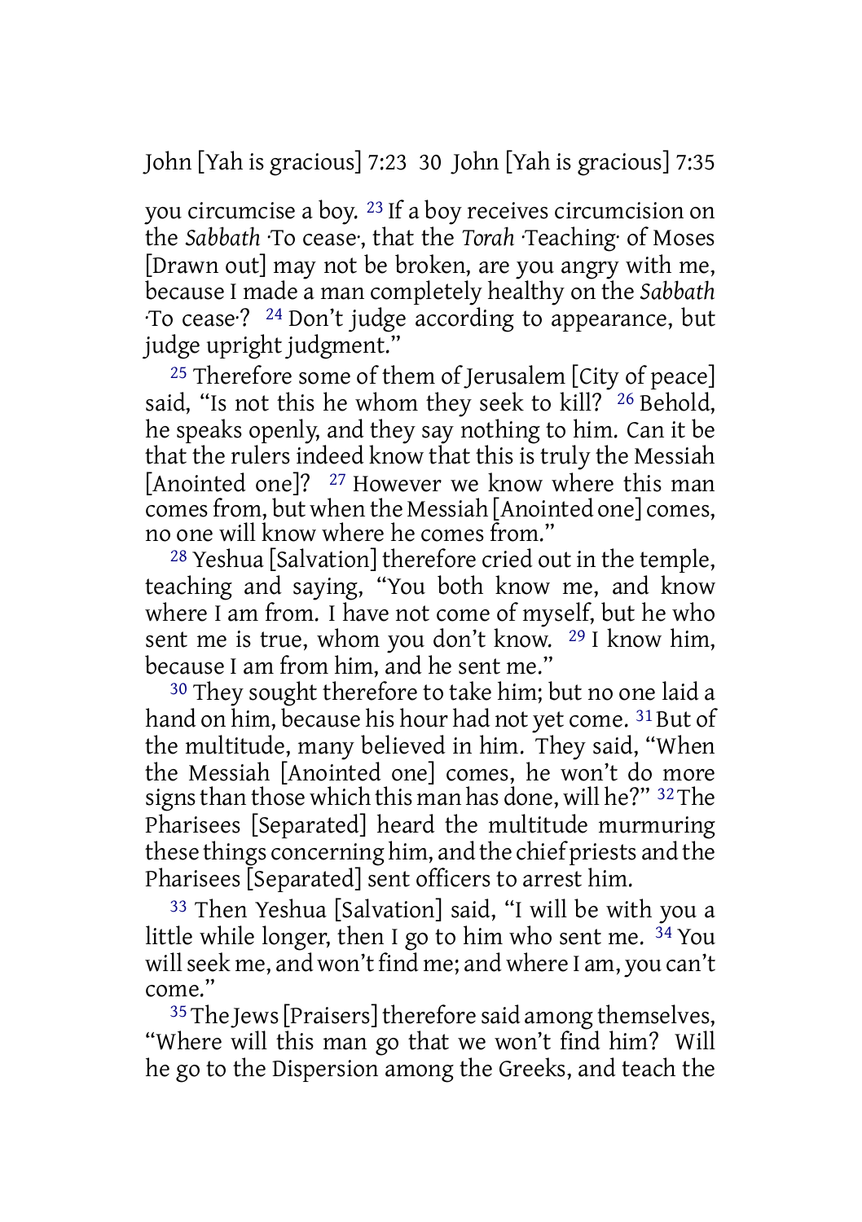you circumcise a boy. 23 If a boy receives circumcision on the *Sabbath* ·To cease·, that the *Torah* ·Teaching· of Moses [Drawn out] may not be broken, are you angry with me, because I made a man completely healthy on the *Sabbath* ·To cease·? 24 Don't judge according to appearance, but judge upright judgment."

25 Therefore some of them of Jerusalem [City of peace] said, "Is not this he whom they seek to kill? 26 Behold, he speaks openly, and they say nothing to him. Can it be that the rulers indeed know that this is truly the Messiah [Anointed one]? 27 However we know where this man comes from, but when the Messiah [Anointed one] comes, no one will know where he comes from."

28 Yeshua [Salvation] therefore cried out in the temple, teaching and saying, "You both know me, and know where I am from. I have not come of myself, but he who sent me is true, whom you don't know. 29 I know him, because I am from him, and he sent me."

30 They sought therefore to take him; but no one laid a hand on him, because his hour had not yet come. 31 But of the multitude, many believed in him. They said, "When the Messiah [Anointed one] comes, he won't do more signs than those which this man has done, will he?" 32 The Pharisees [Separated] heard the multitude murmuring these things concerning him, and the chief priests and the Pharisees [Separated] sent officers to arrest him.

33 Then Yeshua [Salvation] said, "I will be with you a little while longer, then I go to him who sent me. 34 You will seek me, and won't find me; and where I am, you can't come."

35 The Jews [Praisers] therefore said among themselves, "Where will this man go that we won't find him? Will he go to the Dispersion among the Greeks, and teach the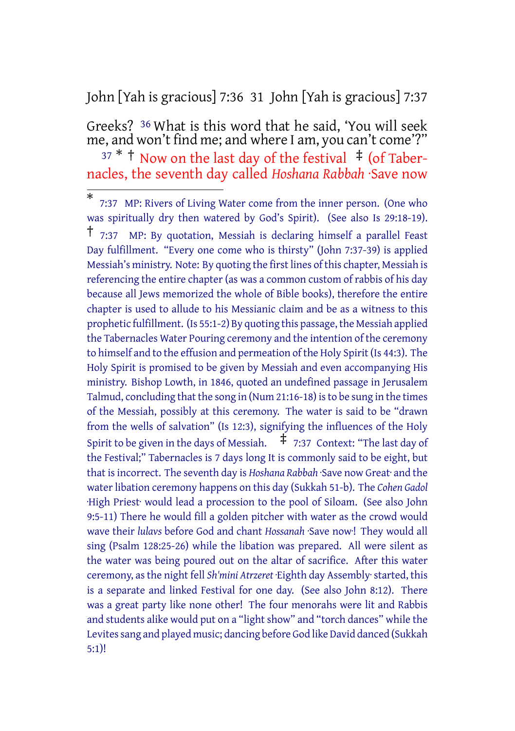Greeks? 36 What is this word that he said, 'You will seek me, and won't find me; and where I am, you can't come'?"

37 * † Now on the last day of the festival ‡ (of Tabernacles, the seventh day called *Hoshana Rabbah* ·Save now

---

\* 7:37 MP: Rivers of Living Water come from the inner person. (One who was spiritually dry then watered by God's Spirit). (See also Is 29:18-19). † 7:37 MP: By quotation, Messiah is declaring himself a parallel Feast Day fulfillment. "Every one come who is thirsty" (John 7:37-39) is applied Messiah's ministry. Note: By quoting the first lines of this chapter, Messiah is referencing the entire chapter (as was a common custom of rabbis of his day because all Jews memorized the whole of Bible books), therefore the entire chapter is used to allude to his Messianic claim and be as a witness to this prophetic fulfillment. (Is 55:1-2) By quoting this passage, the Messiah applied the Tabernacles Water Pouring ceremony and the intention of the ceremony to himself and to the effusion and permeation of the Holy Spirit (Is 44:3). The Holy Spirit is promised to be given by Messiah and even accompanying His ministry. Bishop Lowth, in 1846, quoted an undefined passage in Jerusalem Talmud, concluding that the song in (Num 21:16-18) is to be sung in the times of the Messiah, possibly at this ceremony. The water is said to be "drawn from the wells of salvation" (Is 12:3), signifying the influences of the Holy Spirit to be given in the days of Messiah. ‡ 7:37 Context: "The last day of the Festival;" Tabernacles is 7 days long It is commonly said to be eight, but that is incorrect. The seventh day is *Hoshana Rabbah* ·Save now Great· and the water libation ceremony happens on this day (Sukkah 51-b). The *Cohen Gadol* ·High Priest· would lead a procession to the pool of Siloam. (See also John 9:5-11) There he would fill a golden pitcher with water as the crowd would wave their *lulavs* before God and chant *Hossanah* ·Save now·! They would all sing (Psalm 128:25-26) while the libation was prepared. All were silent as the water was being poured out on the altar of sacrifice. After this water ceremony, as the night fell *Sh'mini Atrzeret* ·Eighth day Assembly· started, this is a separate and linked Festival for one day. (See also John 8:12). There was a great party like none other! The four menorahs were lit and Rabbis and students alike would put on a "light show" and "torch dances" while the Levites sang and played music; dancing before God like David danced (Sukkah 5:1)!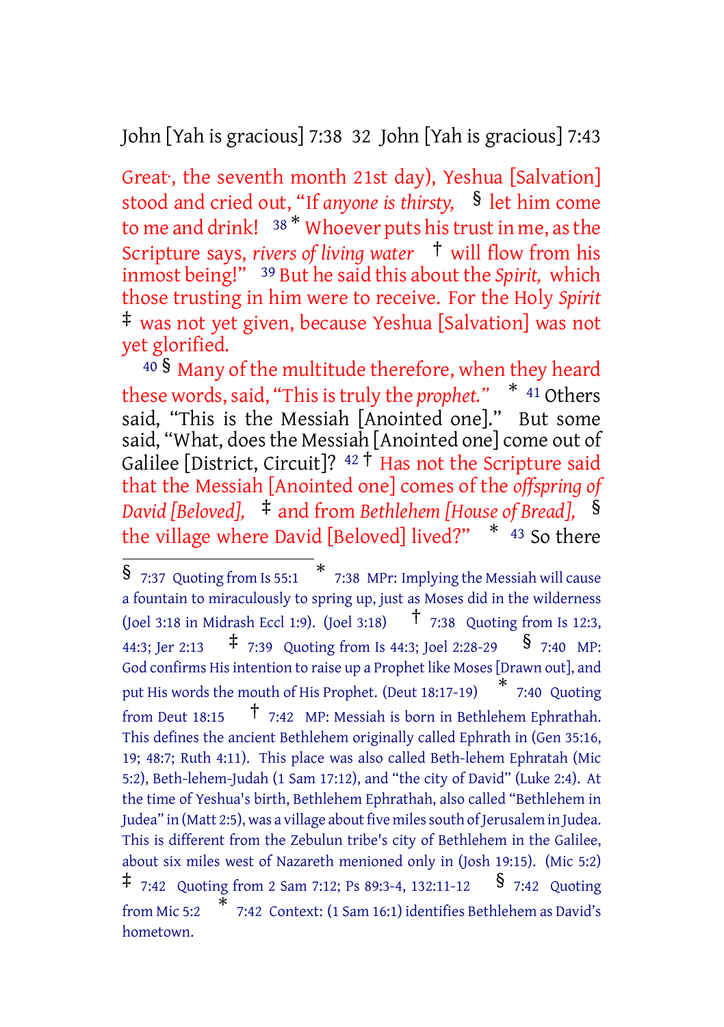Great·, the seventh month 21st day), Yeshua [Salvation] stood and cried out, "If *anyone is thirsty,* § let him come to me and drink! 38 * Whoever puts his trust in me, as the Scripture says, *rivers of living water* † will flow from his inmost being!" 39 But he said this about the *Spirit,* which those trusting in him were to receive. For the Holy *Spirit* ‡ was not yet given, because Yeshua [Salvation] was not yet glorified.

40 § Many of the multitude therefore, when they heard these words, said, "This is truly the *prophet."* * 41 Others said, "This is the Messiah [Anointed one]." But some said, "What, does the Messiah [Anointed one] come out of Galilee [District, Circuit]? 42 † Has not the Scripture said that the Messiah [Anointed one] comes of the *offspring of David [Beloved],* ‡ and from *Bethlehem [House of Bread],* § the village where David [Beloved] lived?" * 43 So there

---

§ 7:37 Quoting from Is 55:1 * 7:38 MPr: Implying the Messiah will cause a fountain to miraculously to spring up, just as Moses did in the wilderness (Joel 3:18 in Midrash Eccl 1:9). (Joel 3:18) † 7:38 Quoting from Is 12:3, 44:3; Jer 2:13 ‡ 7:39 Quoting from Is 44:3; Joel 2:28-29 § 7:40 MP: God confirms His intention to raise up a Prophet like Moses [Drawn out], and put His words the mouth of His Prophet. (Deut 18:17-19) * 7:40 Quoting from Deut 18:15 † 7:42 MP: Messiah is born in Bethlehem Ephrathah. This defines the ancient Bethlehem originally called Ephrath in (Gen 35:16, 19; 48:7; Ruth 4:11). This place was also called Beth-lehem Ephratah (Mic 5:2), Beth-lehem-Judah (1 Sam 17:12), and "the city of David" (Luke 2:4). At the time of Yeshua's birth, Bethlehem Ephrathah, also called "Bethlehem in Judea" in (Matt 2:5), was a village about five miles south of Jerusalem in Judea. This is different from the Zebulun tribe's city of Bethlehem in the Galilee, about six miles west of Nazareth menioned only in (Josh 19:15). (Mic 5:2) ‡ 7:42 Quoting from 2 Sam 7:12; Ps 89:3-4, 132:11-12 § 7:42 Quoting from Mic 5:2 * 7:42 Context: (1 Sam 16:1) identifies Bethlehem as David's hometown.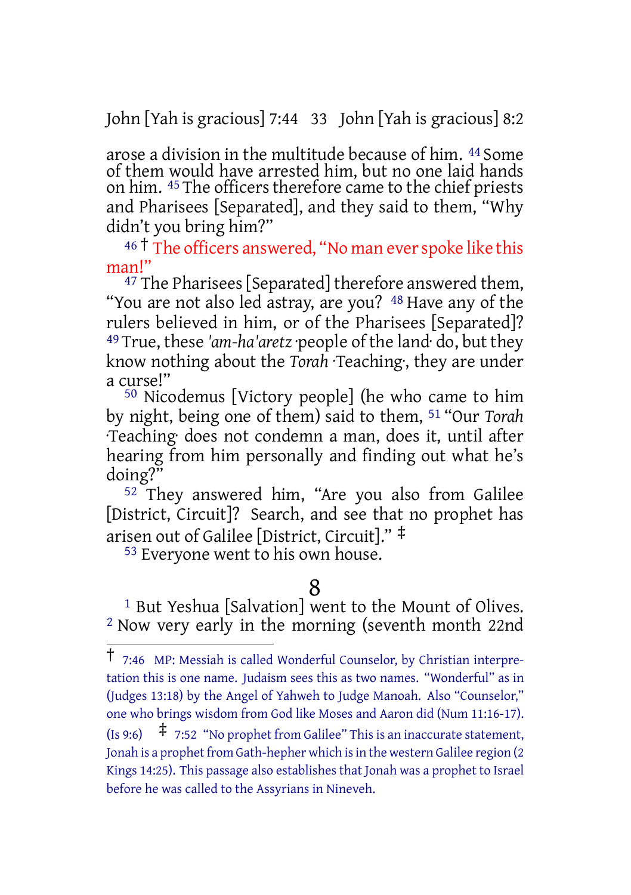arose a division in the multitude because of him. [44] Some of them would have arrested him, but no one laid hands on him. [45] The officers therefore came to the chief priests and Pharisees [Separated], and they said to them, "Why didn't you bring him?"

[46] † The officers answered, "No man ever spoke like this man!"

[47] The Pharisees [Separated] therefore answered them, "You are not also led astray, are you? [48] Have any of the rulers believed in him, or of the Pharisees [Separated]? [49] True, these *'am-ha'aretz* ·people of the land· do, but they know nothing about the *Torah* ·Teaching·, they are under a curse!"

[50] Nicodemus [Victory people] (he who came to him by night, being one of them) said to them, [51] "Our *Torah* ·Teaching· does not condemn a man, does it, until after hearing from him personally and finding out what he's doing?"

[52] They answered him, "Are you also from Galilee [District, Circuit]? Search, and see that no prophet has arisen out of Galilee [District, Circuit]." ‡

[53] Everyone went to his own house.

## 8

[1] But Yeshua [Salvation] went to the Mount of Olives. [2] Now very early in the morning (seventh month 22nd

---

† 7:46 MP: Messiah is called Wonderful Counselor, by Christian interpretation this is one name. Judaism sees this as two names. "Wonderful" as in (Judges 13:18) by the Angel of Yahweh to Judge Manoah. Also "Counselor," one who brings wisdom from God like Moses and Aaron did (Num 11:16-17). (Is 9:6) ‡ 7:52 "No prophet from Galilee" This is an inaccurate statement, Jonah is a prophet from Gath-hepher which is in the western Galilee region (2 Kings 14:25). This passage also establishes that Jonah was a prophet to Israel before he was called to the Assyrians in Nineveh.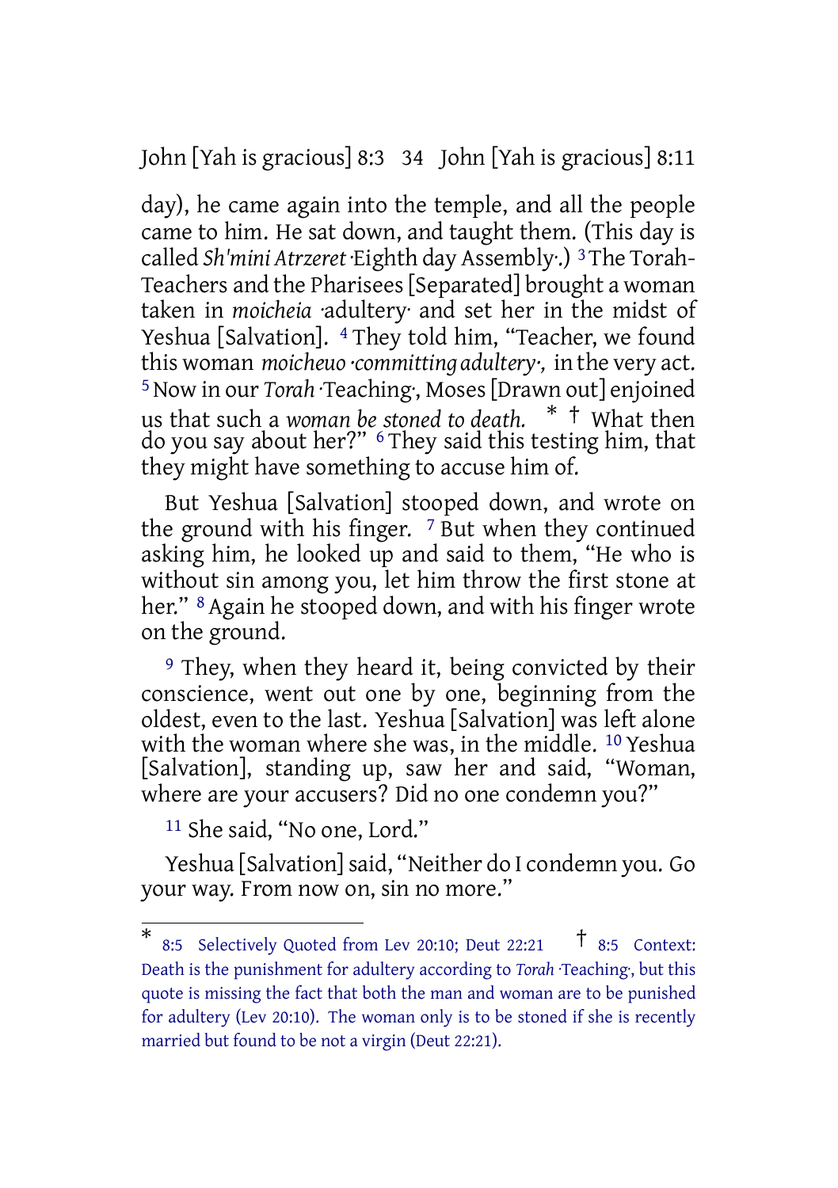day), he came again into the temple, and all the people came to him. He sat down, and taught them. (This day is called *Sh'mini Atrzeret* ·Eighth day Assembly·.) [3] The Torah-Teachers and the Pharisees [Separated] brought a woman taken in *moicheia* ·adultery· and set her in the midst of Yeshua [Salvation]. [4] They told him, "Teacher, we found this woman *moicheuo* ·*committing adultery*·, in the very act. [5] Now in our *Torah* ·Teaching·, Moses [Drawn out] enjoined us that such a *woman be stoned to death.* * † What then do you say about her?" [6] They said this testing him, that they might have something to accuse him of.

But Yeshua [Salvation] stooped down, and wrote on the ground with his finger. [7] But when they continued asking him, he looked up and said to them, "He who is without sin among you, let him throw the first stone at her." [8] Again he stooped down, and with his finger wrote on the ground.

[9] They, when they heard it, being convicted by their conscience, went out one by one, beginning from the oldest, even to the last. Yeshua [Salvation] was left alone with the woman where she was, in the middle. [10] Yeshua [Salvation], standing up, saw her and said, "Woman, where are your accusers? Did no one condemn you?"

[11] She said, "No one, Lord."

Yeshua [Salvation] said, "Neither do I condemn you. Go your way. From now on, sin no more."

---

* 8:5 Selectively Quoted from Lev 20:10; Deut 22:21 † 8:5 Context: Death is the punishment for adultery according to *Torah* ·Teaching·, but this quote is missing the fact that both the man and woman are to be punished for adultery (Lev 20:10). The woman only is to be stoned if she is recently married but found to be not a virgin (Deut 22:21).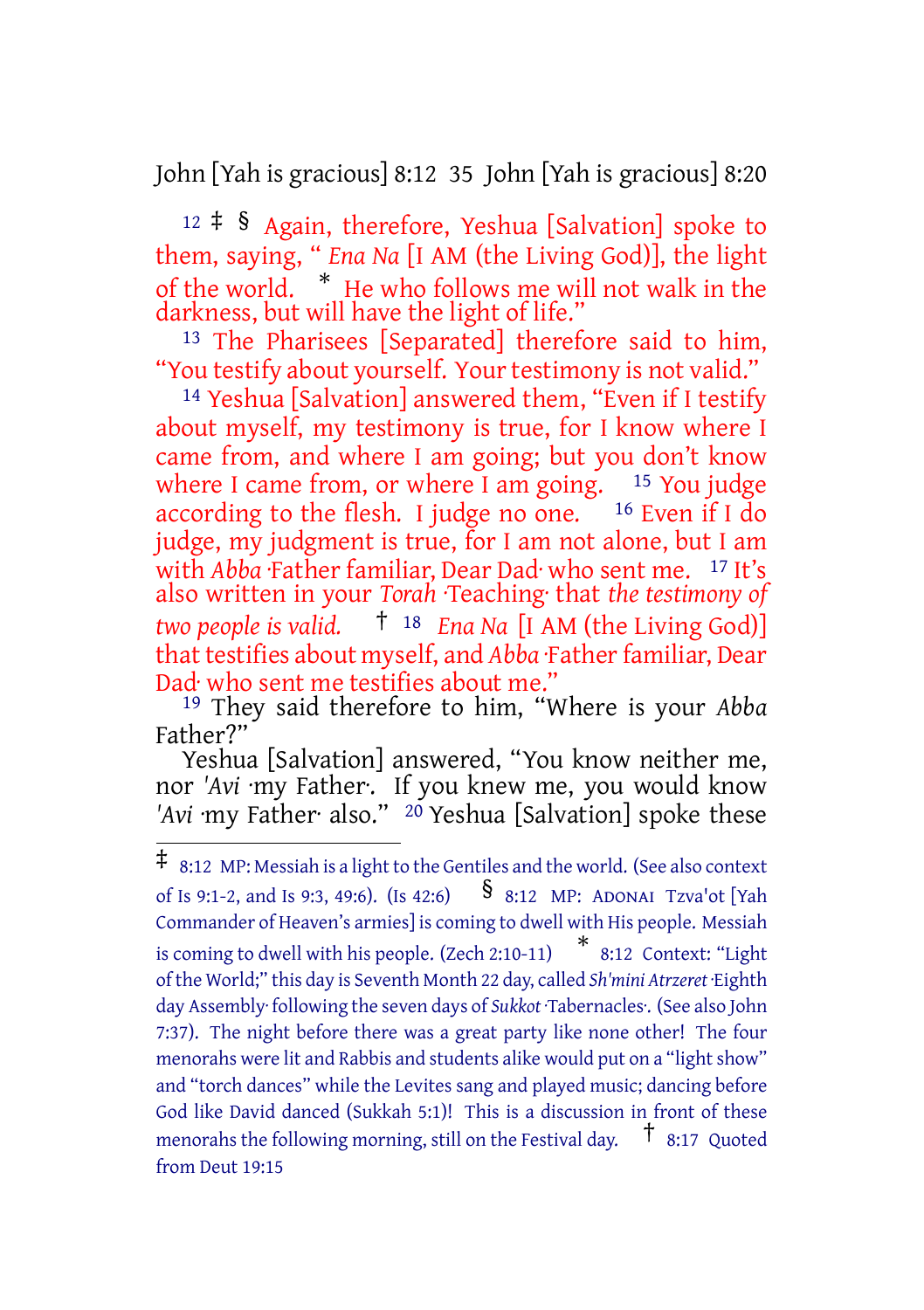12 ‡ § Again, therefore, Yeshua [Salvation] spoke to them, saying, "*Ena Na* [I AM (the Living God)], the light of the world. * He who follows me will not walk in the darkness, but will have the light of life."

13 The Pharisees [Separated] therefore said to him, "You testify about yourself. Your testimony is not valid."

14 Yeshua [Salvation] answered them, "Even if I testify about myself, my testimony is true, for I know where I came from, and where I am going; but you don't know where I came from, or where I am going. 15 You judge according to the flesh. I judge no one. 16 Even if I do judge, my judgment is true, for I am not alone, but I am with *Abba* ·Father familiar, Dear Dad· who sent me. 17 It's also written in your *Torah* ·Teaching· that *the testimony of two people is valid.* † 18 *Ena Na* [I AM (the Living God)] that testifies about myself, and *Abba* ·Father familiar, Dear Dad· who sent me testifies about me."

19 They said therefore to him, "Where is your *Abba* Father?"

Yeshua [Salvation] answered, "You know neither me, nor *'Avi* ·my Father·. If you knew me, you would know *'Avi* ·my Father· also." 20 Yeshua [Salvation] spoke these

---

‡ 8:12 MP: Messiah is a light to the Gentiles and the world. (See also context of Is 9:1-2, and Is 9:3, 49:6). (Is 42:6) § 8:12 MP: ADONAI Tzva'ot [Yah Commander of Heaven's armies] is coming to dwell with His people. Messiah is coming to dwell with his people. (Zech 2:10-11) * 8:12 Context: "Light of the World;" this day is Seventh Month 22 day, called *Sh'mini Atrzeret* ·Eighth day Assembly· following the seven days of *Sukkot* ·Tabernacles·. (See also John 7:37). The night before there was a great party like none other! The four menorahs were lit and Rabbis and students alike would put on a "light show" and "torch dances" while the Levites sang and played music; dancing before God like David danced (Sukkah 5:1)! This is a discussion in front of these menorahs the following morning, still on the Festival day. † 8:17 Quoted from Deut 19:15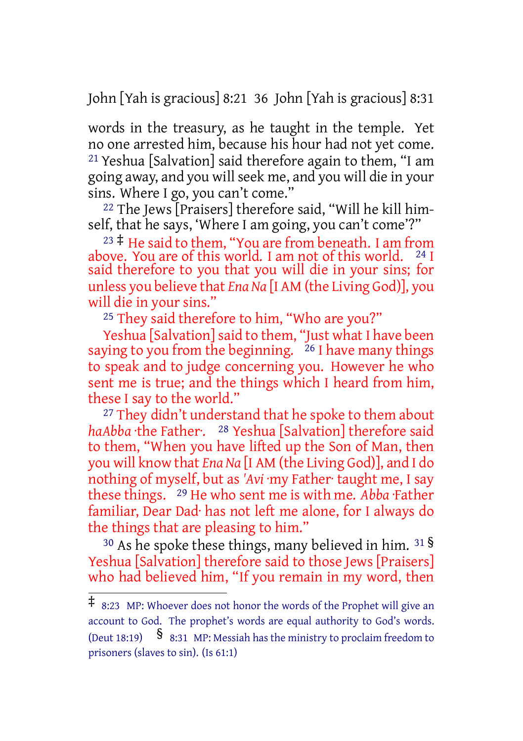words in the treasury, as he taught in the temple. Yet no one arrested him, because his hour had not yet come. [21] Yeshua [Salvation] said therefore again to them, "I am going away, and you will seek me, and you will die in your sins. Where I go, you can't come."

[22] The Jews [Praisers] therefore said, "Will he kill himself, that he says, 'Where I am going, you can't come'?"

[23] ‡ He said to them, "You are from beneath. I am from above. You are of this world. I am not of this world. [24] I said therefore to you that you will die in your sins; for unless you believe that *Ena Na* [I AM (the Living God)], you will die in your sins."

[25] They said therefore to him, "Who are you?"

Yeshua [Salvation] said to them, "Just what I have been saying to you from the beginning. [26] I have many things to speak and to judge concerning you. However he who sent me is true; and the things which I heard from him, these I say to the world."

[27] They didn't understand that he spoke to them about *haAbba* ·the Father·. [28] Yeshua [Salvation] therefore said to them, "When you have lifted up the Son of Man, then you will know that *Ena Na* [I AM (the Living God)], and I do nothing of myself, but as *'Avi* ·my Father· taught me, I say these things. [29] He who sent me is with me. *Abba* ·Father familiar, Dear Dad· has not left me alone, for I always do the things that are pleasing to him."

[30] As he spoke these things, many believed in him. [31] § Yeshua [Salvation] therefore said to those Jews [Praisers] who had believed him, "If you remain in my word, then

---

‡ 8:23 MP: Whoever does not honor the words of the Prophet will give an account to God. The prophet's words are equal authority to God's words. (Deut 18:19) § 8:31 MP: Messiah has the ministry to proclaim freedom to prisoners (slaves to sin). (Is 61:1)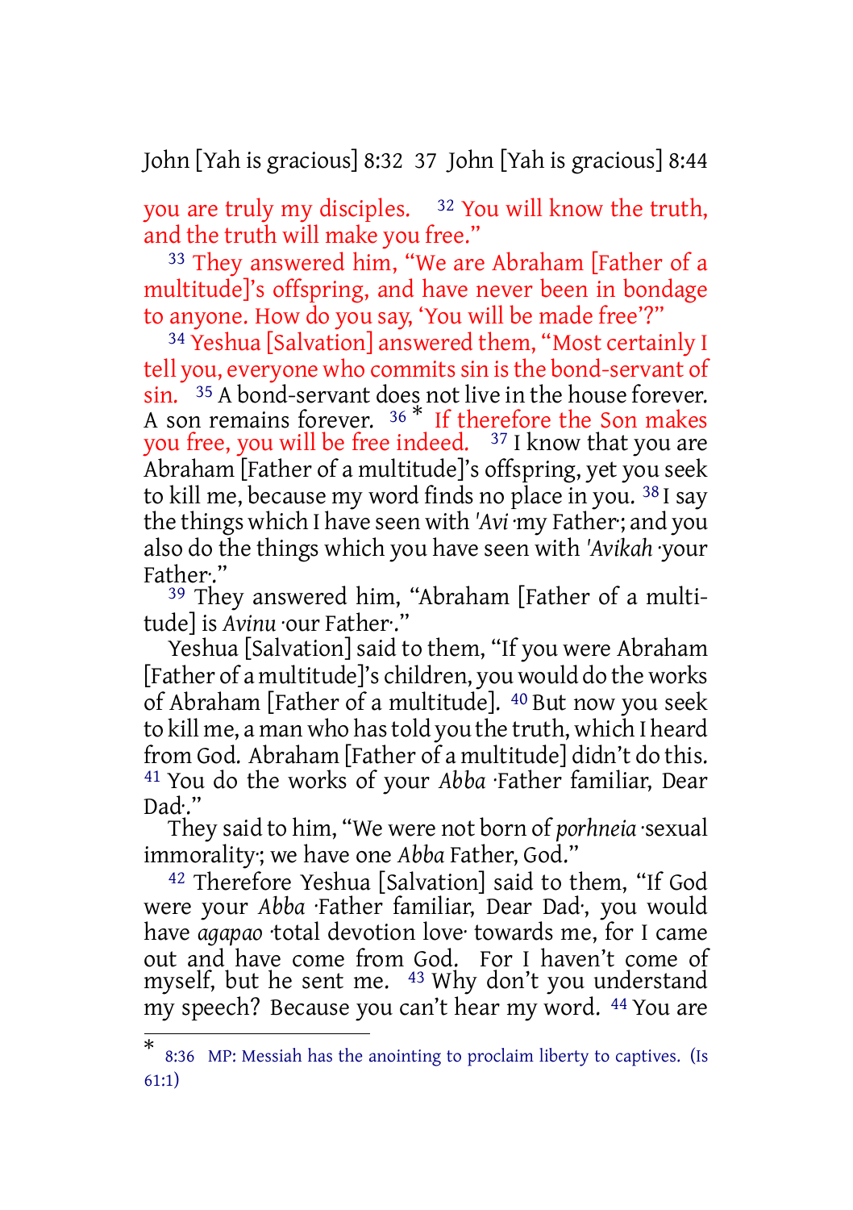you are truly my disciples. [32] You will know the truth, and the truth will make you free."

[33] They answered him, "We are Abraham [Father of a multitude]'s offspring, and have never been in bondage to anyone. How do you say, 'You will be made free'?"

[34] Yeshua [Salvation] answered them, "Most certainly I tell you, everyone who commits sin is the bond-servant of sin. [35] A bond-servant does not live in the house forever. A son remains forever. [36] * If therefore the Son makes you free, you will be free indeed. [37] I know that you are Abraham [Father of a multitude]'s offspring, yet you seek to kill me, because my word finds no place in you. [38] I say the things which I have seen with *'Avi* ·my Father·; and you also do the things which you have seen with *'Avikah* ·your Father·."

[39] They answered him, "Abraham [Father of a multitude] is *Avinu* ·our Father·."

Yeshua [Salvation] said to them, "If you were Abraham [Father of a multitude]'s children, you would do the works of Abraham [Father of a multitude]. [40] But now you seek to kill me, a man who has told you the truth, which I heard from God. Abraham [Father of a multitude] didn't do this. [41] You do the works of your *Abba* ·Father familiar, Dear Dad·."

They said to him, "We were not born of *porhneia* ·sexual immorality·; we have one *Abba* Father, God."

[42] Therefore Yeshua [Salvation] said to them, "If God were your *Abba* ·Father familiar, Dear Dad·, you would have *agapao* ·total devotion love· towards me, for I came out and have come from God. For I haven't come of myself, but he sent me. [43] Why don't you understand my speech? Because you can't hear my word. [44] You are

---

* 8:36 MP: Messiah has the anointing to proclaim liberty to captives. (Is 61:1)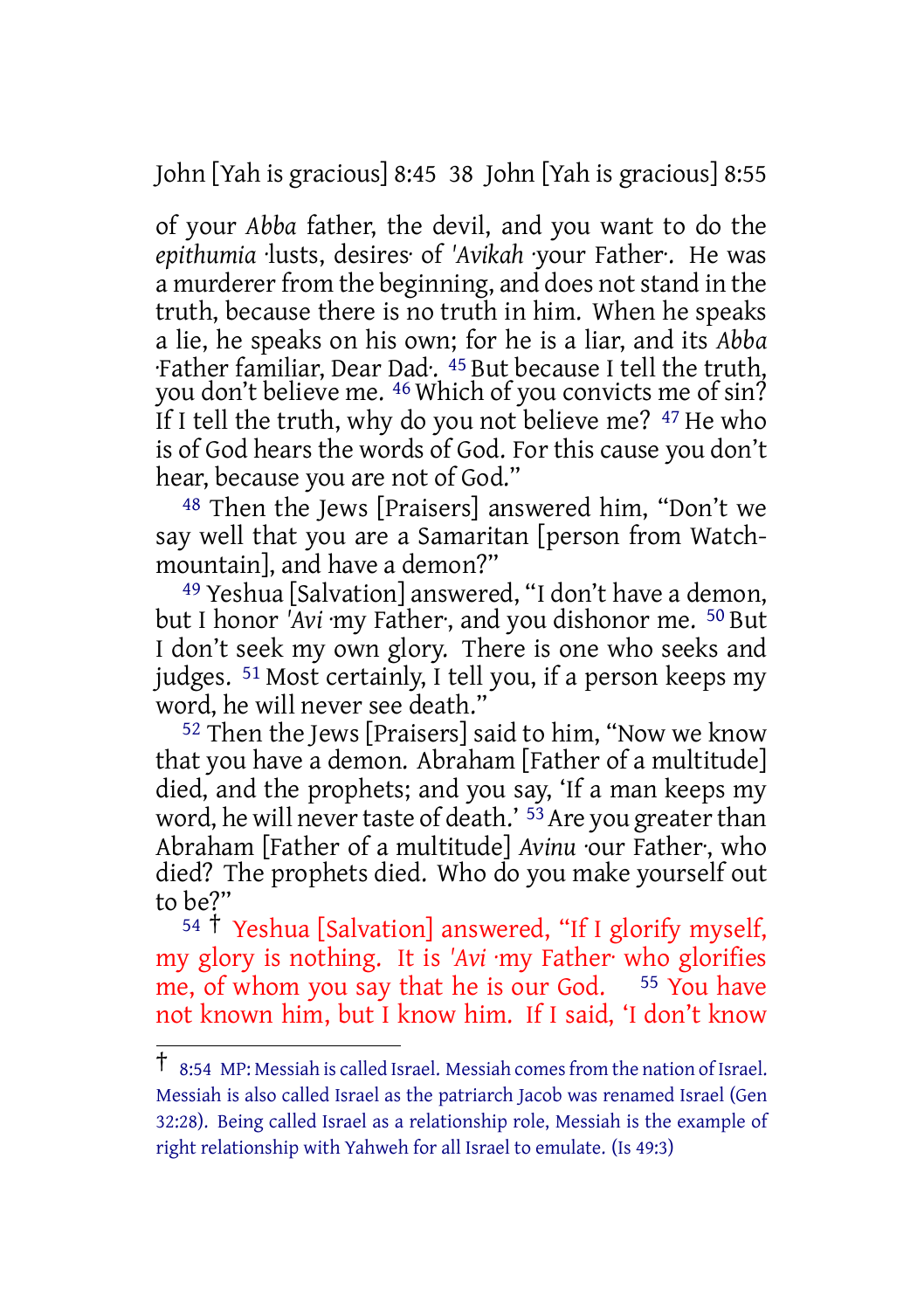of your *Abba* father, the devil, and you want to do the *epithumia* ·lusts, desires· of *'Avikah* ·your Father·. He was a murderer from the beginning, and does not stand in the truth, because there is no truth in him. When he speaks a lie, he speaks on his own; for he is a liar, and its *Abba* ·Father familiar, Dear Dad·. [45] But because I tell the truth, you don't believe me. [46] Which of you convicts me of sin? If I tell the truth, why do you not believe me? [47] He who is of God hears the words of God. For this cause you don't hear, because you are not of God."

[48] Then the Jews [Praisers] answered him, "Don't we say well that you are a Samaritan [person from Watch-mountain], and have a demon?"

[49] Yeshua [Salvation] answered, "I don't have a demon, but I honor *'Avi* ·my Father·, and you dishonor me. [50] But I don't seek my own glory. There is one who seeks and judges. [51] Most certainly, I tell you, if a person keeps my word, he will never see death."

[52] Then the Jews [Praisers] said to him, "Now we know that you have a demon. Abraham [Father of a multitude] died, and the prophets; and you say, 'If a man keeps my word, he will never taste of death.' [53] Are you greater than Abraham [Father of a multitude] *Avinu* ·our Father·, who died? The prophets died. Who do you make yourself out to be?"

[54] † Yeshua [Salvation] answered, "If I glorify myself, my glory is nothing. It is *'Avi* ·my Father· who glorifies me, of whom you say that he is our God. [55] You have not known him, but I know him. If I said, 'I don't know

---

† 8:54 MP: Messiah is called Israel. Messiah comes from the nation of Israel. Messiah is also called Israel as the patriarch Jacob was renamed Israel (Gen 32:28). Being called Israel as a relationship role, Messiah is the example of right relationship with Yahweh for all Israel to emulate. (Is 49:3)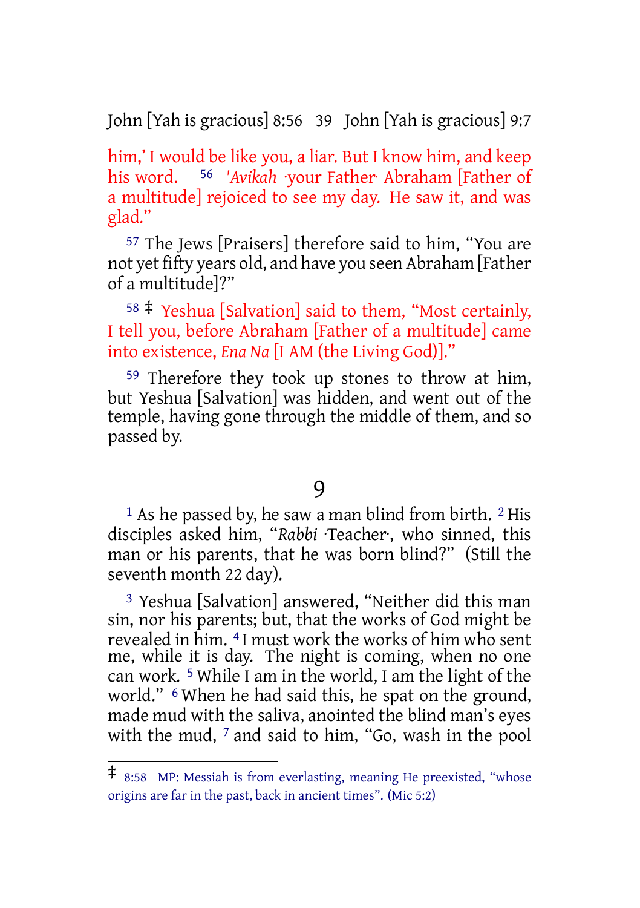him,' I would be like you, a liar. But I know him, and keep his word. [56] *'Avikah* ·your Father· Abraham [Father of a multitude] rejoiced to see my day. He saw it, and was glad."

[57] The Jews [Praisers] therefore said to him, "You are not yet fifty years old, and have you seen Abraham [Father of a multitude]?"

[58] ‡ Yeshua [Salvation] said to them, "Most certainly, I tell you, before Abraham [Father of a multitude] came into existence, *Ena Na* [I AM (the Living God)]."

[59] Therefore they took up stones to throw at him, but Yeshua [Salvation] was hidden, and went out of the temple, having gone through the middle of them, and so passed by.

# 9

[1] As he passed by, he saw a man blind from birth. [2] His disciples asked him, "*Rabbi* ·Teacher·, who sinned, this man or his parents, that he was born blind?" (Still the seventh month 22 day).

[3] Yeshua [Salvation] answered, "Neither did this man sin, nor his parents; but, that the works of God might be revealed in him. [4] I must work the works of him who sent me, while it is day. The night is coming, when no one can work. [5] While I am in the world, I am the light of the world." [6] When he had said this, he spat on the ground, made mud with the saliva, anointed the blind man's eyes with the mud, [7] and said to him, "Go, wash in the pool

---

‡ 8:58 MP: Messiah is from everlasting, meaning He preexisted, "whose origins are far in the past, back in ancient times". (Mic 5:2)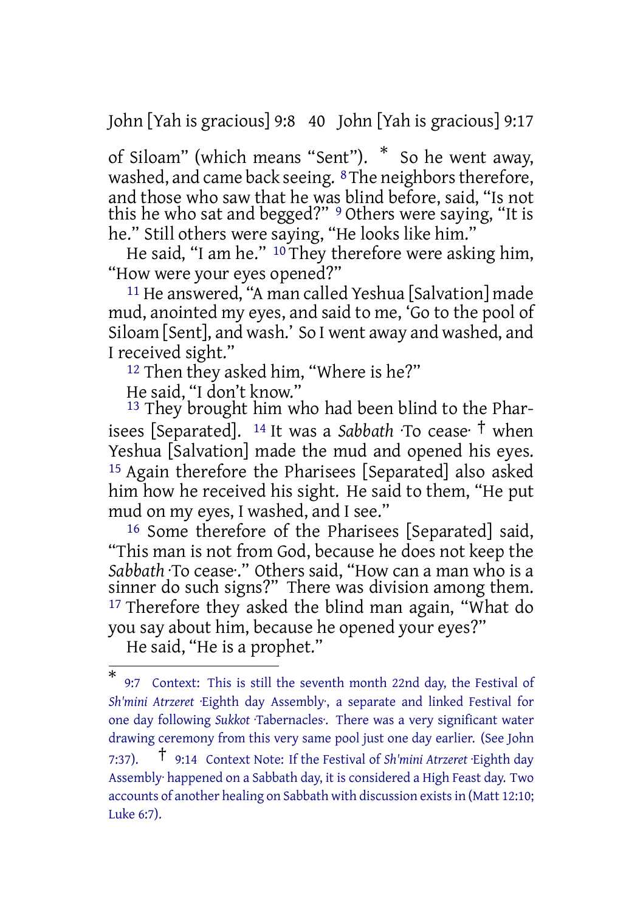of Siloam" (which means "Sent"). * So he went away, washed, and came back seeing. [8] The neighbors therefore, and those who saw that he was blind before, said, "Is not this he who sat and begged?" [9] Others were saying, "It is he." Still others were saying, "He looks like him."

He said, "I am he." [10] They therefore were asking him, "How were your eyes opened?"

[11] He answered, "A man called Yeshua [Salvation] made mud, anointed my eyes, and said to me, 'Go to the pool of Siloam [Sent], and wash.' So I went away and washed, and I received sight."

[12] Then they asked him, "Where is he?"

He said, "I don't know."

[13] They brought him who had been blind to the Pharisees [Separated]. [14] It was a *Sabbath* ·To cease· † when Yeshua [Salvation] made the mud and opened his eyes. [15] Again therefore the Pharisees [Separated] also asked him how he received his sight. He said to them, "He put mud on my eyes, I washed, and I see."

[16] Some therefore of the Pharisees [Separated] said, "This man is not from God, because he does not keep the *Sabbath* ·To cease·." Others said, "How can a man who is a sinner do such signs?" There was division among them. [17] Therefore they asked the blind man again, "What do you say about him, because he opened your eyes?"

He said, "He is a prophet."

---

\* 9:7 Context: This is still the seventh month 22nd day, the Festival of *Sh'mini Atrzeret* ·Eighth day Assembly·, a separate and linked Festival for one day following *Sukkot* ·Tabernacles·. There was a very significant water drawing ceremony from this very same pool just one day earlier. (See John 7:37). † 9:14 Context Note: If the Festival of *Sh'mini Atrzeret* ·Eighth day Assembly· happened on a Sabbath day, it is considered a High Feast day. Two accounts of another healing on Sabbath with discussion exists in (Matt 12:10; Luke 6:7).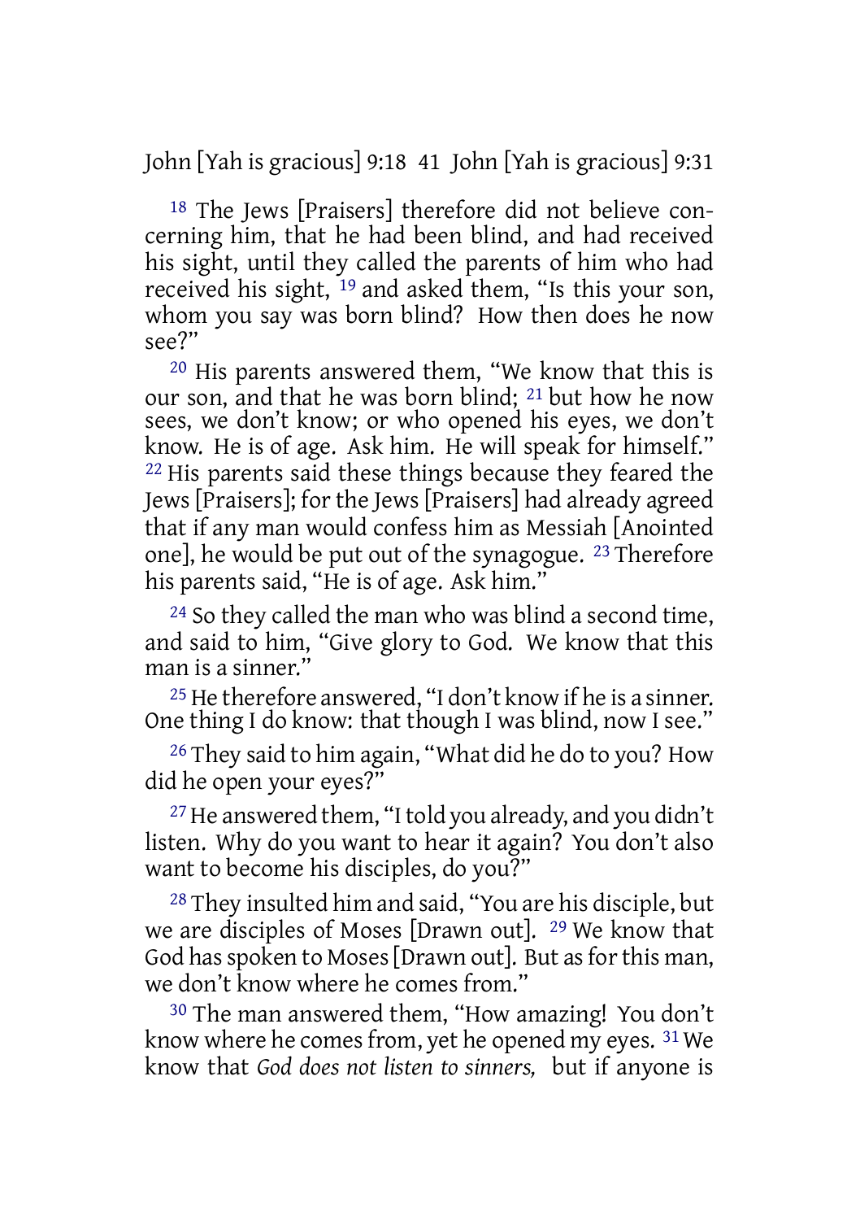[18] The Jews [Praisers] therefore did not believe concerning him, that he had been blind, and had received his sight, until they called the parents of him who had received his sight, [19] and asked them, "Is this your son, whom you say was born blind? How then does he now see?"

[20] His parents answered them, "We know that this is our son, and that he was born blind; [21] but how he now sees, we don't know; or who opened his eyes, we don't know. He is of age. Ask him. He will speak for himself." [22] His parents said these things because they feared the Jews [Praisers]; for the Jews [Praisers] had already agreed that if any man would confess him as Messiah [Anointed one], he would be put out of the synagogue. [23] Therefore his parents said, "He is of age. Ask him."

[24] So they called the man who was blind a second time, and said to him, "Give glory to God. We know that this man is a sinner."

[25] He therefore answered, "I don't know if he is a sinner. One thing I do know: that though I was blind, now I see."

[26] They said to him again, "What did he do to you? How did he open your eyes?"

[27] He answered them, "I told you already, and you didn't listen. Why do you want to hear it again? You don't also want to become his disciples, do you?"

[28] They insulted him and said, "You are his disciple, but we are disciples of Moses [Drawn out]. [29] We know that God has spoken to Moses [Drawn out]. But as for this man, we don't know where he comes from."

[30] The man answered them, "How amazing! You don't know where he comes from, yet he opened my eyes. [31] We know that *God does not listen to sinners,* but if anyone is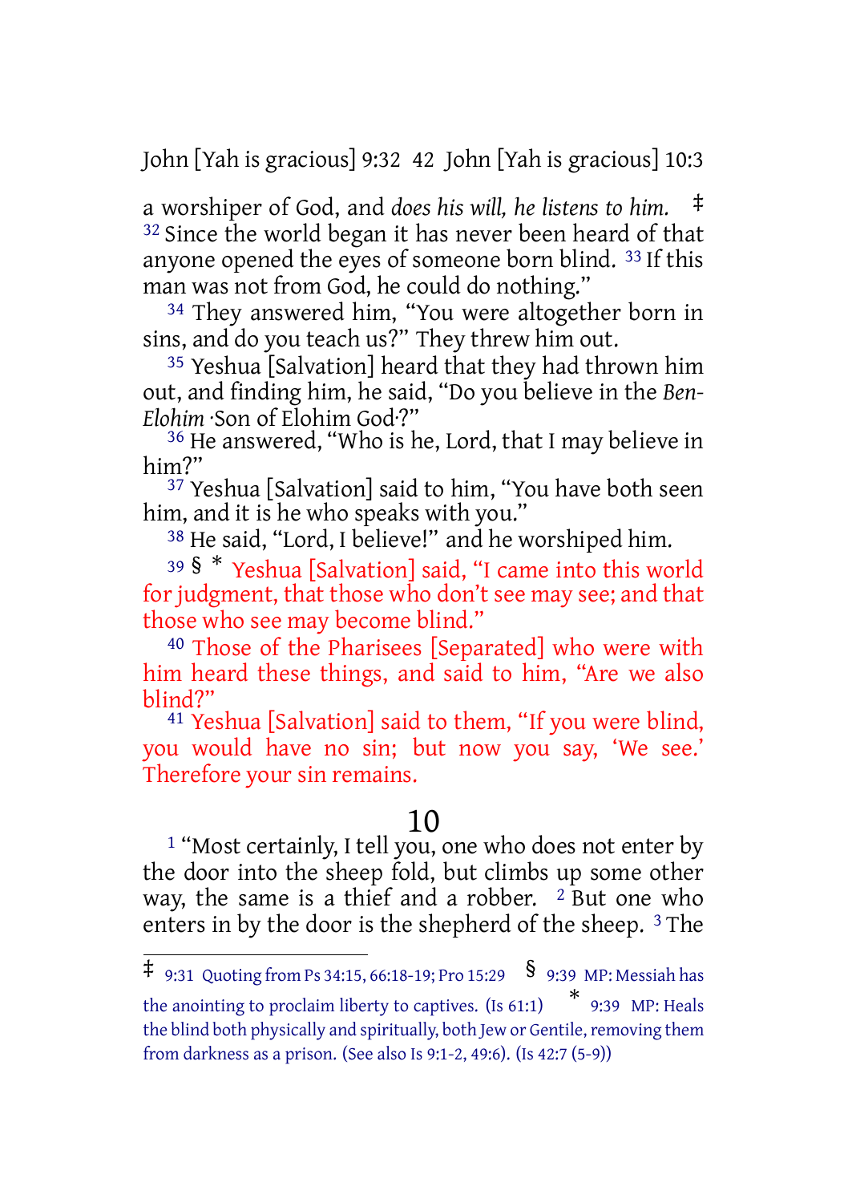a worshiper of God, and *does his will, he listens to him.* ‡ [32] Since the world began it has never been heard of that anyone opened the eyes of someone born blind. [33] If this man was not from God, he could do nothing."

[34] They answered him, "You were altogether born in sins, and do you teach us?" They threw him out.

[35] Yeshua [Salvation] heard that they had thrown him out, and finding him, he said, "Do you believe in the *Ben-Elohim* ·Son of Elohim God·?"

[36] He answered, "Who is he, Lord, that I may believe in him?"

[37] Yeshua [Salvation] said to him, "You have both seen him, and it is he who speaks with you."

[38] He said, "Lord, I believe!" and he worshiped him.

[39] § * Yeshua [Salvation] said, "I came into this world for judgment, that those who don't see may see; and that those who see may become blind."

[40] Those of the Pharisees [Separated] who were with him heard these things, and said to him, "Are we also blind?"

[41] Yeshua [Salvation] said to them, "If you were blind, you would have no sin; but now you say, 'We see.' Therefore your sin remains.

## 10

[1] "Most certainly, I tell you, one who does not enter by the door into the sheep fold, but climbs up some other way, the same is a thief and a robber. [2] But one who enters in by the door is the shepherd of the sheep. [3] The

---

‡ 9:31 Quoting from Ps 34:15, 66:18-19; Pro 15:29 § 9:39 MP: Messiah has the anointing to proclaim liberty to captives. (Is 61:1) * 9:39 MP: Heals the blind both physically and spiritually, both Jew or Gentile, removing them from darkness as a prison. (See also Is 9:1-2, 49:6). (Is 42:7 (5-9))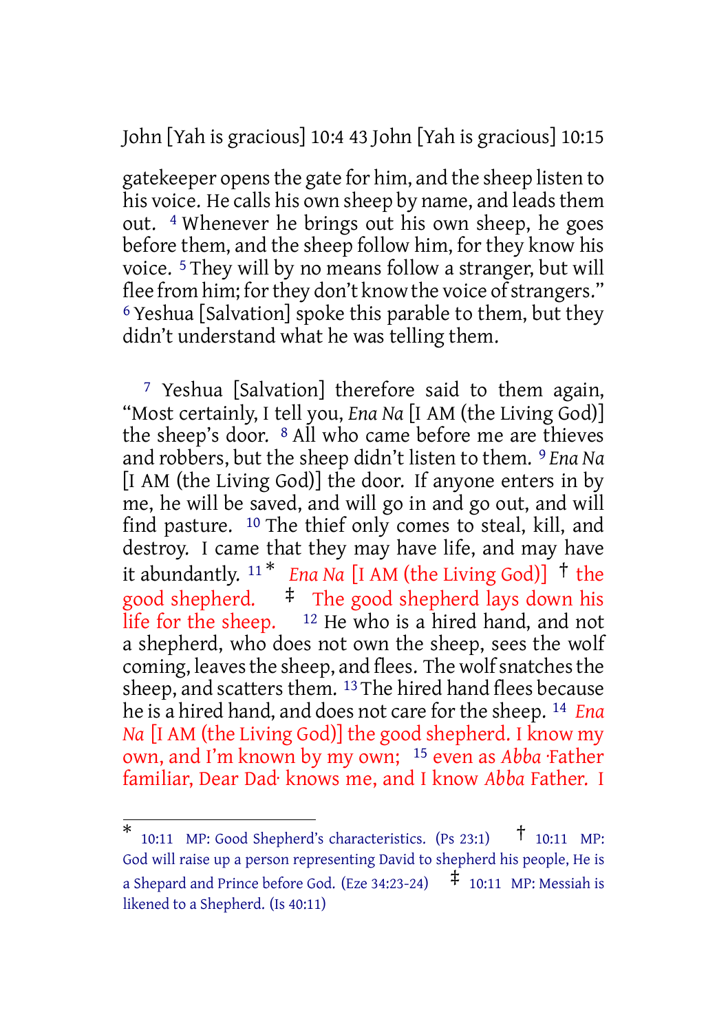gatekeeper opens the gate for him, and the sheep listen to his voice. He calls his own sheep by name, and leads them out. [4] Whenever he brings out his own sheep, he goes before them, and the sheep follow him, for they know his voice. [5] They will by no means follow a stranger, but will flee from him; for they don't know the voice of strangers." [6] Yeshua [Salvation] spoke this parable to them, but they didn't understand what he was telling them.

[7] Yeshua [Salvation] therefore said to them again, "Most certainly, I tell you, *Ena Na* [I AM (the Living God)] the sheep's door. [8] All who came before me are thieves and robbers, but the sheep didn't listen to them. [9] *Ena Na* [I AM (the Living God)] the door. If anyone enters in by me, he will be saved, and will go in and go out, and will find pasture. [10] The thief only comes to steal, kill, and destroy. I came that they may have life, and may have it abundantly. [11] * *Ena Na* [I AM (the Living God)] † the good shepherd. ‡ The good shepherd lays down his life for the sheep. [12] He who is a hired hand, and not a shepherd, who does not own the sheep, sees the wolf coming, leaves the sheep, and flees. The wolf snatches the sheep, and scatters them. [13] The hired hand flees because he is a hired hand, and does not care for the sheep. [14] *Ena Na* [I AM (the Living God)] the good shepherd. I know my own, and I'm known by my own; [15] even as *Abba* ·Father familiar, Dear Dad· knows me, and I know *Abba* Father. I

---

\* 10:11 MP: Good Shepherd's characteristics. (Ps 23:1) † 10:11 MP: God will raise up a person representing David to shepherd his people, He is a Shepard and Prince before God. (Eze 34:23-24) ‡ 10:11 MP: Messiah is likened to a Shepherd. (Is 40:11)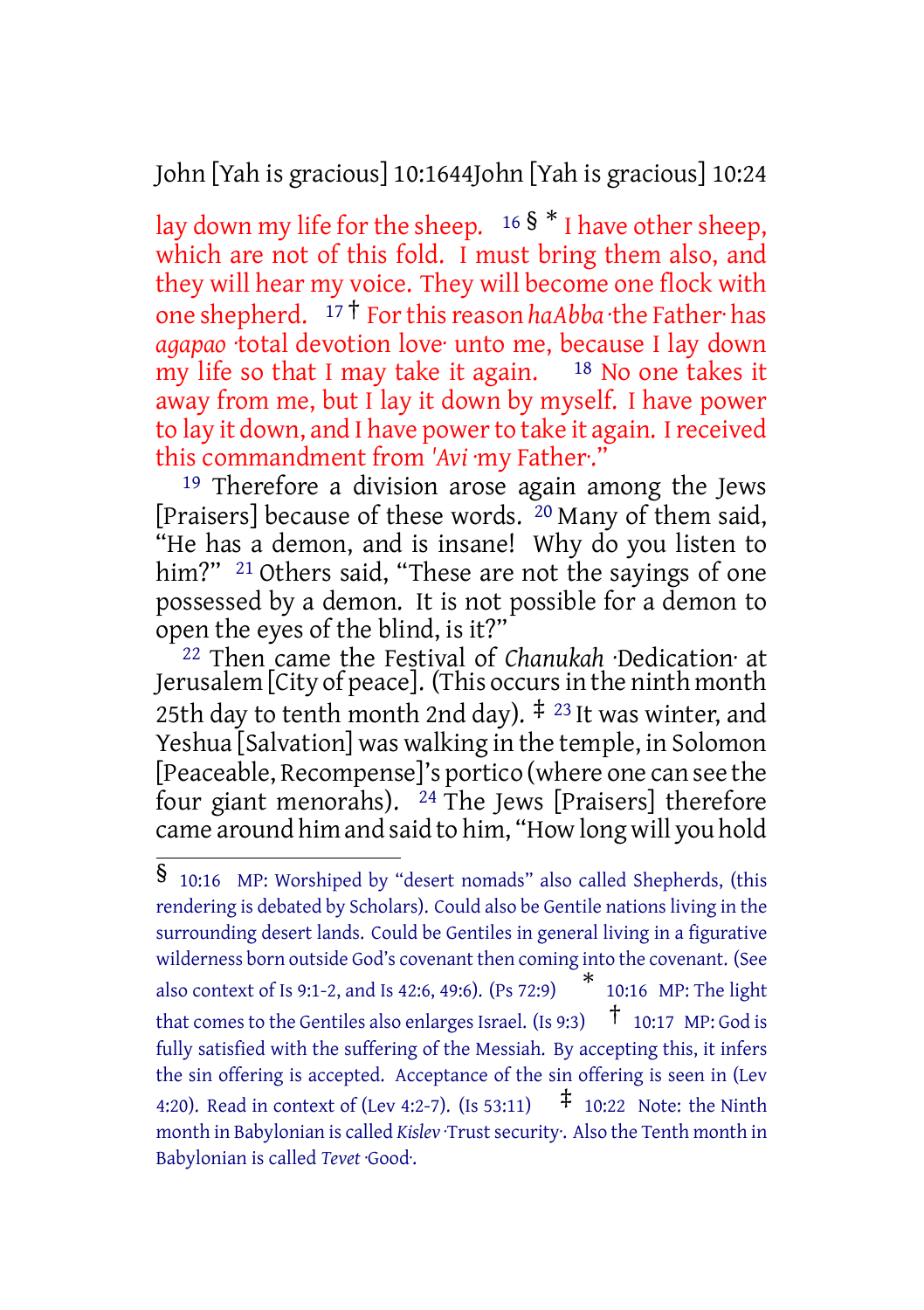lay down my life for the sheep. [16] § * I have other sheep, which are not of this fold. I must bring them also, and they will hear my voice. They will become one flock with one shepherd. [17] † For this reason *haAbba* ·the Father· has *agapao* ·total devotion love· unto me, because I lay down my life so that I may take it again. [18] No one takes it away from me, but I lay it down by myself. I have power to lay it down, and I have power to take it again. I received this commandment from *'Avi* ·my Father·."

[19] Therefore a division arose again among the Jews [Praisers] because of these words. [20] Many of them said, "He has a demon, and is insane! Why do you listen to him?" [21] Others said, "These are not the sayings of one possessed by a demon. It is not possible for a demon to open the eyes of the blind, is it?"

[22] Then came the Festival of *Chanukah* ·Dedication· at Jerusalem [City of peace]. (This occurs in the ninth month 25th day to tenth month 2nd day). ‡ [23] It was winter, and Yeshua [Salvation] was walking in the temple, in Solomon [Peaceable, Recompense]'s portico (where one can see the four giant menorahs). [24] The Jews [Praisers] therefore came around him and said to him, "How long will you hold

---

§ 10:16 MP: Worshiped by "desert nomads" also called Shepherds, (this rendering is debated by Scholars). Could also be Gentile nations living in the surrounding desert lands. Could be Gentiles in general living in a figurative wilderness born outside God's covenant then coming into the covenant. (See also context of Is 9:1-2, and Is 42:6, 49:6). (Ps 72:9) * 10:16 MP: The light that comes to the Gentiles also enlarges Israel. (Is 9:3) † 10:17 MP: God is fully satisfied with the suffering of the Messiah. By accepting this, it infers the sin offering is accepted. Acceptance of the sin offering is seen in (Lev 4:20). Read in context of (Lev 4:2-7). (Is 53:11) ‡ 10:22 Note: the Ninth month in Babylonian is called *Kislev* ·Trust security·. Also the Tenth month in Babylonian is called *Tevet* ·Good·.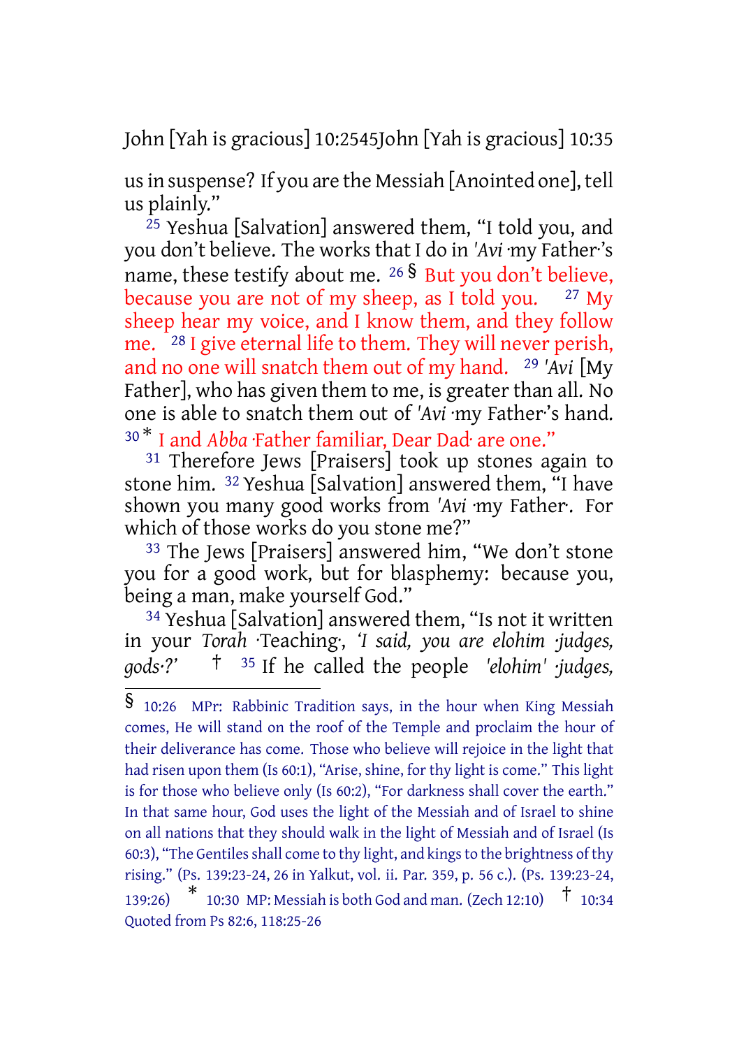us in suspense? If you are the Messiah [Anointed one], tell us plainly."

[25] Yeshua [Salvation] answered them, "I told you, and you don't believe. The works that I do in *'Avi* ·my Father·'s name, these testify about me. [26] § But you don't believe, because you are not of my sheep, as I told you. [27] My sheep hear my voice, and I know them, and they follow me. [28] I give eternal life to them. They will never perish, and no one will snatch them out of my hand. [29] *'Avi* [My Father], who has given them to me, is greater than all. No one is able to snatch them out of *'Avi* ·my Father·'s hand. [30] * I and *Abba* ·Father familiar, Dear Dad· are one."

[31] Therefore Jews [Praisers] took up stones again to stone him. [32] Yeshua [Salvation] answered them, "I have shown you many good works from *'Avi* ·my Father·. For which of those works do you stone me?"

[33] The Jews [Praisers] answered him, "We don't stone you for a good work, but for blasphemy: because you, being a man, make yourself God."

[34] Yeshua [Salvation] answered them, "Is not it written in your *Torah* ·Teaching·, *'I said, you are elohim ·judges, gods·?'* † [35] If he called the people *'elohim' ·judges,*

---

§ 10:26 MPr: Rabbinic Tradition says, in the hour when King Messiah comes, He will stand on the roof of the Temple and proclaim the hour of their deliverance has come. Those who believe will rejoice in the light that had risen upon them (Is 60:1), "Arise, shine, for thy light is come." This light is for those who believe only (Is 60:2), "For darkness shall cover the earth." In that same hour, God uses the light of the Messiah and of Israel to shine on all nations that they should walk in the light of Messiah and of Israel (Is 60:3), "The Gentiles shall come to thy light, and kings to the brightness of thy rising." (Ps. 139:23-24, 26 in Yalkut, vol. ii. Par. 359, p. 56 c.). (Ps. 139:23-24, 139:26)

* 10:30 MP: Messiah is both God and man. (Zech 12:10)

† 10:34 Quoted from Ps 82:6, 118:25-26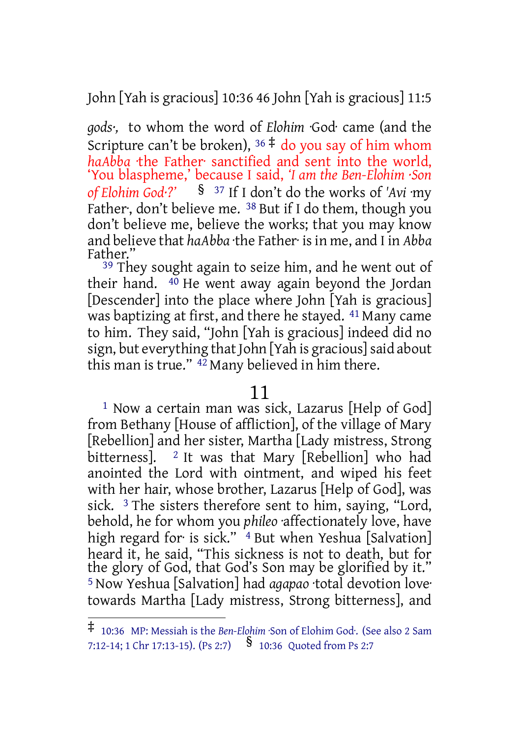*gods·*, to whom the word of *Elohim* ·God· came (and the Scripture can't be broken), [36] ‡ do you say of him whom *haAbba* ·the Father· sanctified and sent into the world, 'You blaspheme,' because I said, *'I am the Ben-Elohim ·Son of Elohim God·?'* § [37] If I don't do the works of *'Avi* ·my Father·, don't believe me. [38] But if I do them, though you don't believe me, believe the works; that you may know and believe that *haAbba* ·the Father· is in me, and I in *Abba* Father."

[39] They sought again to seize him, and he went out of their hand. [40] He went away again beyond the Jordan [Descender] into the place where John [Yah is gracious] was baptizing at first, and there he stayed. [41] Many came to him. They said, "John [Yah is gracious] indeed did no sign, but everything that John [Yah is gracious] said about this man is true." [42] Many believed in him there.

# 11

[1] Now a certain man was sick, Lazarus [Help of God] from Bethany [House of affliction], of the village of Mary [Rebellion] and her sister, Martha [Lady mistress, Strong bitterness]. [2] It was that Mary [Rebellion] who had anointed the Lord with ointment, and wiped his feet with her hair, whose brother, Lazarus [Help of God], was sick. [3] The sisters therefore sent to him, saying, "Lord, behold, he for whom you *phileo* ·affectionately love, have high regard for· is sick." [4] But when Yeshua [Salvation] heard it, he said, "This sickness is not to death, but for the glory of God, that God's Son may be glorified by it." [5] Now Yeshua [Salvation] had *agapao* ·total devotion love· towards Martha [Lady mistress, Strong bitterness], and

---

‡ 10:36 MP: Messiah is the *Ben-Elohim* ·Son of Elohim God·. (See also 2 Sam 7:12-14; 1 Chr 17:13-15). (Ps 2:7) § 10:36 Quoted from Ps 2:7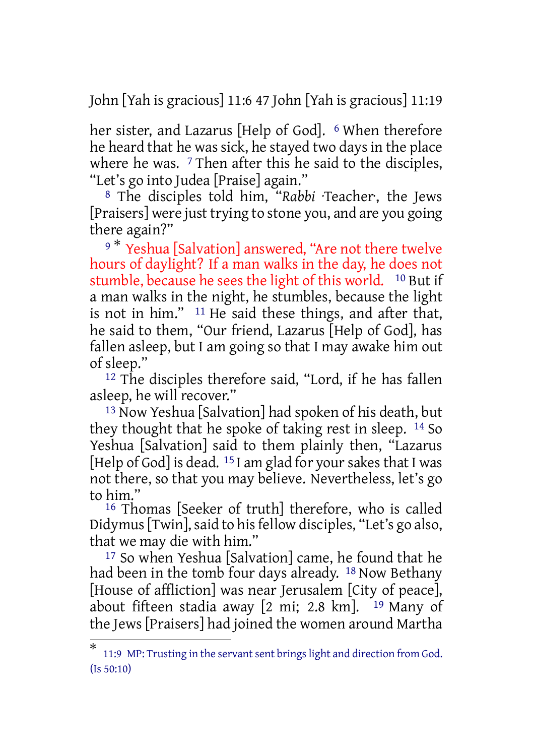her sister, and Lazarus [Help of God]. [6] When therefore he heard that he was sick, he stayed two days in the place where he was. [7] Then after this he said to the disciples, "Let's go into Judea [Praise] again."

[8] The disciples told him, "*Rabbi* ·Teacher·, the Jews [Praisers] were just trying to stone you, and are you going there again?"

[9] * Yeshua [Salvation] answered, "Are not there twelve hours of daylight? If a man walks in the day, he does not stumble, because he sees the light of this world. [10] But if a man walks in the night, he stumbles, because the light is not in him." [11] He said these things, and after that, he said to them, "Our friend, Lazarus [Help of God], has fallen asleep, but I am going so that I may awake him out of sleep."

[12] The disciples therefore said, "Lord, if he has fallen asleep, he will recover."

[13] Now Yeshua [Salvation] had spoken of his death, but they thought that he spoke of taking rest in sleep. [14] So Yeshua [Salvation] said to them plainly then, "Lazarus [Help of God] is dead. [15] I am glad for your sakes that I was not there, so that you may believe. Nevertheless, let's go to him."

[16] Thomas [Seeker of truth] therefore, who is called Didymus [Twin], said to his fellow disciples, "Let's go also, that we may die with him."

[17] So when Yeshua [Salvation] came, he found that he had been in the tomb four days already. [18] Now Bethany [House of affliction] was near Jerusalem [City of peace], about fifteen stadia away [2 mi; 2.8 km]. [19] Many of the Jews [Praisers] had joined the women around Martha

---

* 11:9 MP: Trusting in the servant sent brings light and direction from God. (Is 50:10)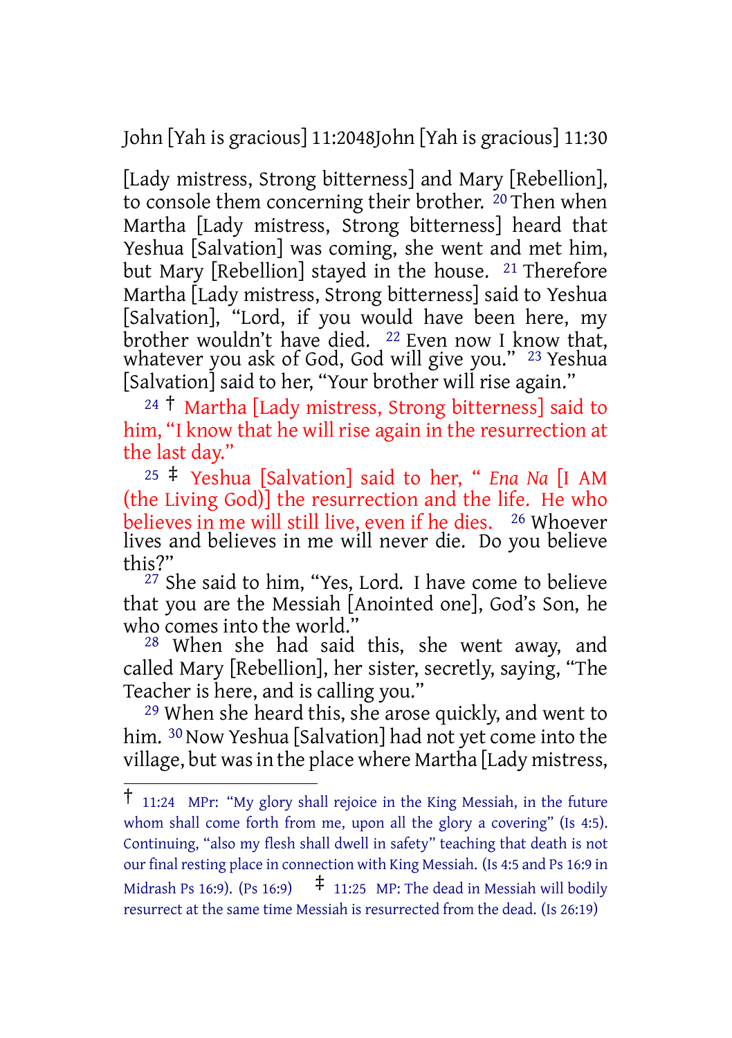[Lady mistress, Strong bitterness] and Mary [Rebellion], to console them concerning their brother. [20] Then when Martha [Lady mistress, Strong bitterness] heard that Yeshua [Salvation] was coming, she went and met him, but Mary [Rebellion] stayed in the house. [21] Therefore Martha [Lady mistress, Strong bitterness] said to Yeshua [Salvation], “Lord, if you would have been here, my brother wouldn’t have died. [22] Even now I know that, whatever you ask of God, God will give you.” [23] Yeshua [Salvation] said to her, “Your brother will rise again.”

[24] † Martha [Lady mistress, Strong bitterness] said to him, “I know that he will rise again in the resurrection at the last day.”

[25] ‡ Yeshua [Salvation] said to her, “ *Ena Na* [I AM (the Living God)] the resurrection and the life. He who believes in me will still live, even if he dies. [26] Whoever lives and believes in me will never die. Do you believe this?”

[27] She said to him, “Yes, Lord. I have come to believe that you are the Messiah [Anointed one], God’s Son, he who comes into the world.”

[28] When she had said this, she went away, and called Mary [Rebellion], her sister, secretly, saying, “The Teacher is here, and is calling you.”

[29] When she heard this, she arose quickly, and went to him. [30] Now Yeshua [Salvation] had not yet come into the village, but was in the place where Martha [Lady mistress,

---

† 11:24 MPr: “My glory shall rejoice in the King Messiah, in the future whom shall come forth from me, upon all the glory a covering” (Is 4:5). Continuing, “also my flesh shall dwell in safety” teaching that death is not our final resting place in connection with King Messiah. (Is 4:5 and Ps 16:9 in Midrash Ps 16:9). (Ps 16:9)

‡ 11:25 MP: The dead in Messiah will bodily resurrect at the same time Messiah is resurrected from the dead. (Is 26:19)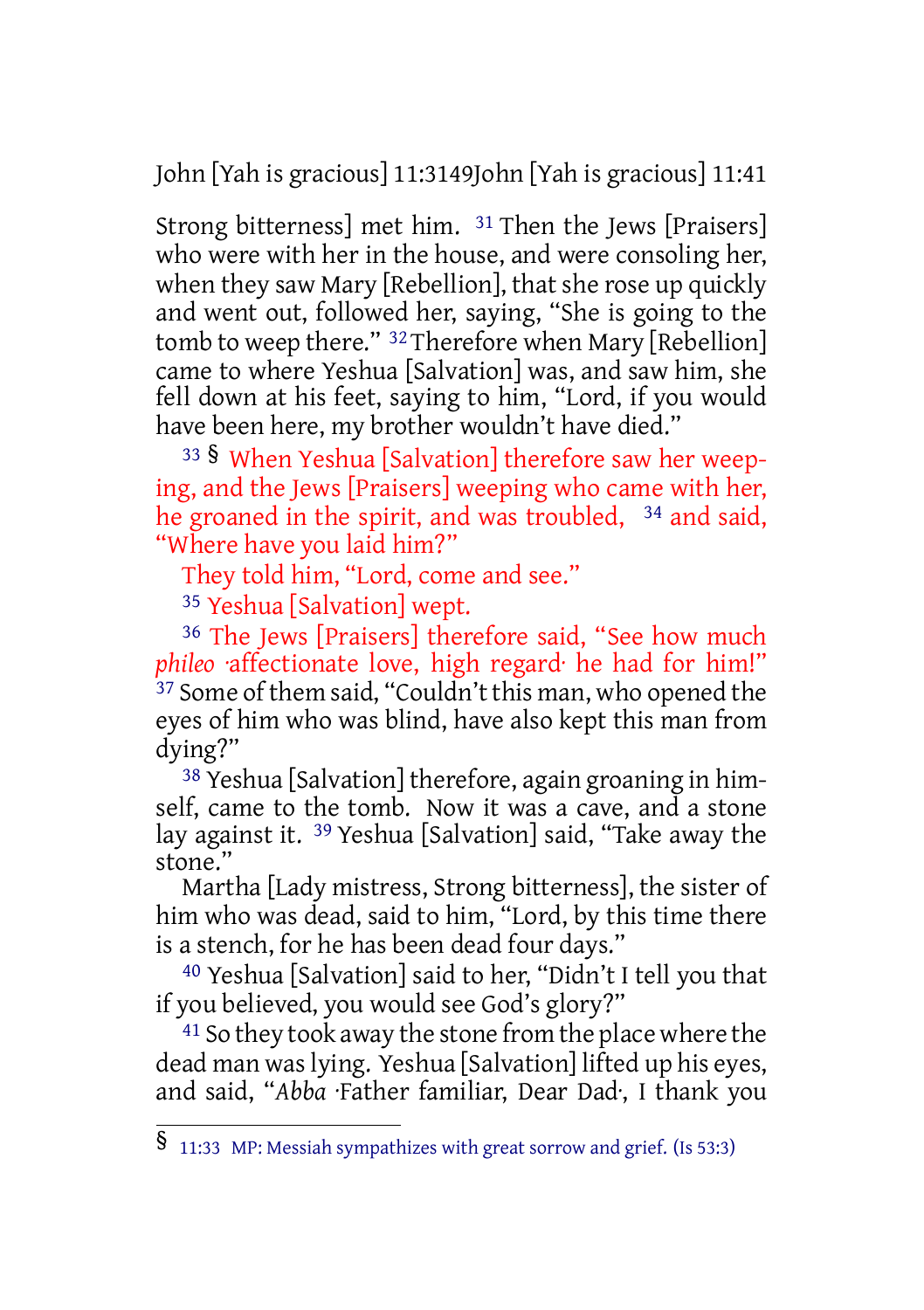Strong bitterness] met him. [31] Then the Jews [Praisers] who were with her in the house, and were consoling her, when they saw Mary [Rebellion], that she rose up quickly and went out, followed her, saying, "She is going to the tomb to weep there." [32] Therefore when Mary [Rebellion] came to where Yeshua [Salvation] was, and saw him, she fell down at his feet, saying to him, "Lord, if you would have been here, my brother wouldn't have died."

[33] § When Yeshua [Salvation] therefore saw her weeping, and the Jews [Praisers] weeping who came with her, he groaned in the spirit, and was troubled, [34] and said, "Where have you laid him?"

They told him, "Lord, come and see."

[35] Yeshua [Salvation] wept.

[36] The Jews [Praisers] therefore said, "See how much *phileo* ·affectionate love, high regard· he had for him!" [37] Some of them said, "Couldn't this man, who opened the eyes of him who was blind, have also kept this man from dying?"

[38] Yeshua [Salvation] therefore, again groaning in himself, came to the tomb. Now it was a cave, and a stone lay against it. [39] Yeshua [Salvation] said, "Take away the stone."

Martha [Lady mistress, Strong bitterness], the sister of him who was dead, said to him, "Lord, by this time there is a stench, for he has been dead four days."

[40] Yeshua [Salvation] said to her, "Didn't I tell you that if you believed, you would see God's glory?"

[41] So they took away the stone from the place where the dead man was lying. Yeshua [Salvation] lifted up his eyes, and said, "*Abba* ·Father familiar, Dear Dad·, I thank you

---

§ 11:33 MP: Messiah sympathizes with great sorrow and grief. (Is 53:3)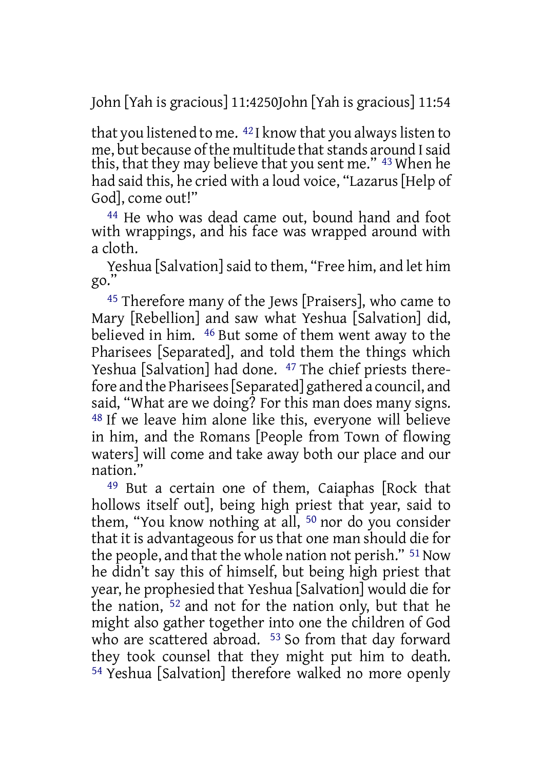that you listened to me. 42 I know that you always listen to me, but because of the multitude that stands around I said this, that they may believe that you sent me." 43 When he had said this, he cried with a loud voice, "Lazarus [Help of God], come out!"

44 He who was dead came out, bound hand and foot with wrappings, and his face was wrapped around with a cloth.

Yeshua [Salvation] said to them, "Free him, and let him go."

45 Therefore many of the Jews [Praisers], who came to Mary [Rebellion] and saw what Yeshua [Salvation] did, believed in him. 46 But some of them went away to the Pharisees [Separated], and told them the things which Yeshua [Salvation] had done. 47 The chief priests therefore and the Pharisees [Separated] gathered a council, and said, "What are we doing? For this man does many signs. 48 If we leave him alone like this, everyone will believe in him, and the Romans [People from Town of flowing waters] will come and take away both our place and our nation."

49 But a certain one of them, Caiaphas [Rock that hollows itself out], being high priest that year, said to them, "You know nothing at all, 50 nor do you consider that it is advantageous for us that one man should die for the people, and that the whole nation not perish." 51 Now he didn't say this of himself, but being high priest that year, he prophesied that Yeshua [Salvation] would die for the nation, 52 and not for the nation only, but that he might also gather together into one the children of God who are scattered abroad. 53 So from that day forward they took counsel that they might put him to death. 54 Yeshua [Salvation] therefore walked no more openly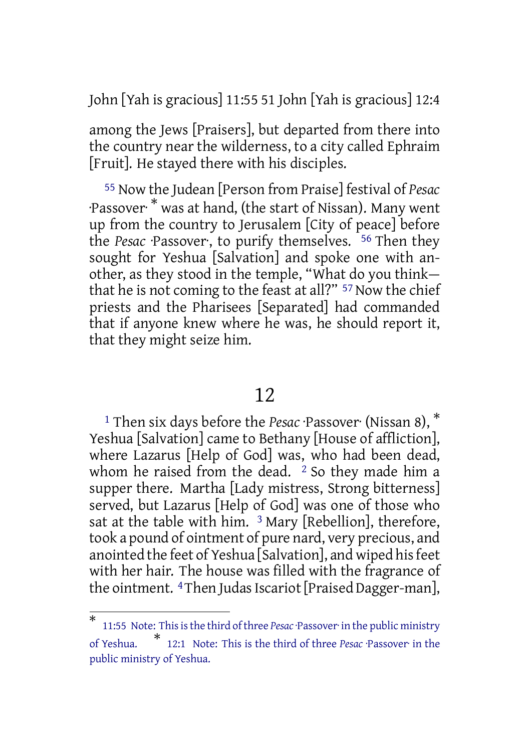among the Jews [Praisers], but departed from there into the country near the wilderness, to a city called Ephraim [Fruit]. He stayed there with his disciples.

55 Now the Judean [Person from Praise] festival of *Pesac* ·Passover· * was at hand, (the start of Nissan). Many went up from the country to Jerusalem [City of peace] before the *Pesac* ·Passover·, to purify themselves. 56 Then they sought for Yeshua [Salvation] and spoke one with another, as they stood in the temple, "What do you think—that he is not coming to the feast at all?" 57 Now the chief priests and the Pharisees [Separated] had commanded that if anyone knew where he was, he should report it, that they might seize him.

## 12

1 Then six days before the *Pesac* ·Passover· (Nissan 8), * Yeshua [Salvation] came to Bethany [House of affliction], where Lazarus [Help of God] was, who had been dead, whom he raised from the dead. 2 So they made him a supper there. Martha [Lady mistress, Strong bitterness] served, but Lazarus [Help of God] was one of those who sat at the table with him. 3 Mary [Rebellion], therefore, took a pound of ointment of pure nard, very precious, and anointed the feet of Yeshua [Salvation], and wiped his feet with her hair. The house was filled with the fragrance of the ointment. 4 Then Judas Iscariot [Praised Dagger-man],

---

* 11:55 Note: This is the third of three *Pesac* ·Passover· in the public ministry of Yeshua. * 12:1 Note: This is the third of three *Pesac* ·Passover· in the public ministry of Yeshua.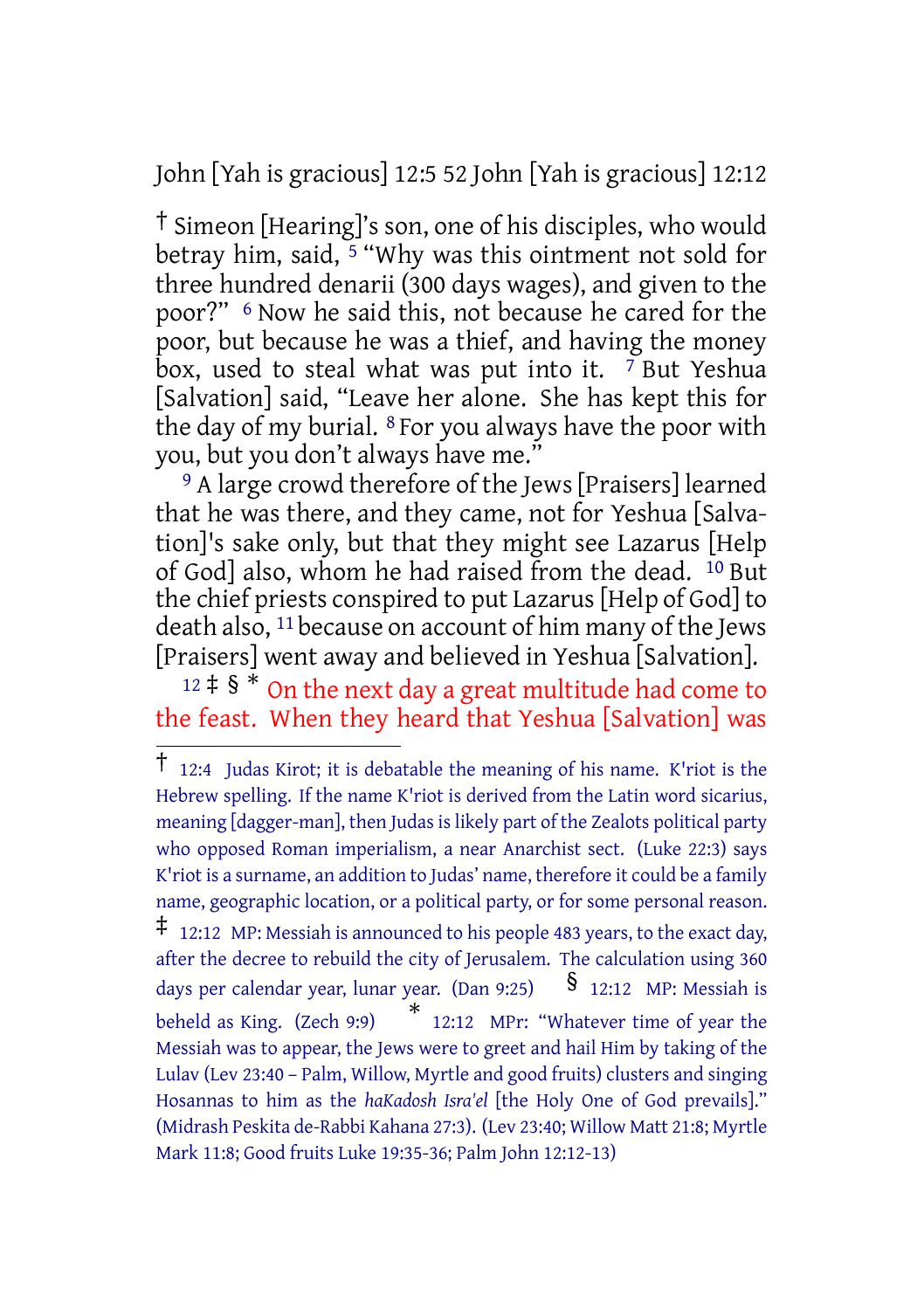† Simeon [Hearing]'s son, one of his disciples, who would betray him, said, [5] "Why was this ointment not sold for three hundred denarii (300 days wages), and given to the poor?" [6] Now he said this, not because he cared for the poor, but because he was a thief, and having the money box, used to steal what was put into it. [7] But Yeshua [Salvation] said, "Leave her alone. She has kept this for the day of my burial. [8] For you always have the poor with you, but you don't always have me."

[9] A large crowd therefore of the Jews [Praisers] learned that he was there, and they came, not for Yeshua [Salvation]'s sake only, but that they might see Lazarus [Help of God] also, whom he had raised from the dead. [10] But the chief priests conspired to put Lazarus [Help of God] to death also, [11] because on account of him many of the Jews [Praisers] went away and believed in Yeshua [Salvation].

[12] ‡ § * On the next day a great multitude had come to the feast. When they heard that Yeshua [Salvation] was

---

† 12:4 Judas Kirot; it is debatable the meaning of his name. K'riot is the Hebrew spelling. If the name K'riot is derived from the Latin word sicarius, meaning [dagger-man], then Judas is likely part of the Zealots political party who opposed Roman imperialism, a near Anarchist sect. (Luke 22:3) says K'riot is a surname, an addition to Judas' name, therefore it could be a family name, geographic location, or a political party, or for some personal reason.

‡ 12:12 MP: Messiah is announced to his people 483 years, to the exact day, after the decree to rebuild the city of Jerusalem. The calculation using 360 days per calendar year, lunar year. (Dan 9:25)

§ 12:12 MP: Messiah is beheld as King. (Zech 9:9)

\* 12:12 MPr: "Whatever time of year the Messiah was to appear, the Jews were to greet and hail Him by taking of the Lulav (Lev 23:40 – Palm, Willow, Myrtle and good fruits) clusters and singing Hosannas to him as the *haKadosh Isra'el* [the Holy One of God prevails]." (Midrash Peskita de-Rabbi Kahana 27:3). (Lev 23:40; Willow Matt 21:8; Myrtle Mark 11:8; Good fruits Luke 19:35-36; Palm John 12:12-13)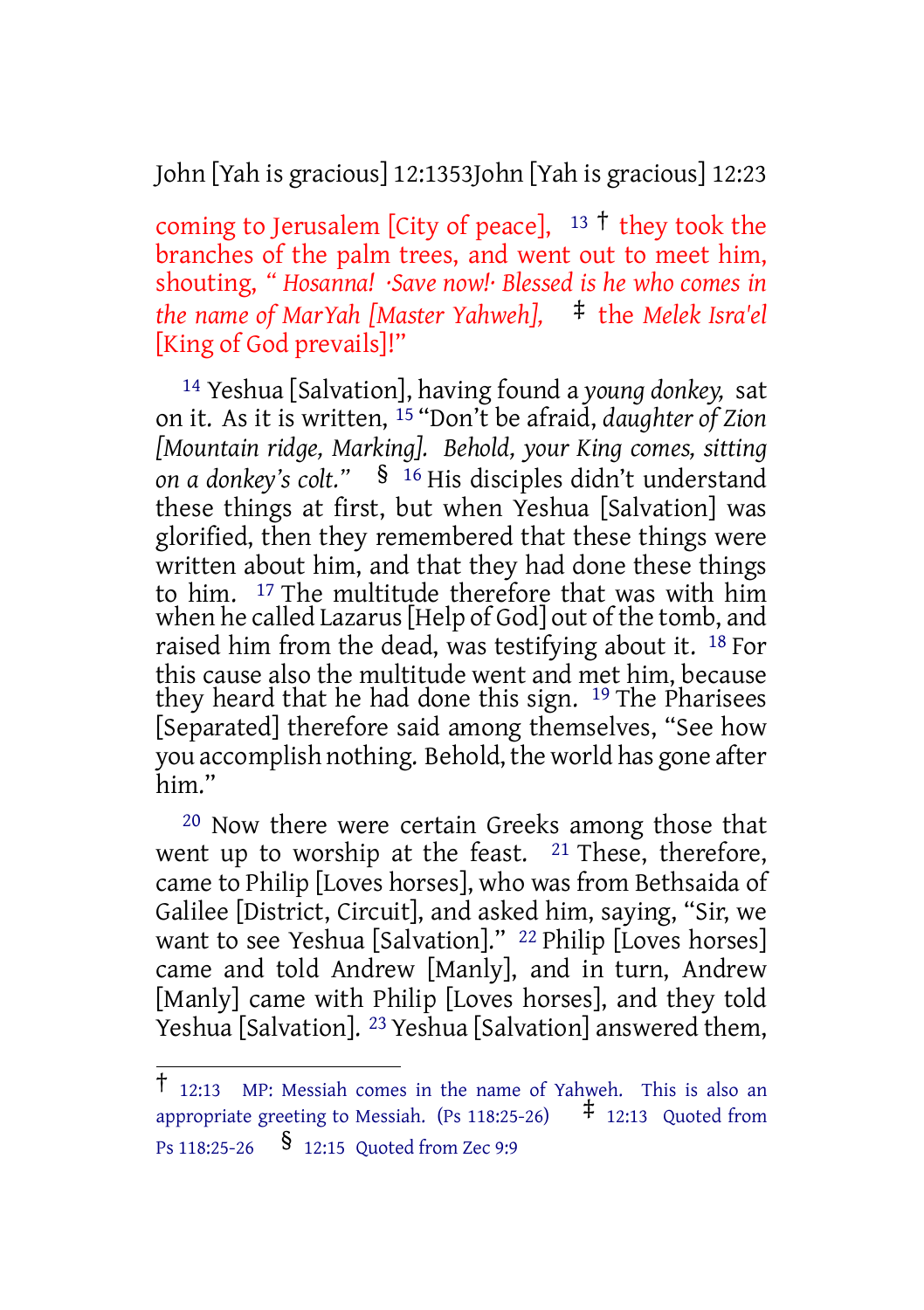coming to Jerusalem [City of peace], [13] † they took the branches of the palm trees, and went out to meet him, shouting, *" Hosanna! ·Save now!· Blessed is he who comes in the name of MarYah [Master Yahweh],* ‡ the *Melek Isra'el* [King of God prevails]!"

[14] Yeshua [Salvation], having found a *young donkey,* sat on it. As it is written, [15] "Don't be afraid, *daughter of Zion [Mountain ridge, Marking]. Behold, your King comes, sitting on a donkey's colt."* § [16] His disciples didn't understand these things at first, but when Yeshua [Salvation] was glorified, then they remembered that these things were written about him, and that they had done these things to him. [17] The multitude therefore that was with him when he called Lazarus [Help of God] out of the tomb, and raised him from the dead, was testifying about it. [18] For this cause also the multitude went and met him, because they heard that he had done this sign. [19] The Pharisees [Separated] therefore said among themselves, "See how you accomplish nothing. Behold, the world has gone after him."

[20] Now there were certain Greeks among those that went up to worship at the feast. [21] These, therefore, came to Philip [Loves horses], who was from Bethsaida of Galilee [District, Circuit], and asked him, saying, "Sir, we want to see Yeshua [Salvation]." [22] Philip [Loves horses] came and told Andrew [Manly], and in turn, Andrew [Manly] came with Philip [Loves horses], and they told Yeshua [Salvation]. [23] Yeshua [Salvation] answered them,

---

† 12:13 MP: Messiah comes in the name of Yahweh. This is also an appropriate greeting to Messiah. (Ps 118:25-26) ‡ 12:13 Quoted from Ps 118:25-26 § 12:15 Quoted from Zec 9:9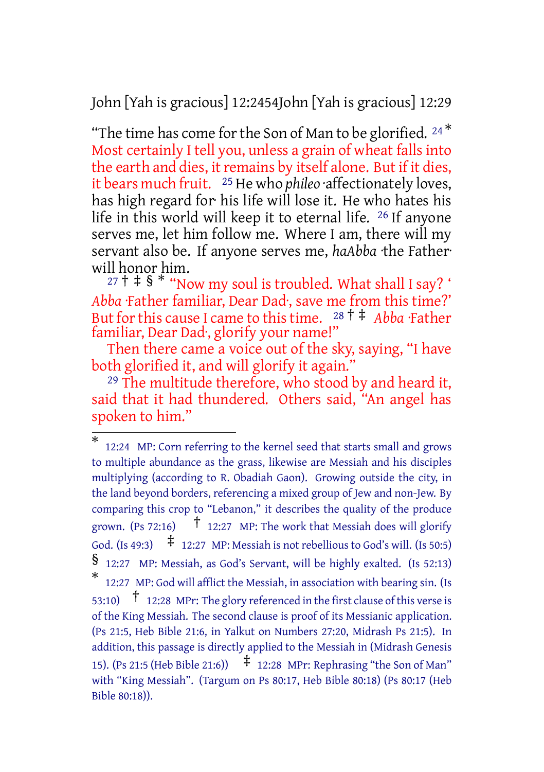"The time has come for the Son of Man to be glorified. [24] * Most certainly I tell you, unless a grain of wheat falls into the earth and dies, it remains by itself alone. But if it dies, it bears much fruit. [25] He who *phileo* ·affectionately loves, has high regard for· his life will lose it. He who hates his life in this world will keep it to eternal life. [26] If anyone serves me, let him follow me. Where I am, there will my servant also be. If anyone serves me, *haAbba* ·the Father· will honor him.

[27] † ‡ § * "Now my soul is troubled. What shall I say? '*Abba* ·Father familiar, Dear Dad·, save me from this time?' But for this cause I came to this time. [28] † ‡ *Abba* ·Father familiar, Dear Dad·, glorify your name!"

Then there came a voice out of the sky, saying, "I have both glorified it, and will glorify it again."

[29] The multitude therefore, who stood by and heard it, said that it had thundered. Others said, "An angel has spoken to him."

---

* 12:24 MP: Corn referring to the kernel seed that starts small and grows to multiple abundance as the grass, likewise are Messiah and his disciples multiplying (according to R. Obadiah Gaon). Growing outside the city, in the land beyond borders, referencing a mixed group of Jew and non-Jew. By comparing this crop to "Lebanon," it describes the quality of the produce grown. (Ps 72:16) † 12:27 MP: The work that Messiah does will glorify God. (Is 49:3) ‡ 12:27 MP: Messiah is not rebellious to God's will. (Is 50:5) § 12:27 MP: Messiah, as God's Servant, will be highly exalted. (Is 52:13) * 12:27 MP: God will afflict the Messiah, in association with bearing sin. (Is 53:10) † 12:28 MPr: The glory referenced in the first clause of this verse is of the King Messiah. The second clause is proof of its Messianic application. (Ps 21:5, Heb Bible 21:6, in Yalkut on Numbers 27:20, Midrash Ps 21:5). In addition, this passage is directly applied to the Messiah in (Midrash Genesis 15). (Ps 21:5 (Heb Bible 21:6)) ‡ 12:28 MPr: Rephrasing "the Son of Man" with "King Messiah". (Targum on Ps 80:17, Heb Bible 80:18) (Ps 80:17 (Heb Bible 80:18)).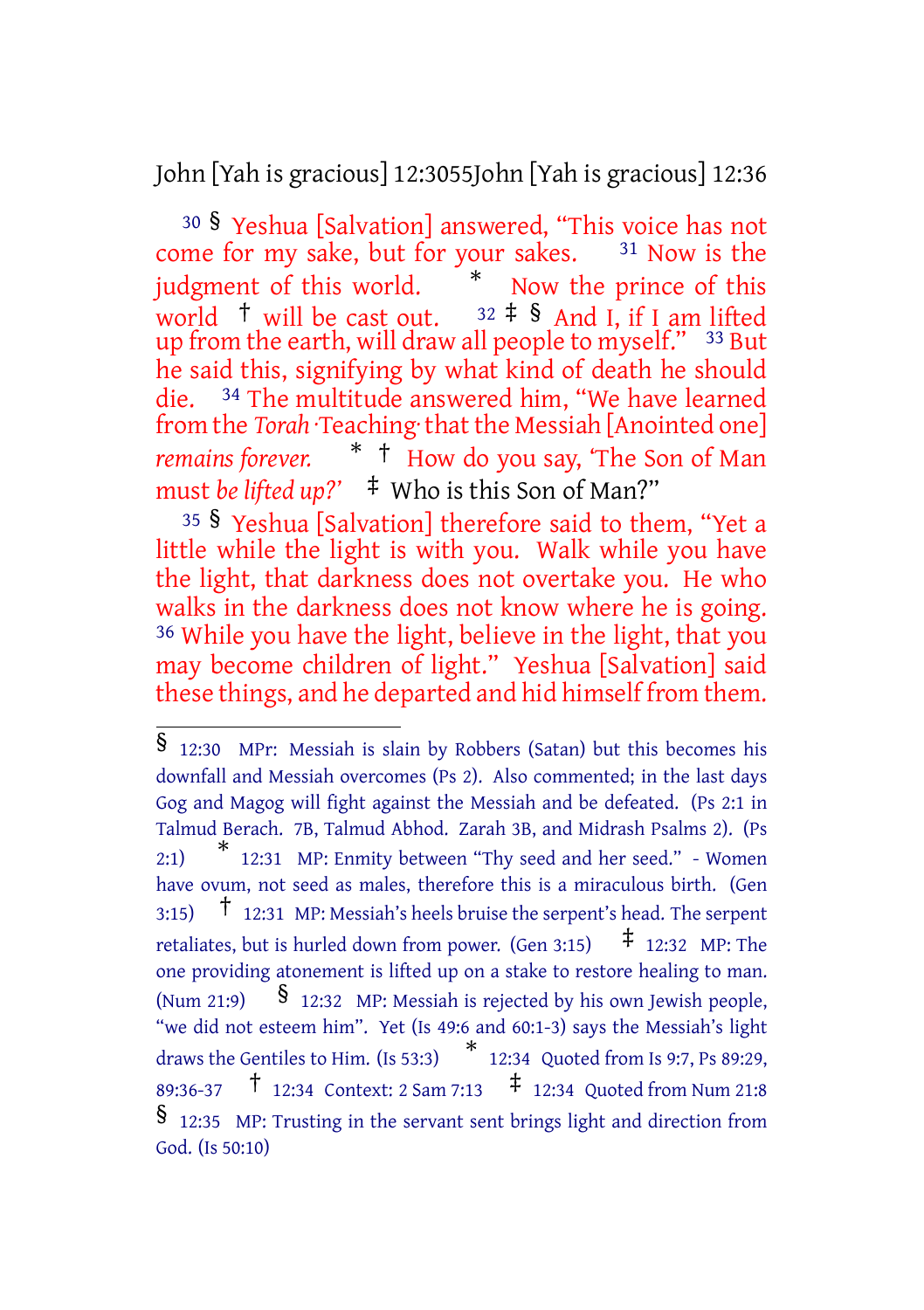30 § Yeshua [Salvation] answered, "This voice has not come for my sake, but for your sakes. 31 Now is the judgment of this world. * Now the prince of this world † will be cast out. 32 ‡ § And I, if I am lifted up from the earth, will draw all people to myself." 33 But he said this, signifying by what kind of death he should die. 34 The multitude answered him, "We have learned from the *Torah* ·Teaching· that the Messiah [Anointed one] *remains forever.* * † How do you say, 'The Son of Man must *be lifted up?'* ‡ Who is this Son of Man?"

35 § Yeshua [Salvation] therefore said to them, "Yet a little while the light is with you. Walk while you have the light, that darkness does not overtake you. He who walks in the darkness does not know where he is going. 36 While you have the light, believe in the light, that you may become children of light." Yeshua [Salvation] said these things, and he departed and hid himself from them.

---

§ 12:30 MPr: Messiah is slain by Robbers (Satan) but this becomes his downfall and Messiah overcomes (Ps 2). Also commented; in the last days Gog and Magog will fight against the Messiah and be defeated. (Ps 2:1 in Talmud Berach. 7B, Talmud Abhod. Zarah 3B, and Midrash Psalms 2). (Ps 2:1) * 12:31 MP: Enmity between "Thy seed and her seed." - Women have ovum, not seed as males, therefore this is a miraculous birth. (Gen 3:15) † 12:31 MP: Messiah's heels bruise the serpent's head. The serpent retaliates, but is hurled down from power. (Gen 3:15) ‡ 12:32 MP: The one providing atonement is lifted up on a stake to restore healing to man. (Num 21:9) § 12:32 MP: Messiah is rejected by his own Jewish people, "we did not esteem him". Yet (Is 49:6 and 60:1-3) says the Messiah's light draws the Gentiles to Him. (Is 53:3) * 12:34 Quoted from Is 9:7, Ps 89:29, 89:36-37 † 12:34 Context: 2 Sam 7:13 ‡ 12:34 Quoted from Num 21:8 § 12:35 MP: Trusting in the servant sent brings light and direction from God. (Is 50:10)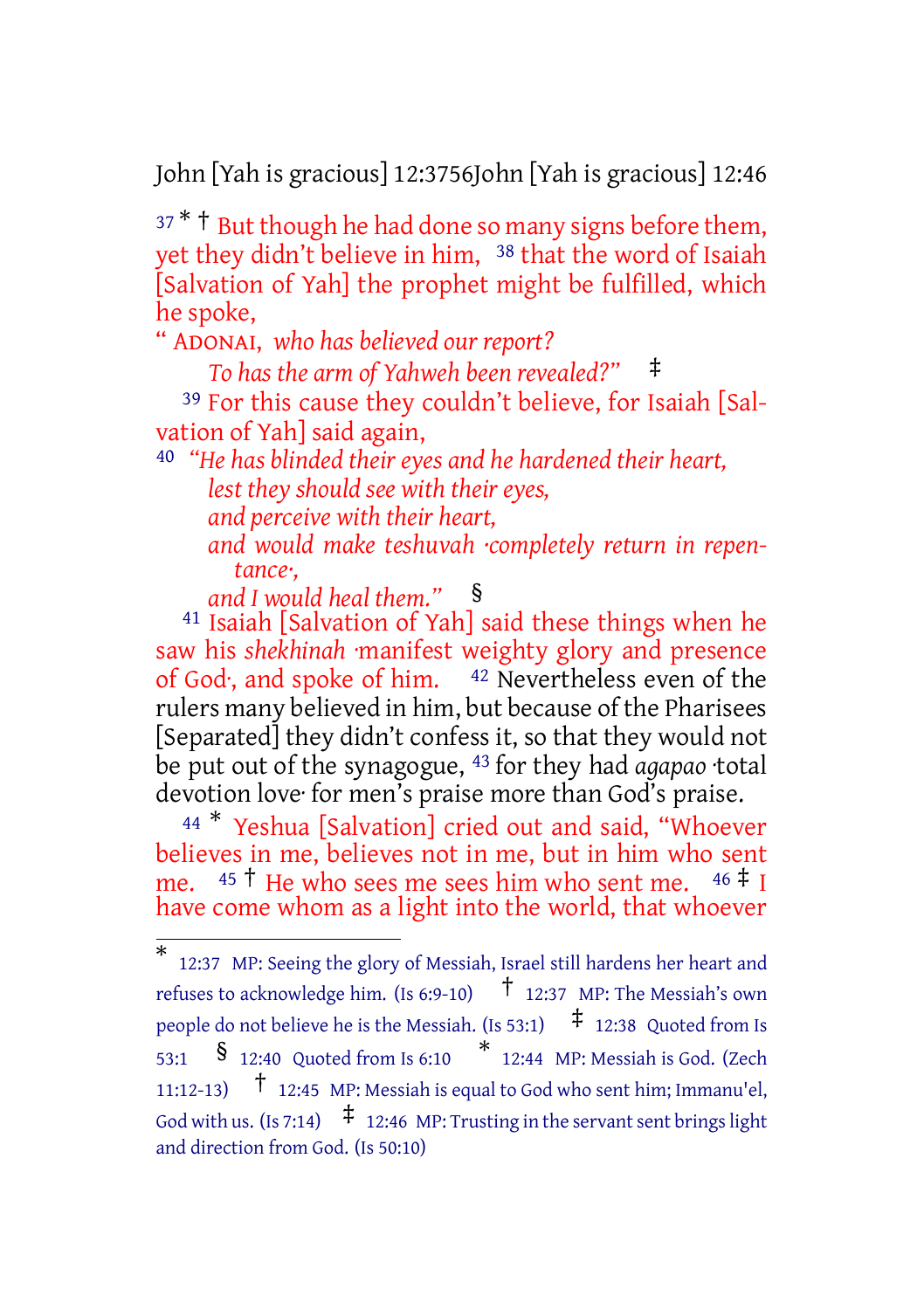[37] * † But though he had done so many signs before them, yet they didn't believe in him, [38] that the word of Isaiah [Salvation of Yah] the prophet might be fulfilled, which he spoke,

" ADONAI, *who has believed our report?*
*To has the arm of Yahweh been revealed?"* ‡

[39] For this cause they couldn't believe, for Isaiah [Salvation of Yah] said again,

[40] *"He has blinded their eyes and he hardened their heart,*
*lest they should see with their eyes,*
*and perceive with their heart,*
*and would make teshuvah ·completely return in repentance·,*
*and I would heal them."* §

[41] Isaiah [Salvation of Yah] said these things when he saw his *shekhinah* ·manifest weighty glory and presence of God·, and spoke of him. [42] Nevertheless even of the rulers many believed in him, but because of the Pharisees [Separated] they didn't confess it, so that they would not be put out of the synagogue, [43] for they had *agapao* ·total devotion love· for men's praise more than God's praise.

[44] * Yeshua [Salvation] cried out and said, "Whoever believes in me, believes not in me, but in him who sent me. [45] † He who sees me sees him who sent me. [46] ‡ I have come whom as a light into the world, that whoever

---

\* 12:37 MP: Seeing the glory of Messiah, Israel still hardens her heart and refuses to acknowledge him. (Is 6:9-10) † 12:37 MP: The Messiah's own people do not believe he is the Messiah. (Is 53:1) ‡ 12:38 Quoted from Is 53:1 § 12:40 Quoted from Is 6:10 \* 12:44 MP: Messiah is God. (Zech 11:12-13) † 12:45 MP: Messiah is equal to God who sent him; Immanu'el, God with us. (Is 7:14) ‡ 12:46 MP: Trusting in the servant sent brings light and direction from God. (Is 50:10)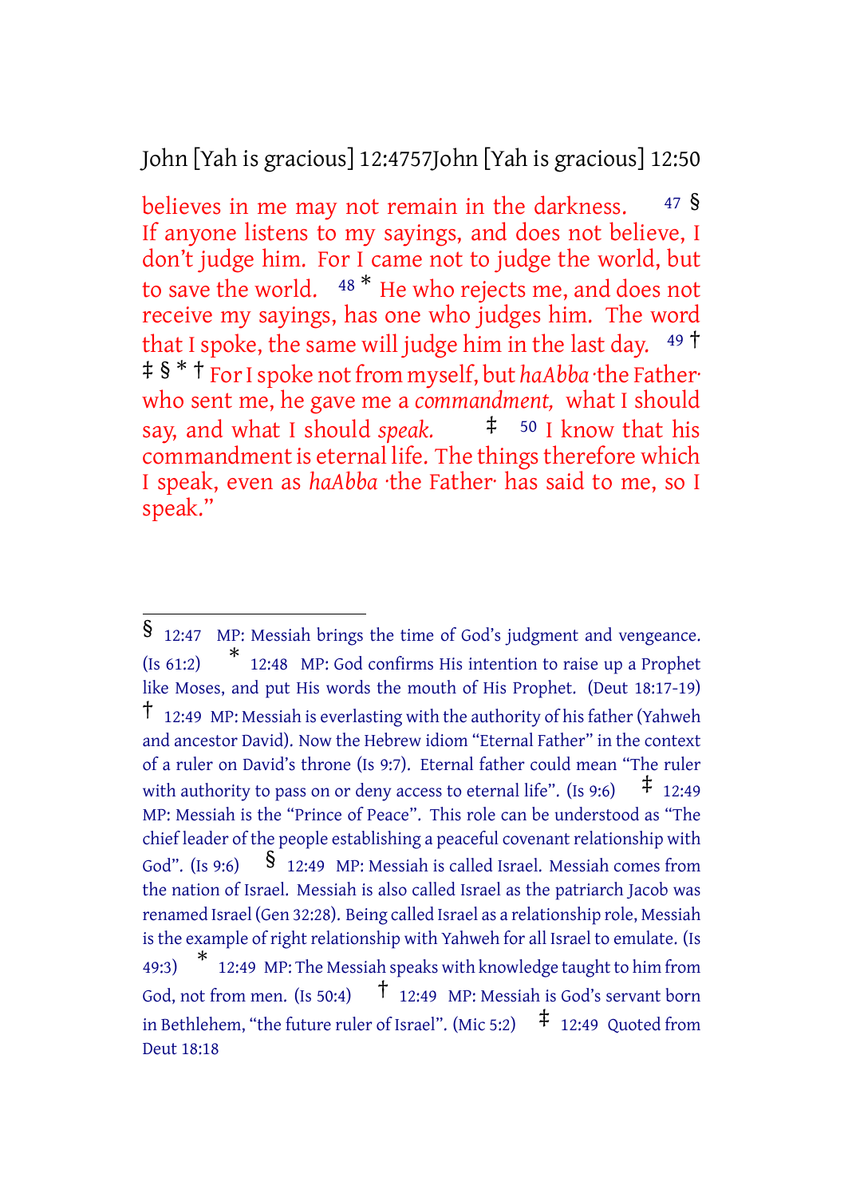believes in me may not remain in the darkness. [47] § If anyone listens to my sayings, and does not believe, I don't judge him. For I came not to judge the world, but to save the world. [48] * He who rejects me, and does not receive my sayings, has one who judges him. The word that I spoke, the same will judge him in the last day. [49] † ‡ § * † For I spoke not from myself, but *haAbba* ·the Father· who sent me, he gave me a *commandment,* what I should say, and what I should *speak.* ‡ [50] I know that his commandment is eternal life. The things therefore which I speak, even as *haAbba* ·the Father· has said to me, so I speak."

---

§ 12:47 MP: Messiah brings the time of God's judgment and vengeance. (Is 61:2) * 12:48 MP: God confirms His intention to raise up a Prophet like Moses, and put His words the mouth of His Prophet. (Deut 18:17-19) † 12:49 MP: Messiah is everlasting with the authority of his father (Yahweh and ancestor David). Now the Hebrew idiom "Eternal Father" in the context of a ruler on David's throne (Is 9:7). Eternal father could mean "The ruler with authority to pass on or deny access to eternal life". (Is 9:6) ‡ 12:49 MP: Messiah is the "Prince of Peace". This role can be understood as "The chief leader of the people establishing a peaceful covenant relationship with God". (Is 9:6) § 12:49 MP: Messiah is called Israel. Messiah comes from the nation of Israel. Messiah is also called Israel as the patriarch Jacob was renamed Israel (Gen 32:28). Being called Israel as a relationship role, Messiah is the example of right relationship with Yahweh for all Israel to emulate. (Is 49:3) * 12:49 MP: The Messiah speaks with knowledge taught to him from God, not from men. (Is 50:4) † 12:49 MP: Messiah is God's servant born in Bethlehem, "the future ruler of Israel". (Mic 5:2) ‡ 12:49 Quoted from Deut 18:18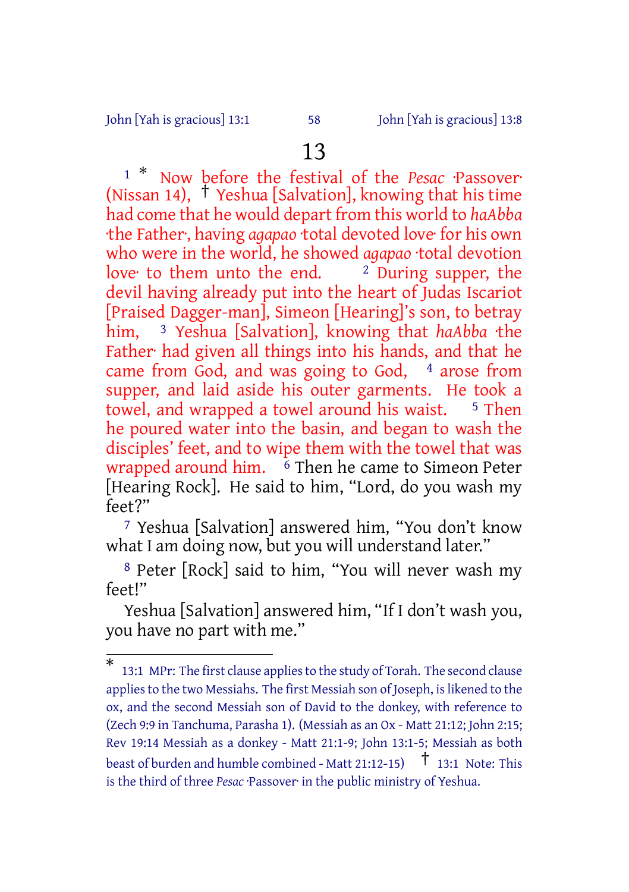# 13

[1] * Now before the festival of the *Pesac* ·Passover· (Nissan 14), † Yeshua [Salvation], knowing that his time had come that he would depart from this world to *haAbba* ·the Father·, having *agapao* ·total devoted love· for his own who were in the world, he showed *agapao* ·total devotion love· to them unto the end. [2] During supper, the devil having already put into the heart of Judas Iscariot [Praised Dagger-man], Simeon [Hearing]'s son, to betray him, [3] Yeshua [Salvation], knowing that *haAbba* ·the Father· had given all things into his hands, and that he came from God, and was going to God, [4] arose from supper, and laid aside his outer garments. He took a towel, and wrapped a towel around his waist. [5] Then he poured water into the basin, and began to wash the disciples' feet, and to wipe them with the towel that was wrapped around him. [6] Then he came to Simeon Peter [Hearing Rock]. He said to him, "Lord, do you wash my feet?"

[7] Yeshua [Salvation] answered him, "You don't know what I am doing now, but you will understand later."

[8] Peter [Rock] said to him, "You will never wash my feet!"

Yeshua [Salvation] answered him, "If I don't wash you, you have no part with me."

---

* 13:1 MPr: The first clause applies to the study of Torah. The second clause applies to the two Messiahs. The first Messiah son of Joseph, is likened to the ox, and the second Messiah son of David to the donkey, with reference to (Zech 9:9 in Tanchuma, Parasha 1). (Messiah as an Ox - Matt 21:12; John 2:15; Rev 19:14 Messiah as a donkey - Matt 21:1-9; John 13:1-5; Messiah as both beast of burden and humble combined - Matt 21:12-15) † 13:1 Note: This is the third of three *Pesac* ·Passover· in the public ministry of Yeshua.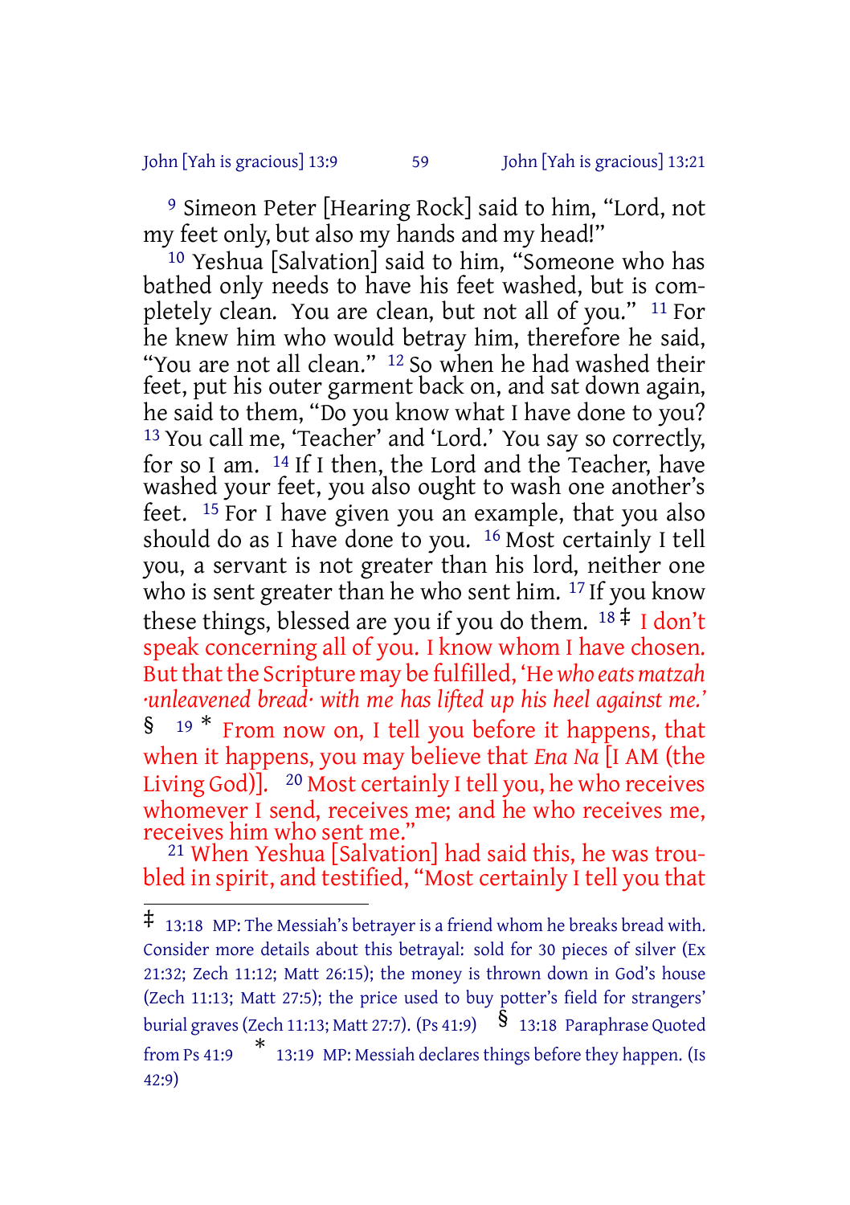[9] Simeon Peter [Hearing Rock] said to him, "Lord, not my feet only, but also my hands and my head!"

[10] Yeshua [Salvation] said to him, "Someone who has bathed only needs to have his feet washed, but is completely clean. You are clean, but not all of you." [11] For he knew him who would betray him, therefore he said, "You are not all clean." [12] So when he had washed their feet, put his outer garment back on, and sat down again, he said to them, "Do you know what I have done to you? [13] You call me, 'Teacher' and 'Lord.' You say so correctly, for so I am. [14] If I then, the Lord and the Teacher, have washed your feet, you also ought to wash one another's feet. [15] For I have given you an example, that you also should do as I have done to you. [16] Most certainly I tell you, a servant is not greater than his lord, neither one who is sent greater than he who sent him. [17] If you know these things, blessed are you if you do them. [18] ‡ I don't speak concerning all of you. I know whom I have chosen. But that the Scripture may be fulfilled, 'He *who eats matzah ·unleavened bread· with me has lifted up his heel against me.'* § [19] * From now on, I tell you before it happens, that when it happens, you may believe that *Ena Na* [I AM (the Living God)]. [20] Most certainly I tell you, he who receives whomever I send, receives me; and he who receives me, receives him who sent me."

[21] When Yeshua [Salvation] had said this, he was troubled in spirit, and testified, "Most certainly I tell you that

---

‡ 13:18 MP: The Messiah's betrayer is a friend whom he breaks bread with. Consider more details about this betrayal: sold for 30 pieces of silver (Ex 21:32; Zech 11:12; Matt 26:15); the money is thrown down in God's house (Zech 11:13; Matt 27:5); the price used to buy potter's field for strangers' burial graves (Zech 11:13; Matt 27:7). (Ps 41:9) § 13:18 Paraphrase Quoted from Ps 41:9 * 13:19 MP: Messiah declares things before they happen. (Is 42:9)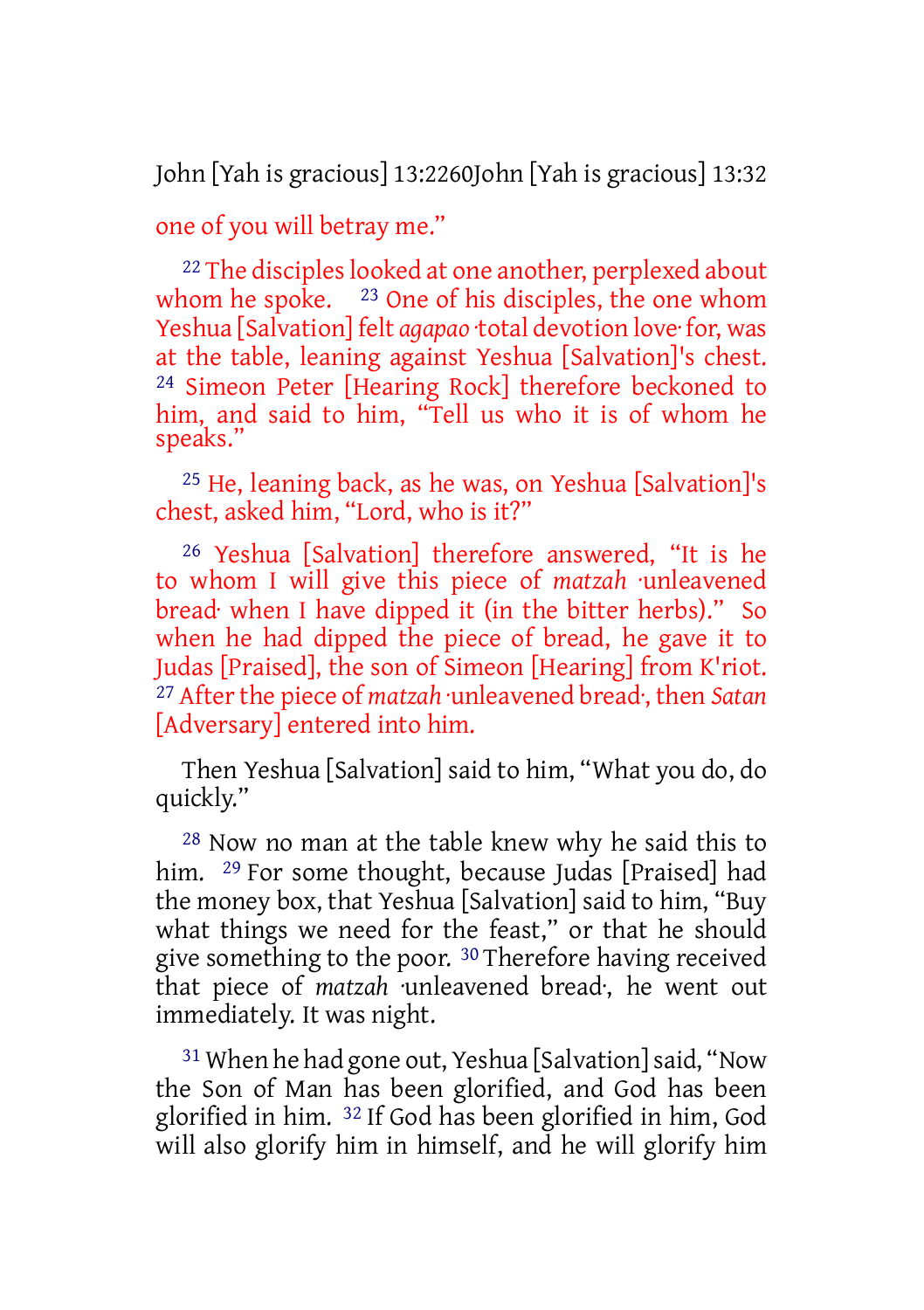one of you will betray me."

[22] The disciples looked at one another, perplexed about whom he spoke. [23] One of his disciples, the one whom Yeshua [Salvation] felt *agapao* ·total devotion love· for, was at the table, leaning against Yeshua [Salvation]'s chest. [24] Simeon Peter [Hearing Rock] therefore beckoned to him, and said to him, "Tell us who it is of whom he speaks."

[25] He, leaning back, as he was, on Yeshua [Salvation]'s chest, asked him, "Lord, who is it?"

[26] Yeshua [Salvation] therefore answered, "It is he to whom I will give this piece of *matzah* ·unleavened bread· when I have dipped it (in the bitter herbs)." So when he had dipped the piece of bread, he gave it to Judas [Praised], the son of Simeon [Hearing] from K'riot. [27] After the piece of *matzah* ·unleavened bread·, then *Satan* [Adversary] entered into him.

Then Yeshua [Salvation] said to him, "What you do, do quickly."

[28] Now no man at the table knew why he said this to him. [29] For some thought, because Judas [Praised] had the money box, that Yeshua [Salvation] said to him, "Buy what things we need for the feast," or that he should give something to the poor. [30] Therefore having received that piece of *matzah* ·unleavened bread·, he went out immediately. It was night.

[31] When he had gone out, Yeshua [Salvation] said, "Now the Son of Man has been glorified, and God has been glorified in him. [32] If God has been glorified in him, God will also glorify him in himself, and he will glorify him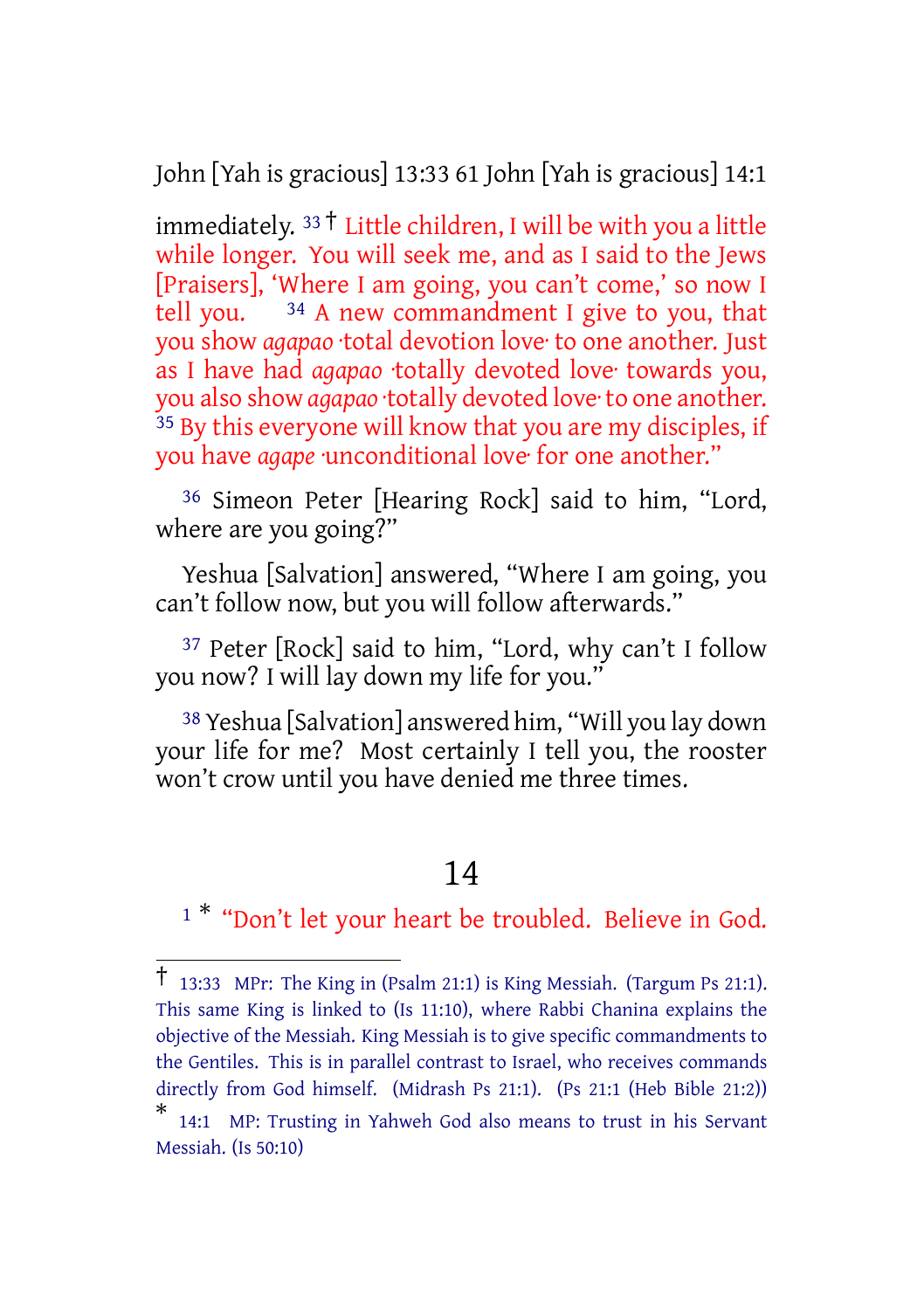immediately. [33] † Little children, I will be with you a little while longer. You will seek me, and as I said to the Jews [Praisers], 'Where I am going, you can't come,' so now I tell you. [34] A new commandment I give to you, that you show *agapao* ·total devotion love· to one another. Just as I have had *agapao* ·totally devoted love· towards you, you also show *agapao* ·totally devoted love· to one another. [35] By this everyone will know that you are my disciples, if you have *agape* ·unconditional love· for one another."

[36] Simeon Peter [Hearing Rock] said to him, "Lord, where are you going?"

Yeshua [Salvation] answered, "Where I am going, you can't follow now, but you will follow afterwards."

[37] Peter [Rock] said to him, "Lord, why can't I follow you now? I will lay down my life for you."

[38] Yeshua [Salvation] answered him, "Will you lay down your life for me? Most certainly I tell you, the rooster won't crow until you have denied me three times.

## 14

[1] * "Don't let your heart be troubled. Believe in God.

---

† 13:33 MPr: The King in (Psalm 21:1) is King Messiah. (Targum Ps 21:1). This same King is linked to (Is 11:10), where Rabbi Chanina explains the objective of the Messiah. King Messiah is to give specific commandments to the Gentiles. This is in parallel contrast to Israel, who receives commands directly from God himself. (Midrash Ps 21:1). (Ps 21:1 (Heb Bible 21:2))

* 14:1 MP: Trusting in Yahweh God also means to trust in his Servant Messiah. (Is 50:10)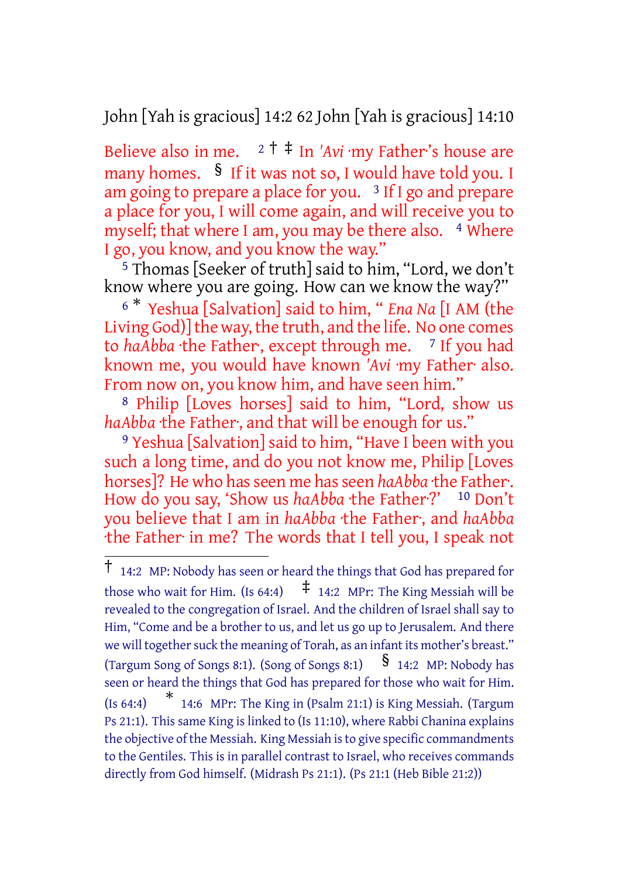Believe also in me. [2] † ‡ In *'Avi* ·my Father·'s house are many homes. § If it was not so, I would have told you. I am going to prepare a place for you. [3] If I go and prepare a place for you, I will come again, and will receive you to myself; that where I am, you may be there also. [4] Where I go, you know, and you know the way."

[5] Thomas [Seeker of truth] said to him, "Lord, we don't know where you are going. How can we know the way?"

[6] * Yeshua [Salvation] said to him, " *Ena Na* [I AM (the Living God)] the way, the truth, and the life. No one comes to *haAbba* ·the Father·, except through me. [7] If you had known me, you would have known *'Avi* ·my Father· also. From now on, you know him, and have seen him."

[8] Philip [Loves horses] said to him, "Lord, show us *haAbba* ·the Father·, and that will be enough for us."

[9] Yeshua [Salvation] said to him, "Have I been with you such a long time, and do you not know me, Philip [Loves horses]? He who has seen me has seen *haAbba* ·the Father·. How do you say, 'Show us *haAbba* ·the Father·?' [10] Don't you believe that I am in *haAbba* ·the Father·, and *haAbba* ·the Father· in me? The words that I tell you, I speak not

---

† 14:2 MP: Nobody has seen or heard the things that God has prepared for those who wait for Him. (Is 64:4) ‡ 14:2 MPr: The King Messiah will be revealed to the congregation of Israel. And the children of Israel shall say to Him, "Come and be a brother to us, and let us go up to Jerusalem. And there we will together suck the meaning of Torah, as an infant its mother's breast." (Targum Song of Songs 8:1). (Song of Songs 8:1) § 14:2 MP: Nobody has seen or heard the things that God has prepared for those who wait for Him. (Is 64:4) * 14:6 MPr: The King in (Psalm 21:1) is King Messiah. (Targum Ps 21:1). This same King is linked to (Is 11:10), where Rabbi Chanina explains the objective of the Messiah. King Messiah is to give specific commandments to the Gentiles. This is in parallel contrast to Israel, who receives commands directly from God himself. (Midrash Ps 21:1). (Ps 21:1 (Heb Bible 21:2))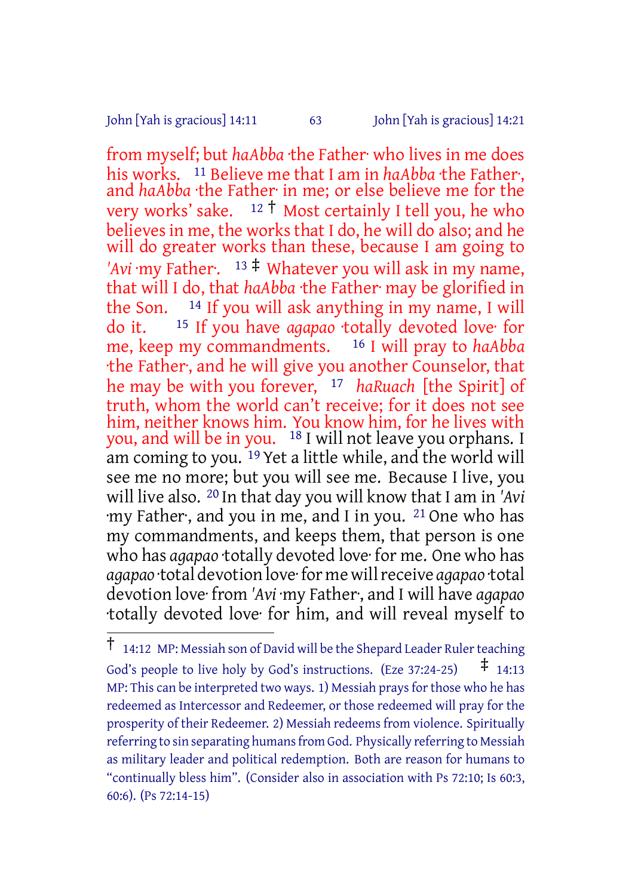from myself; but *haAbba* ·the Father· who lives in me does his works. [11] Believe me that I am in *haAbba* ·the Father·, and *haAbba* ·the Father· in me; or else believe me for the very works' sake. [12] † Most certainly I tell you, he who believes in me, the works that I do, he will do also; and he will do greater works than these, because I am going to *'Avi* ·my Father·. [13] ‡ Whatever you will ask in my name, that will I do, that *haAbba* ·the Father· may be glorified in the Son. [14] If you will ask anything in my name, I will do it. [15] If you have *agapao* ·totally devoted love· for me, keep my commandments. [16] I will pray to *haAbba* ·the Father·, and he will give you another Counselor, that he may be with you forever, [17] *haRuach* [the Spirit] of truth, whom the world can't receive; for it does not see him, neither knows him. You know him, for he lives with you, and will be in you. [18] I will not leave you orphans. I am coming to you. [19] Yet a little while, and the world will see me no more; but you will see me. Because I live, you will live also. [20] In that day you will know that I am in *'Avi* ·my Father·, and you in me, and I in you. [21] One who has my commandments, and keeps them, that person is one who has *agapao* ·totally devoted love· for me. One who has *agapao* ·total devotion love· for me will receive *agapao* ·total devotion love· from *'Avi* ·my Father·, and I will have *agapao* ·totally devoted love· for him, and will reveal myself to

---

† 14:12 MP: Messiah son of David will be the Shepard Leader Ruler teaching God's people to live holy by God's instructions. (Eze 37:24-25) ‡ 14:13 MP: This can be interpreted two ways. 1) Messiah prays for those who he has redeemed as Intercessor and Redeemer, or those redeemed will pray for the prosperity of their Redeemer. 2) Messiah redeems from violence. Spiritually referring to sin separating humans from God. Physically referring to Messiah as military leader and political redemption. Both are reason for humans to "continually bless him". (Consider also in association with Ps 72:10; Is 60:3, 60:6). (Ps 72:14-15)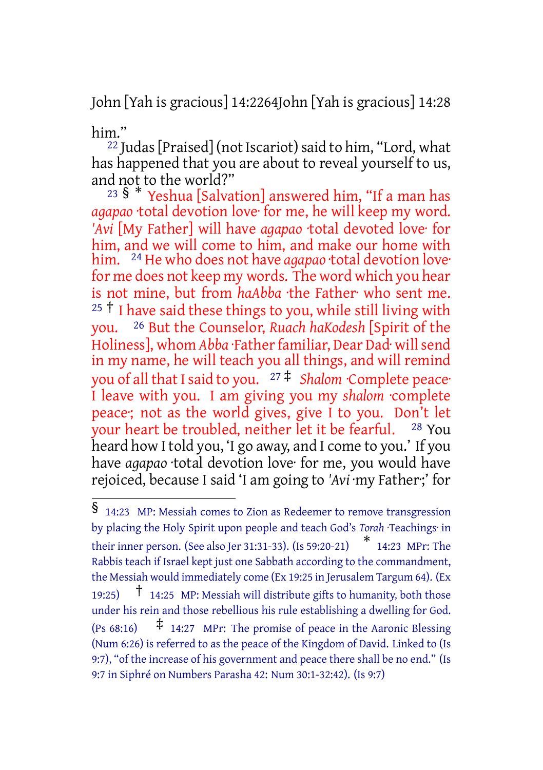him."

[22] Judas [Praised] (not Iscariot) said to him, "Lord, what has happened that you are about to reveal yourself to us, and not to the world?"

[23] § * Yeshua [Salvation] answered him, "If a man has *agapao* ·total devotion love· for me, he will keep my word. *'Avi* [My Father] will have *agapao* ·total devoted love· for him, and we will come to him, and make our home with him. [24] He who does not have *agapao* ·total devotion love· for me does not keep my words. The word which you hear is not mine, but from *haAbba* ·the Father· who sent me. [25] † I have said these things to you, while still living with you. [26] But the Counselor, *Ruach haKodesh* [Spirit of the Holiness], whom *Abba* ·Father familiar, Dear Dad· will send in my name, he will teach you all things, and will remind you of all that I said to you. [27] ‡ *Shalom* ·Complete peace· I leave with you. I am giving you my *shalom* ·complete peace·; not as the world gives, give I to you. Don't let your heart be troubled, neither let it be fearful. [28] You heard how I told you, 'I go away, and I come to you.' If you have *agapao* ·total devotion love· for me, you would have rejoiced, because I said 'I am going to *'Avi* ·my Father·;' for

---

§ 14:23 MP: Messiah comes to Zion as Redeemer to remove transgression by placing the Holy Spirit upon people and teach God's *Torah* ·Teachings· in their inner person. (See also Jer 31:31-33). (Is 59:20-21) * 14:23 MPr: The Rabbis teach if Israel kept just one Sabbath according to the commandment, the Messiah would immediately come (Ex 19:25 in Jerusalem Targum 64). (Ex 19:25) † 14:25 MP: Messiah will distribute gifts to humanity, both those under his rein and those rebellious his rule establishing a dwelling for God. (Ps 68:16) ‡ 14:27 MPr: The promise of peace in the Aaronic Blessing (Num 6:26) is referred to as the peace of the Kingdom of David. Linked to (Is 9:7), "of the increase of his government and peace there shall be no end." (Is 9:7 in Siphré on Numbers Parasha 42: Num 30:1-32:42). (Is 9:7)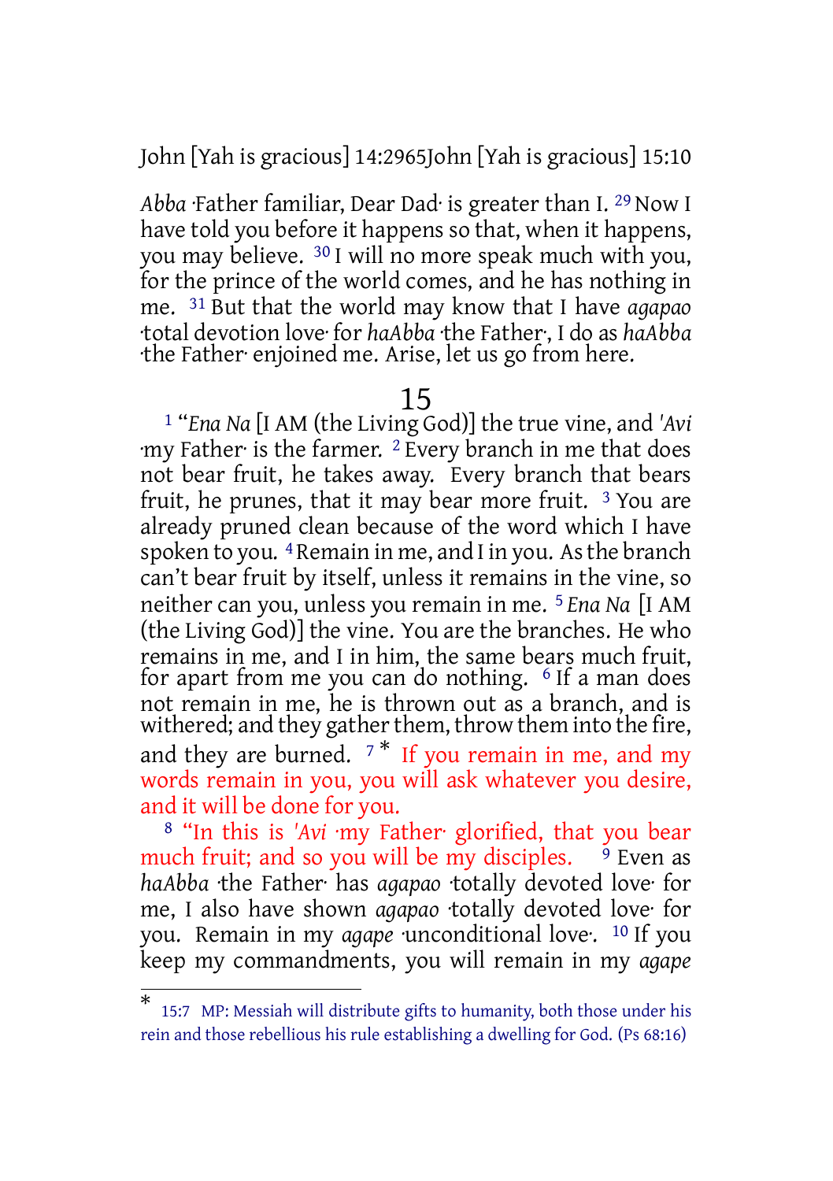*Abba* ·Father familiar, Dear Dad· is greater than I. [29] Now I have told you before it happens so that, when it happens, you may believe. [30] I will no more speak much with you, for the prince of the world comes, and he has nothing in me. [31] But that the world may know that I have *agapao* ·total devotion love· for *haAbba* ·the Father·, I do as *haAbba* ·the Father· enjoined me. Arise, let us go from here.

# 15

[1] "*Ena Na* [I AM (the Living God)] the true vine, and *'Avi* ·my Father· is the farmer. [2] Every branch in me that does not bear fruit, he takes away. Every branch that bears fruit, he prunes, that it may bear more fruit. [3] You are already pruned clean because of the word which I have spoken to you. [4] Remain in me, and I in you. As the branch can't bear fruit by itself, unless it remains in the vine, so neither can you, unless you remain in me. [5] *Ena Na* [I AM (the Living God)] the vine. You are the branches. He who remains in me, and I in him, the same bears much fruit, for apart from me you can do nothing. [6] If a man does not remain in me, he is thrown out as a branch, and is withered; and they gather them, throw them into the fire, and they are burned. [7] * If you remain in me, and my words remain in you, you will ask whatever you desire, and it will be done for you.

[8] "In this is *'Avi* ·my Father· glorified, that you bear much fruit; and so you will be my disciples. [9] Even as *haAbba* ·the Father· has *agapao* ·totally devoted love· for me, I also have shown *agapao* ·totally devoted love· for you. Remain in my *agape* ·unconditional love·. [10] If you keep my commandments, you will remain in my *agape*

---

* 15:7 MP: Messiah will distribute gifts to humanity, both those under his rein and those rebellious his rule establishing a dwelling for God. (Ps 68:16)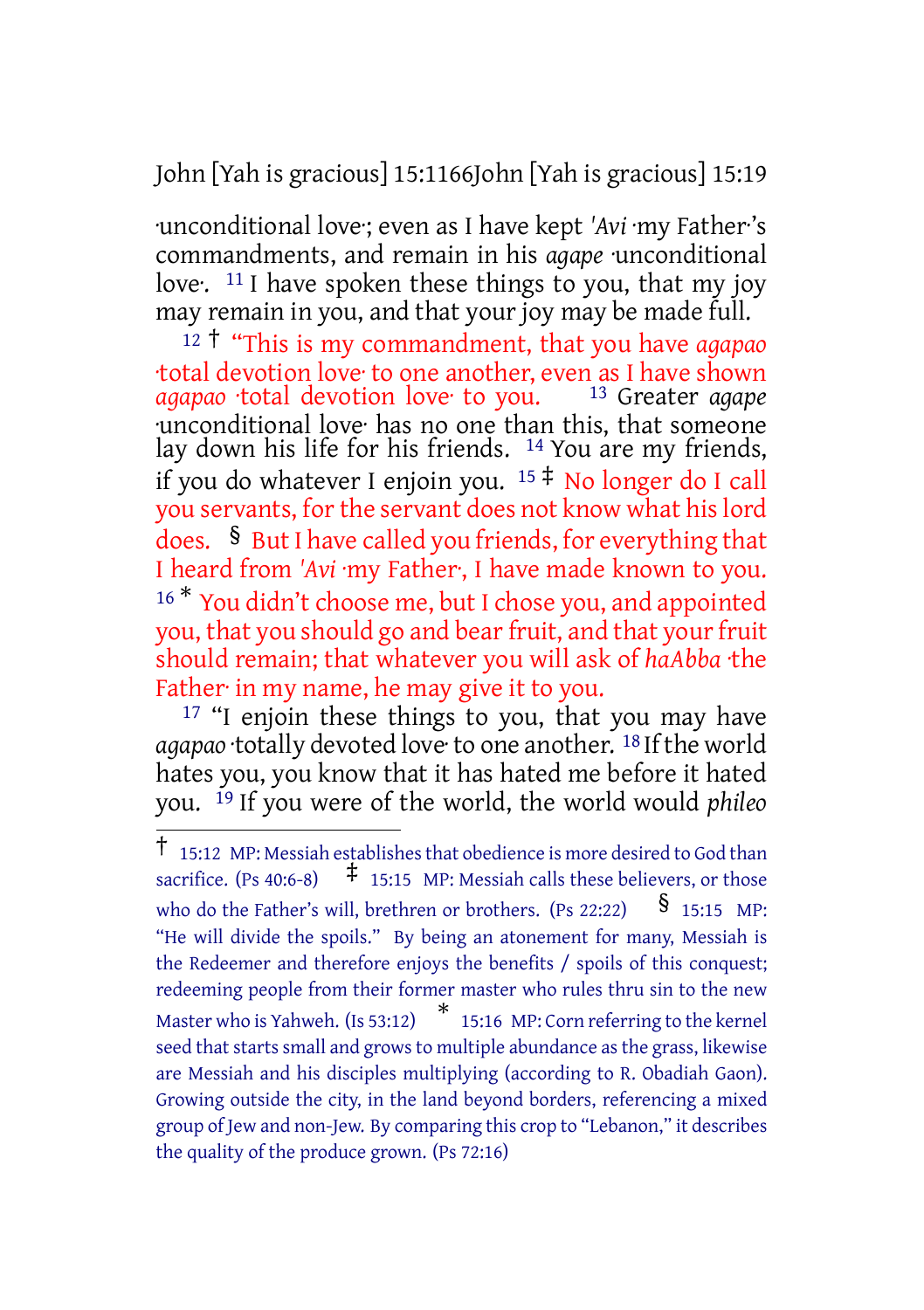·unconditional love·; even as I have kept *'Avi* ·my Father·'s commandments, and remain in his *agape* ·unconditional love·. [11] I have spoken these things to you, that my joy may remain in you, and that your joy may be made full.

[12] † "This is my commandment, that you have *agapao* ·total devotion love· to one another, even as I have shown *agapao* ·total devotion love· to you. [13] Greater *agape* ·unconditional love· has no one than this, that someone lay down his life for his friends. [14] You are my friends, if you do whatever I enjoin you. [15] ‡ No longer do I call you servants, for the servant does not know what his lord does. § But I have called you friends, for everything that I heard from *'Avi* ·my Father·, I have made known to you. [16] * You didn't choose me, but I chose you, and appointed you, that you should go and bear fruit, and that your fruit should remain; that whatever you will ask of *haAbba* ·the Father· in my name, he may give it to you.

[17] "I enjoin these things to you, that you may have *agapao* ·totally devoted love· to one another. [18] If the world hates you, you know that it has hated me before it hated you. [19] If you were of the world, the world would *phileo*

---

† 15:12 MP: Messiah establishes that obedience is more desired to God than sacrifice. (Ps 40:6-8) ‡ 15:15 MP: Messiah calls these believers, or those who do the Father's will, brethren or brothers. (Ps 22:22) § 15:15 MP: "He will divide the spoils." By being an atonement for many, Messiah is the Redeemer and therefore enjoys the benefits / spoils of this conquest; redeeming people from their former master who rules thru sin to the new Master who is Yahweh. (Is 53:12) * 15:16 MP: Corn referring to the kernel seed that starts small and grows to multiple abundance as the grass, likewise are Messiah and his disciples multiplying (according to R. Obadiah Gaon). Growing outside the city, in the land beyond borders, referencing a mixed group of Jew and non-Jew. By comparing this crop to "Lebanon," it describes the quality of the produce grown. (Ps 72:16)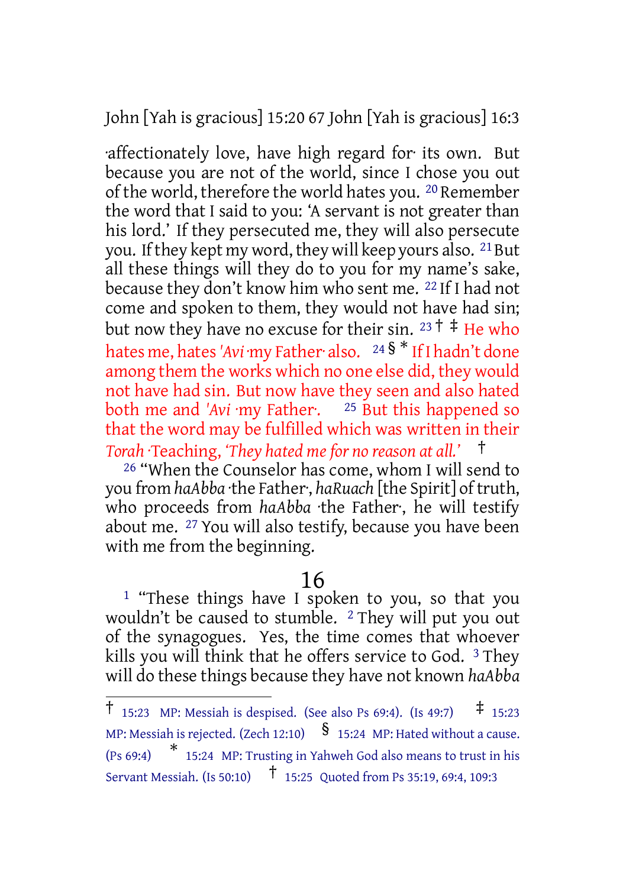·affectionately love, have high regard for· its own. But because you are not of the world, since I chose you out of the world, therefore the world hates you. [20] Remember the word that I said to you: 'A servant is not greater than his lord.' If they persecuted me, they will also persecute you. If they kept my word, they will keep yours also. [21] But all these things will they do to you for my name's sake, because they don't know him who sent me. [22] If I had not come and spoken to them, they would not have had sin; but now they have no excuse for their sin. [23] † ‡ He who hates me, hates *'Avi* ·my Father· also. [24] § * If I hadn't done among them the works which no one else did, they would not have had sin. But now have they seen and also hated both me and *'Avi* ·my Father·. [25] But this happened so that the word may be fulfilled which was written in their *Torah* ·Teaching, *'They hated me for no reason at all.'* †

[26] "When the Counselor has come, whom I will send to you from *haAbba* ·the Father·, *haRuach* [the Spirit] of truth, who proceeds from *haAbba* ·the Father·, he will testify about me. [27] You will also testify, because you have been with me from the beginning.

## 16

[1] "These things have I spoken to you, so that you wouldn't be caused to stumble. [2] They will put you out of the synagogues. Yes, the time comes that whoever kills you will think that he offers service to God. [3] They will do these things because they have not known *haAbba*

---

† 15:23 MP: Messiah is despised. (See also Ps 69:4). (Is 49:7) ‡ 15:23 MP: Messiah is rejected. (Zech 12:10) § 15:24 MP: Hated without a cause. (Ps 69:4) * 15:24 MP: Trusting in Yahweh God also means to trust in his Servant Messiah. (Is 50:10) † 15:25 Quoted from Ps 35:19, 69:4, 109:3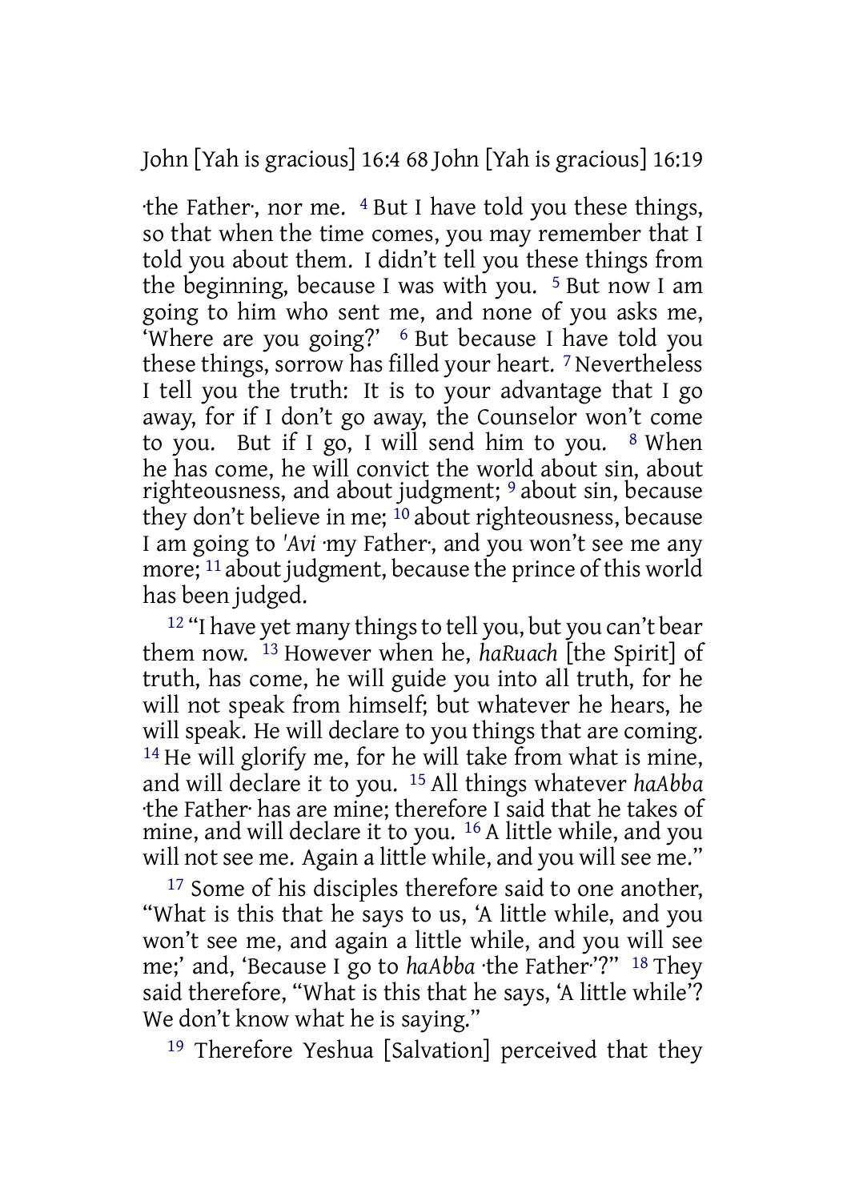·the Father·, nor me. 4 But I have told you these things, so that when the time comes, you may remember that I told you about them. I didn't tell you these things from the beginning, because I was with you. 5 But now I am going to him who sent me, and none of you asks me, 'Where are you going?' 6 But because I have told you these things, sorrow has filled your heart. 7 Nevertheless I tell you the truth: It is to your advantage that I go away, for if I don't go away, the Counselor won't come to you. But if I go, I will send him to you. 8 When he has come, he will convict the world about sin, about righteousness, and about judgment; 9 about sin, because they don't believe in me; 10 about righteousness, because I am going to *'Avi* ·my Father·, and you won't see me any more; 11 about judgment, because the prince of this world has been judged.

12 "I have yet many things to tell you, but you can't bear them now. 13 However when he, *haRuach* [the Spirit] of truth, has come, he will guide you into all truth, for he will not speak from himself; but whatever he hears, he will speak. He will declare to you things that are coming. 14 He will glorify me, for he will take from what is mine, and will declare it to you. 15 All things whatever *haAbba* ·the Father· has are mine; therefore I said that he takes of mine, and will declare it to you. 16 A little while, and you will not see me. Again a little while, and you will see me."

17 Some of his disciples therefore said to one another, "What is this that he says to us, 'A little while, and you won't see me, and again a little while, and you will see me;' and, 'Because I go to *haAbba* ·the Father·'?" 18 They said therefore, "What is this that he says, 'A little while'? We don't know what he is saying."

19 Therefore Yeshua [Salvation] perceived that they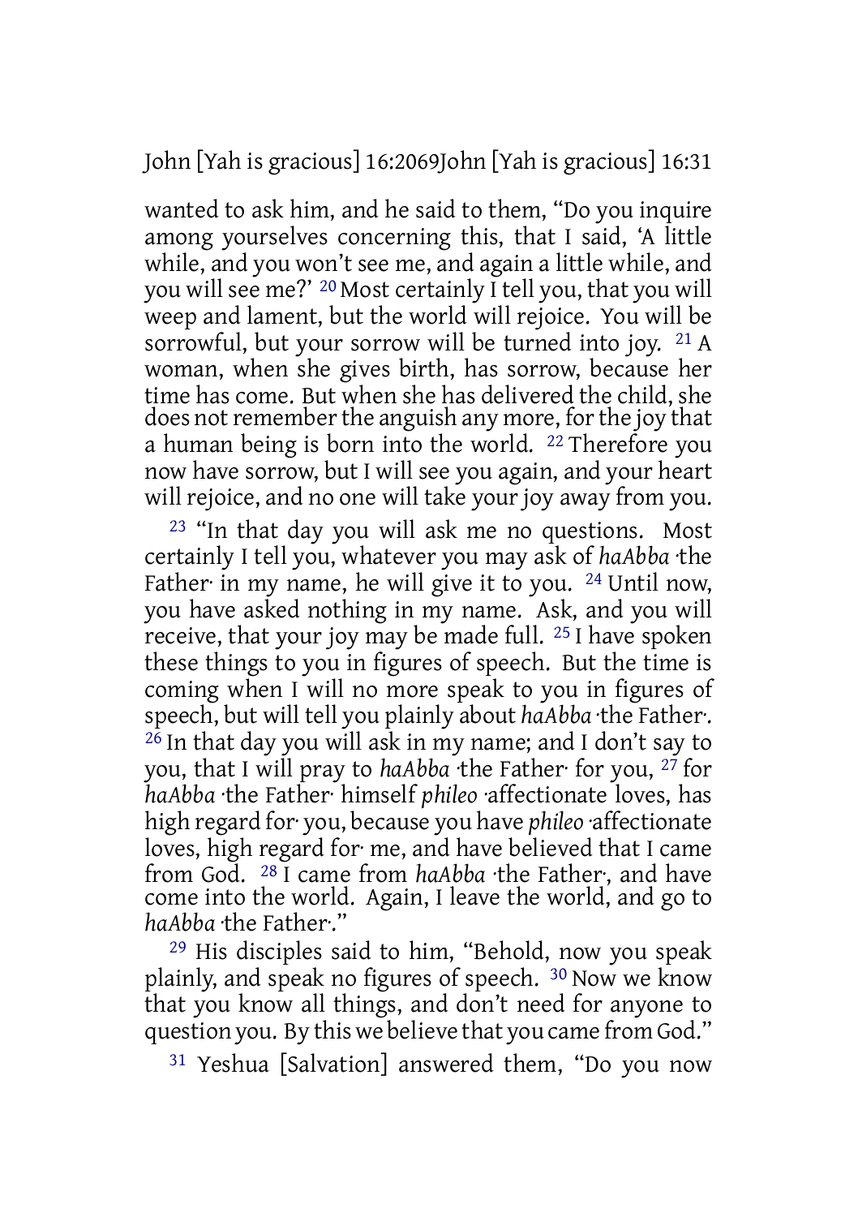wanted to ask him, and he said to them, "Do you inquire among yourselves concerning this, that I said, 'A little while, and you won't see me, and again a little while, and you will see me?' [20] Most certainly I tell you, that you will weep and lament, but the world will rejoice. You will be sorrowful, but your sorrow will be turned into joy. [21] A woman, when she gives birth, has sorrow, because her time has come. But when she has delivered the child, she does not remember the anguish any more, for the joy that a human being is born into the world. [22] Therefore you now have sorrow, but I will see you again, and your heart will rejoice, and no one will take your joy away from you.

[23] "In that day you will ask me no questions. Most certainly I tell you, whatever you may ask of *haAbba* ·the Father· in my name, he will give it to you. [24] Until now, you have asked nothing in my name. Ask, and you will receive, that your joy may be made full. [25] I have spoken these things to you in figures of speech. But the time is coming when I will no more speak to you in figures of speech, but will tell you plainly about *haAbba* ·the Father·. [26] In that day you will ask in my name; and I don't say to you, that I will pray to *haAbba* ·the Father· for you, [27] for *haAbba* ·the Father· himself *phileo* ·affectionate loves, has high regard for· you, because you have *phileo* ·affectionate loves, high regard for· me, and have believed that I came from God. [28] I came from *haAbba* ·the Father·, and have come into the world. Again, I leave the world, and go to *haAbba* ·the Father·."

[29] His disciples said to him, "Behold, now you speak plainly, and speak no figures of speech. [30] Now we know that you know all things, and don't need for anyone to question you. By this we believe that you came from God."

[31] Yeshua [Salvation] answered them, "Do you now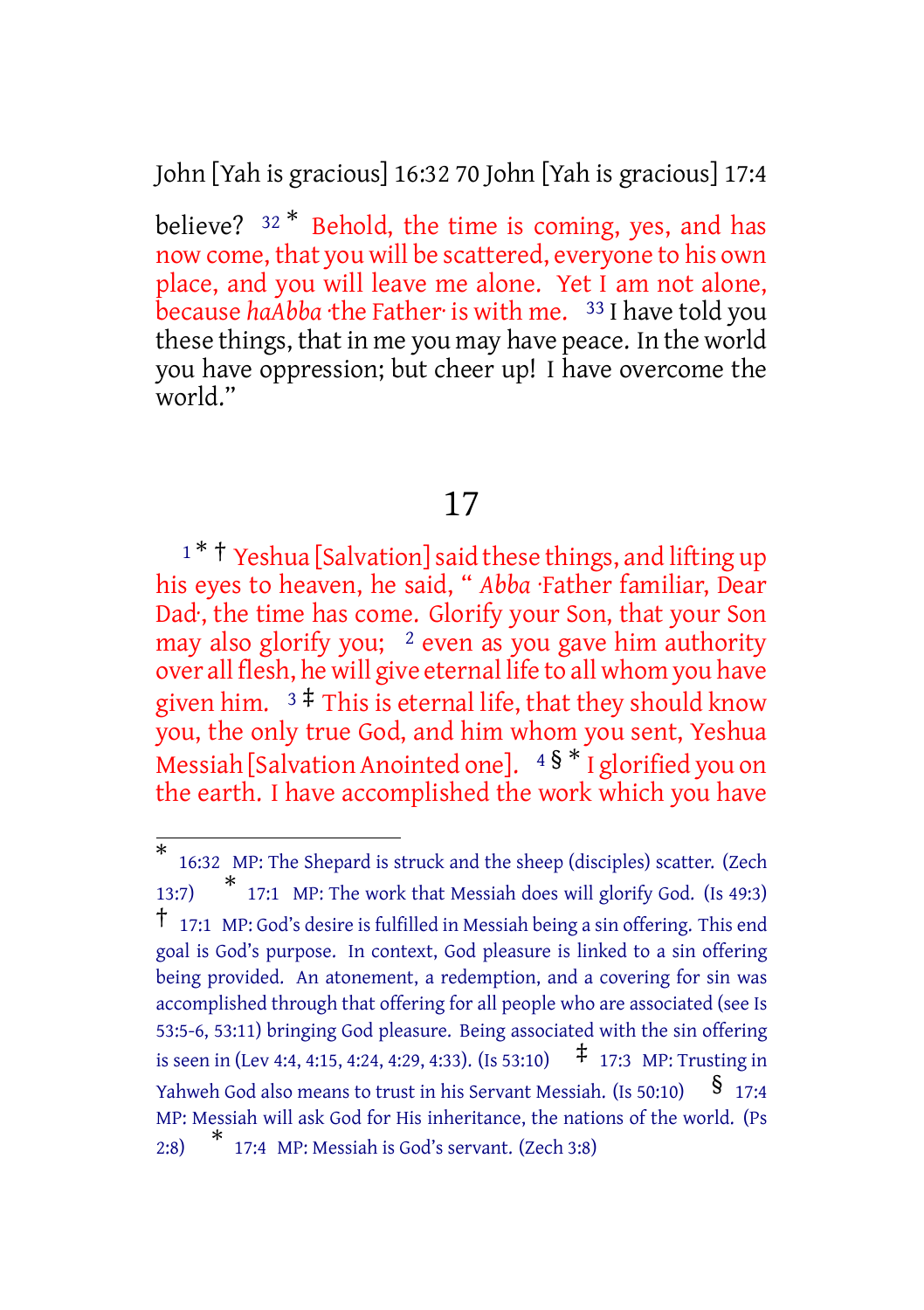believe? [32] * Behold, the time is coming, yes, and has now come, that you will be scattered, everyone to his own place, and you will leave me alone. Yet I am not alone, because *haAbba* ·the Father· is with me. [33] I have told you these things, that in me you may have peace. In the world you have oppression; but cheer up! I have overcome the world."

## 17

[1] * † Yeshua [Salvation] said these things, and lifting up his eyes to heaven, he said, " *Abba* ·Father familiar, Dear Dad·, the time has come. Glorify your Son, that your Son may also glorify you; [2] even as you gave him authority over all flesh, he will give eternal life to all whom you have given him. [3] ‡ This is eternal life, that they should know you, the only true God, and him whom you sent, Yeshua Messiah [Salvation Anointed one]. [4] § * I glorified you on the earth. I have accomplished the work which you have

---

* 16:32 MP: The Shepard is struck and the sheep (disciples) scatter. (Zech 13:7) * 17:1 MP: The work that Messiah does will glorify God. (Is 49:3) † 17:1 MP: God's desire is fulfilled in Messiah being a sin offering. This end goal is God's purpose. In context, God pleasure is linked to a sin offering being provided. An atonement, a redemption, and a covering for sin was accomplished through that offering for all people who are associated (see Is 53:5-6, 53:11) bringing God pleasure. Being associated with the sin offering is seen in (Lev 4:4, 4:15, 4:24, 4:29, 4:33). (Is 53:10) ‡ 17:3 MP: Trusting in Yahweh God also means to trust in his Servant Messiah. (Is 50:10) § 17:4 MP: Messiah will ask God for His inheritance, the nations of the world. (Ps 2:8) * 17:4 MP: Messiah is God's servant. (Zech 3:8)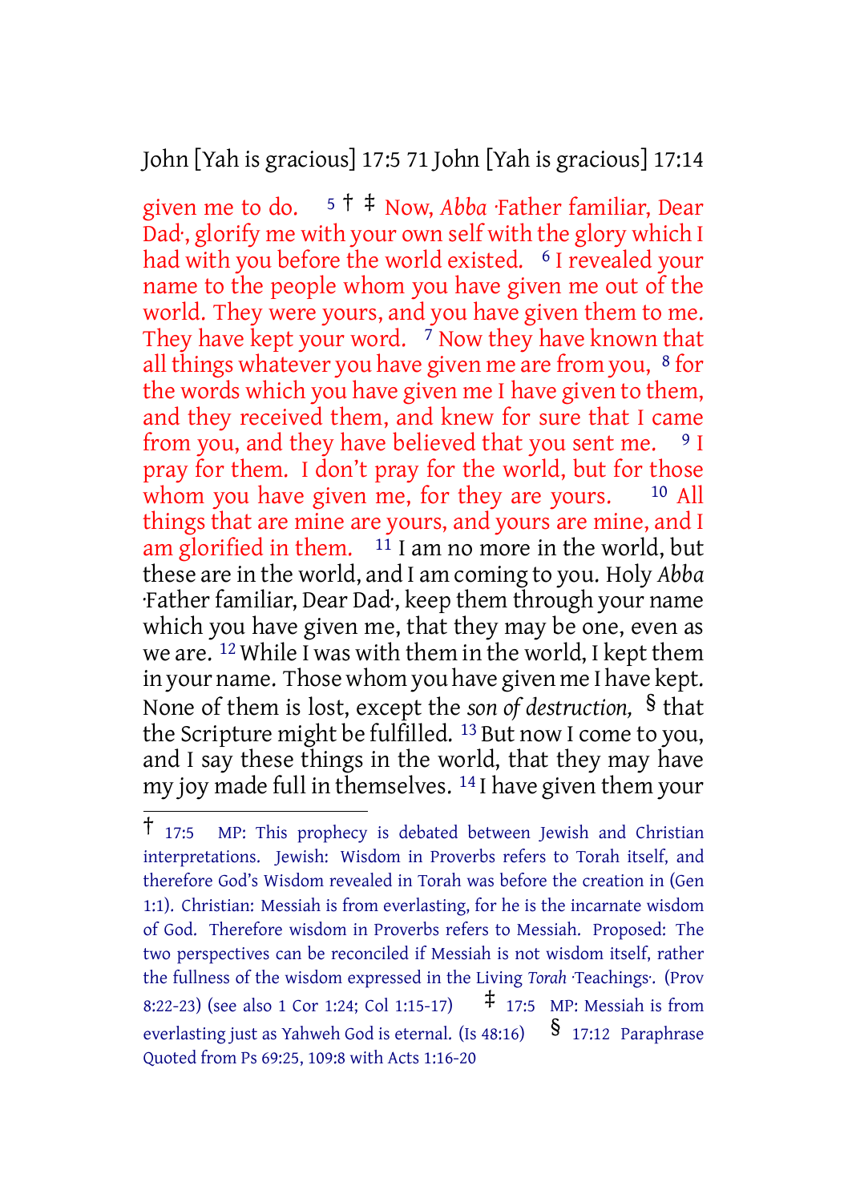given me to do. [5] † ‡ Now, *Abba* ·Father familiar, Dear Dad·, glorify me with your own self with the glory which I had with you before the world existed. [6] I revealed your name to the people whom you have given me out of the world. They were yours, and you have given them to me. They have kept your word. [7] Now they have known that all things whatever you have given me are from you, [8] for the words which you have given me I have given to them, and they received them, and knew for sure that I came from you, and they have believed that you sent me. [9] I pray for them. I don't pray for the world, but for those whom you have given me, for they are yours. [10] All things that are mine are yours, and yours are mine, and I am glorified in them. [11] I am no more in the world, but these are in the world, and I am coming to you. Holy *Abba* ·Father familiar, Dear Dad·, keep them through your name which you have given me, that they may be one, even as we are. [12] While I was with them in the world, I kept them in your name. Those whom you have given me I have kept. None of them is lost, except the *son of destruction,* § that the Scripture might be fulfilled. [13] But now I come to you, and I say these things in the world, that they may have my joy made full in themselves. [14] I have given them your

---

† 17:5 MP: This prophecy is debated between Jewish and Christian interpretations. Jewish: Wisdom in Proverbs refers to Torah itself, and therefore God's Wisdom revealed in Torah was before the creation in (Gen 1:1). Christian: Messiah is from everlasting, for he is the incarnate wisdom of God. Therefore wisdom in Proverbs refers to Messiah. Proposed: The two perspectives can be reconciled if Messiah is not wisdom itself, rather the fullness of the wisdom expressed in the Living *Torah* ·Teachings·. (Prov 8:22-23) (see also 1 Cor 1:24; Col 1:15-17) ‡ 17:5 MP: Messiah is from everlasting just as Yahweh God is eternal. (Is 48:16) § 17:12 Paraphrase Quoted from Ps 69:25, 109:8 with Acts 1:16-20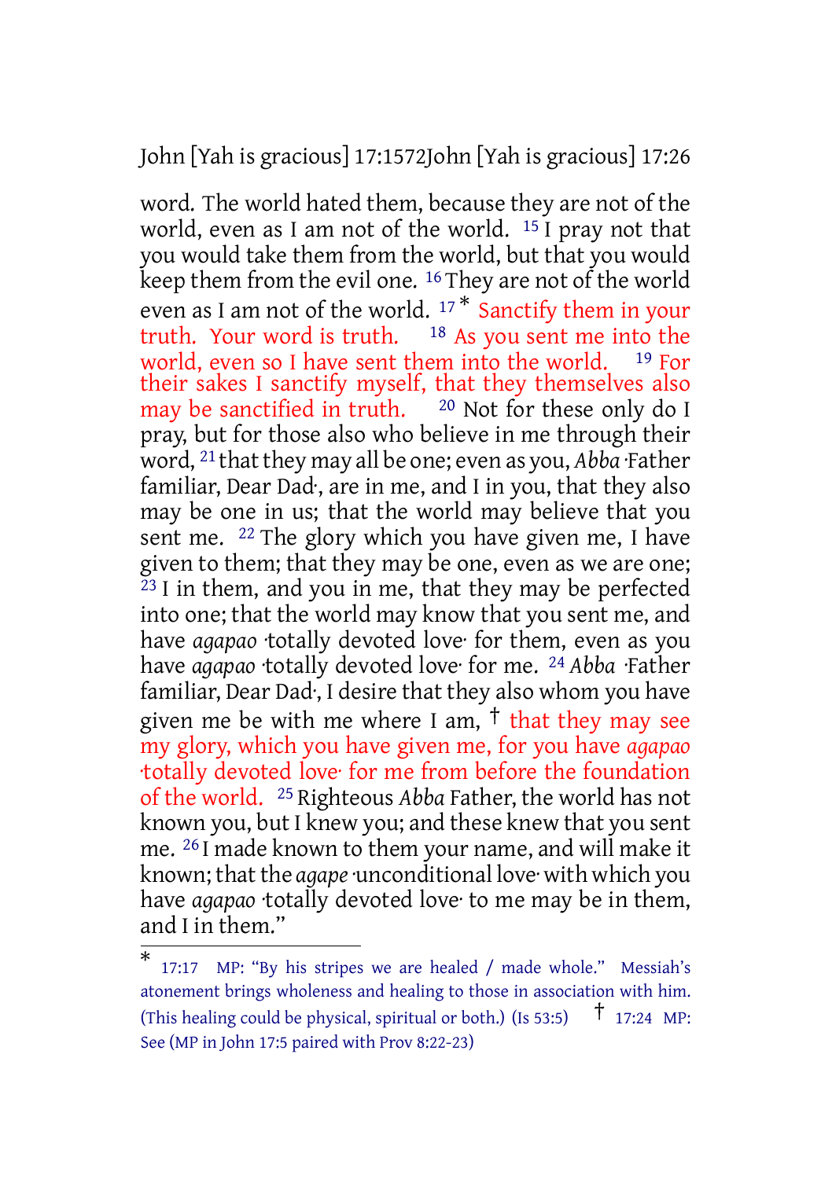word. The world hated them, because they are not of the world, even as I am not of the world. [15] I pray not that you would take them from the world, but that you would keep them from the evil one. [16] They are not of the world even as I am not of the world. [17] * Sanctify them in your truth. Your word is truth. [18] As you sent me into the world, even so I have sent them into the world. [19] For their sakes I sanctify myself, that they themselves also may be sanctified in truth. [20] Not for these only do I pray, but for those also who believe in me through their word, [21] that they may all be one; even as you, *Abba* ·Father familiar, Dear Dad·, are in me, and I in you, that they also may be one in us; that the world may believe that you sent me. [22] The glory which you have given me, I have given to them; that they may be one, even as we are one; [23] I in them, and you in me, that they may be perfected into one; that the world may know that you sent me, and have *agapao* ·totally devoted love· for them, even as you have *agapao* ·totally devoted love· for me. [24] *Abba* ·Father familiar, Dear Dad·, I desire that they also whom you have given me be with me where I am, † that they may see my glory, which you have given me, for you have *agapao* ·totally devoted love· for me from before the foundation of the world. [25] Righteous *Abba* Father, the world has not known you, but I knew you; and these knew that you sent me. [26] I made known to them your name, and will make it known; that the *agape* ·unconditional love· with which you have *agapao* ·totally devoted love· to me may be in them, and I in them."

---

\* 17:17 MP: "By his stripes we are healed / made whole." Messiah's atonement brings wholeness and healing to those in association with him. (This healing could be physical, spiritual or both.) (Is 53:5) † 17:24 MP: See (MP in John 17:5 paired with Prov 8:22-23)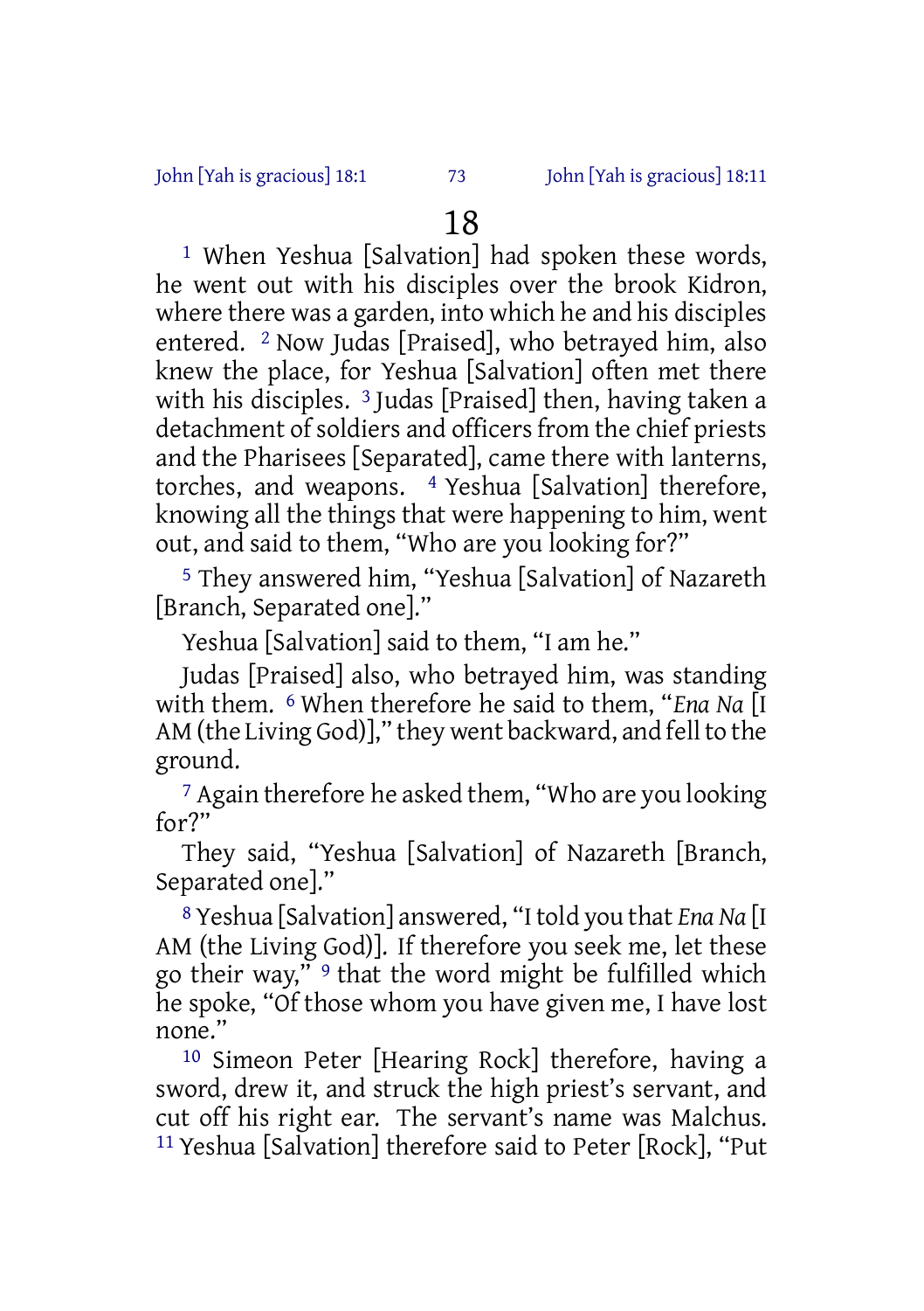# 18

[1] When Yeshua [Salvation] had spoken these words, he went out with his disciples over the brook Kidron, where there was a garden, into which he and his disciples entered. [2] Now Judas [Praised], who betrayed him, also knew the place, for Yeshua [Salvation] often met there with his disciples. [3] Judas [Praised] then, having taken a detachment of soldiers and officers from the chief priests and the Pharisees [Separated], came there with lanterns, torches, and weapons. [4] Yeshua [Salvation] therefore, knowing all the things that were happening to him, went out, and said to them, "Who are you looking for?"

[5] They answered him, "Yeshua [Salvation] of Nazareth [Branch, Separated one]."

Yeshua [Salvation] said to them, "I am he."

Judas [Praised] also, who betrayed him, was standing with them. [6] When therefore he said to them, "*Ena Na* [I AM (the Living God)]," they went backward, and fell to the ground.

[7] Again therefore he asked them, "Who are you looking for?"

They said, "Yeshua [Salvation] of Nazareth [Branch, Separated one]."

[8] Yeshua [Salvation] answered, "I told you that *Ena Na* [I AM (the Living God)]. If therefore you seek me, let these go their way," [9] that the word might be fulfilled which he spoke, "Of those whom you have given me, I have lost none."

[10] Simeon Peter [Hearing Rock] therefore, having a sword, drew it, and struck the high priest's servant, and cut off his right ear. The servant's name was Malchus. [11] Yeshua [Salvation] therefore said to Peter [Rock], "Put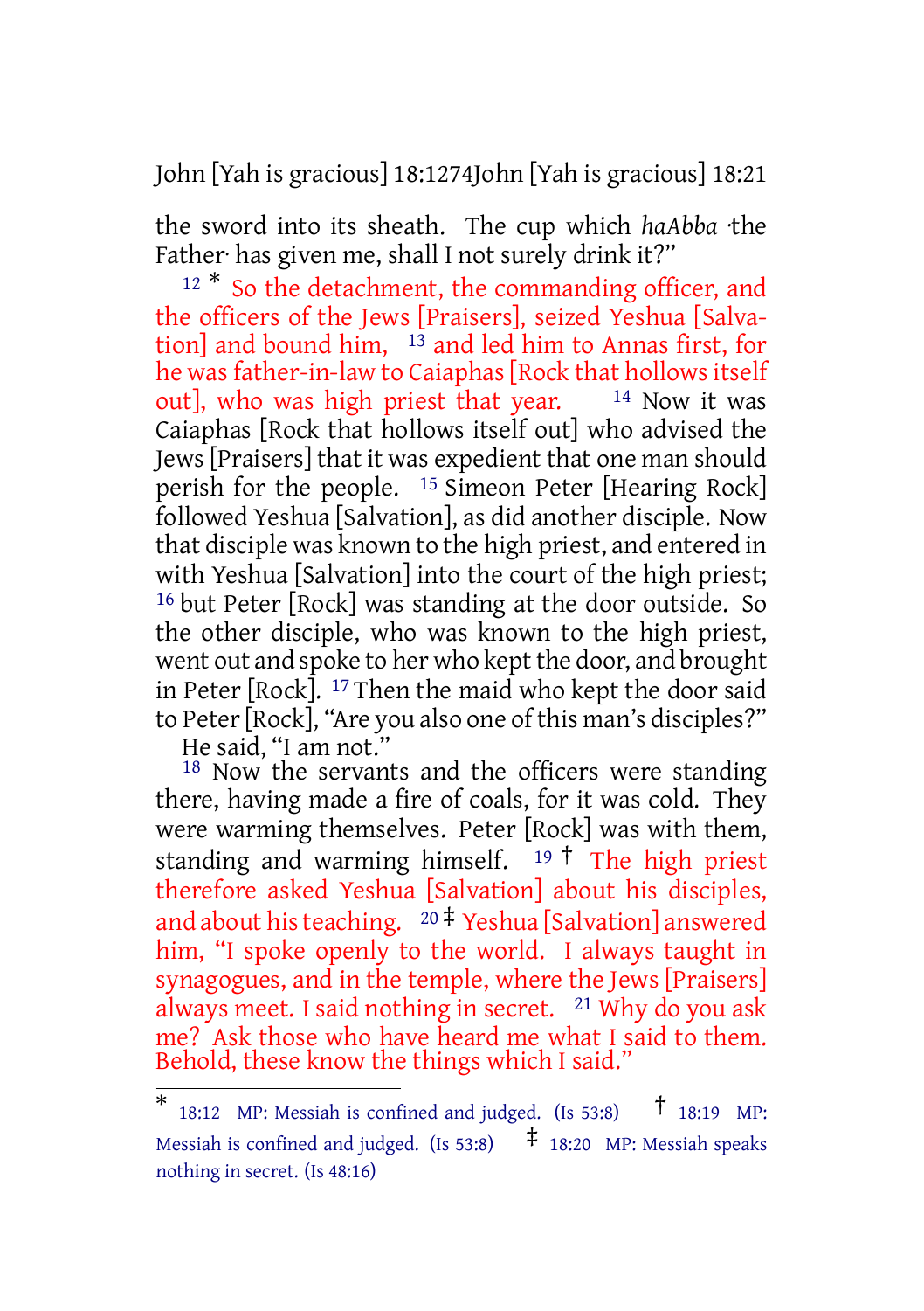the sword into its sheath. The cup which *haAbba* ·the Father· has given me, shall I not surely drink it?"

[12] * So the detachment, the commanding officer, and the officers of the Jews [Praisers], seized Yeshua [Salvation] and bound him, [13] and led him to Annas first, for he was father-in-law to Caiaphas [Rock that hollows itself out], who was high priest that year. [14] Now it was Caiaphas [Rock that hollows itself out] who advised the Jews [Praisers] that it was expedient that one man should perish for the people. [15] Simeon Peter [Hearing Rock] followed Yeshua [Salvation], as did another disciple. Now that disciple was known to the high priest, and entered in with Yeshua [Salvation] into the court of the high priest; [16] but Peter [Rock] was standing at the door outside. So the other disciple, who was known to the high priest, went out and spoke to her who kept the door, and brought in Peter [Rock]. [17] Then the maid who kept the door said to Peter [Rock], "Are you also one of this man's disciples?"

He said, "I am not."

[18] Now the servants and the officers were standing there, having made a fire of coals, for it was cold. They were warming themselves. Peter [Rock] was with them, standing and warming himself. [19] † The high priest therefore asked Yeshua [Salvation] about his disciples, and about his teaching. [20] ‡ Yeshua [Salvation] answered him, "I spoke openly to the world. I always taught in synagogues, and in the temple, where the Jews [Praisers] always meet. I said nothing in secret. [21] Why do you ask me? Ask those who have heard me what I said to them. Behold, these know the things which I said."

---

\* 18:12 MP: Messiah is confined and judged. (Is 53:8) † 18:19 MP: Messiah is confined and judged. (Is 53:8) ‡ 18:20 MP: Messiah speaks nothing in secret. (Is 48:16)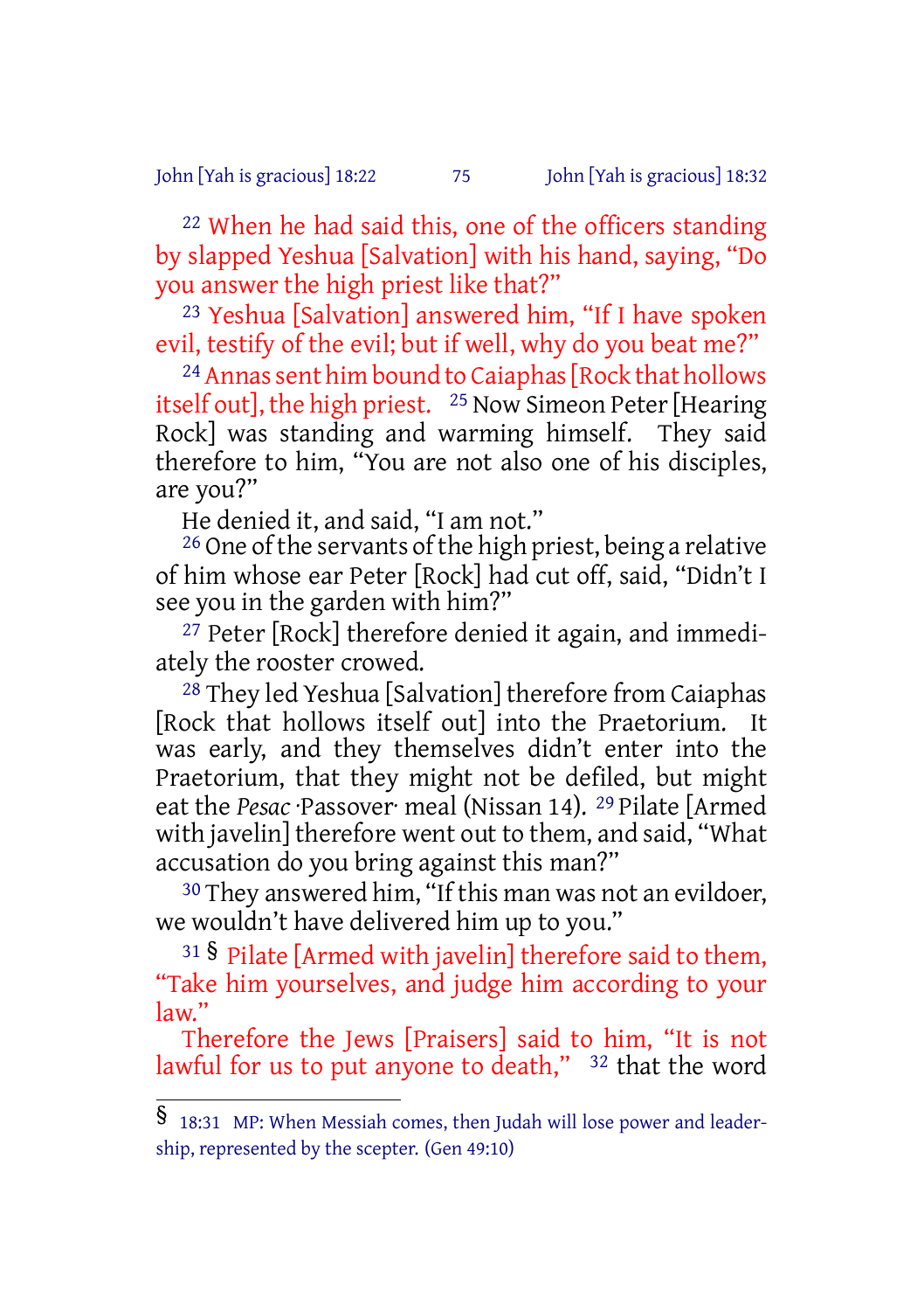[22] When he had said this, one of the officers standing by slapped Yeshua [Salvation] with his hand, saying, "Do you answer the high priest like that?"

[23] Yeshua [Salvation] answered him, "If I have spoken evil, testify of the evil; but if well, why do you beat me?"

[24] Annas sent him bound to Caiaphas [Rock that hollows itself out], the high priest. [25] Now Simeon Peter [Hearing Rock] was standing and warming himself. They said therefore to him, "You are not also one of his disciples, are you?"

He denied it, and said, "I am not."

[26] One of the servants of the high priest, being a relative of him whose ear Peter [Rock] had cut off, said, "Didn't I see you in the garden with him?"

[27] Peter [Rock] therefore denied it again, and immediately the rooster crowed.

[28] They led Yeshua [Salvation] therefore from Caiaphas [Rock that hollows itself out] into the Praetorium. It was early, and they themselves didn't enter into the Praetorium, that they might not be defiled, but might eat the *Pesac* ·Passover· meal (Nissan 14). [29] Pilate [Armed with javelin] therefore went out to them, and said, "What accusation do you bring against this man?"

[30] They answered him, "If this man was not an evildoer, we wouldn't have delivered him up to you."

[31] § Pilate [Armed with javelin] therefore said to them, "Take him yourselves, and judge him according to your law."

Therefore the Jews [Praisers] said to him, "It is not lawful for us to put anyone to death," [32] that the word

---

§ 18:31 MP: When Messiah comes, then Judah will lose power and leadership, represented by the scepter. (Gen 49:10)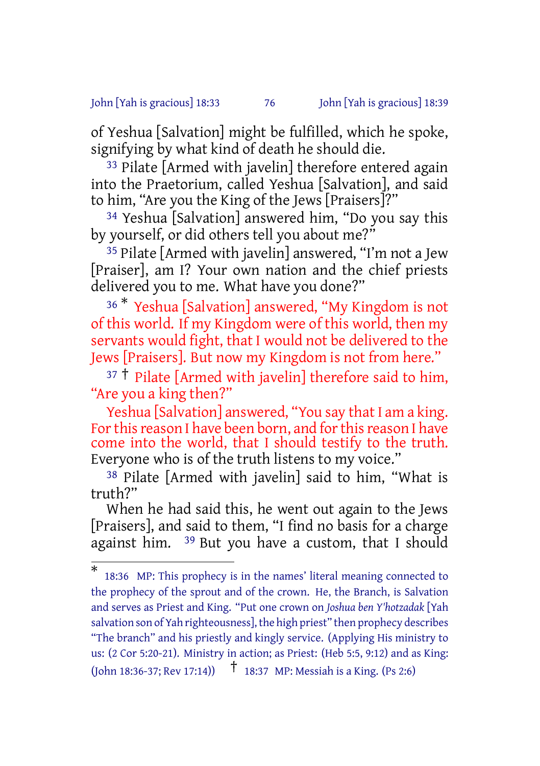of Yeshua [Salvation] might be fulfilled, which he spoke, signifying by what kind of death he should die.

33 Pilate [Armed with javelin] therefore entered again into the Praetorium, called Yeshua [Salvation], and said to him, "Are you the King of the Jews [Praisers]?"

34 Yeshua [Salvation] answered him, "Do you say this by yourself, or did others tell you about me?"

35 Pilate [Armed with javelin] answered, "I'm not a Jew [Praiser], am I? Your own nation and the chief priests delivered you to me. What have you done?"

36 * Yeshua [Salvation] answered, "My Kingdom is not of this world. If my Kingdom were of this world, then my servants would fight, that I would not be delivered to the Jews [Praisers]. But now my Kingdom is not from here."

37 † Pilate [Armed with javelin] therefore said to him, "Are you a king then?"

Yeshua [Salvation] answered, "You say that I am a king. For this reason I have been born, and for this reason I have come into the world, that I should testify to the truth. Everyone who is of the truth listens to my voice."

38 Pilate [Armed with javelin] said to him, "What is truth?"

When he had said this, he went out again to the Jews [Praisers], and said to them, "I find no basis for a charge against him. 39 But you have a custom, that I should

---

\* 18:36 MP: This prophecy is in the names' literal meaning connected to the prophecy of the sprout and of the crown. He, the Branch, is Salvation and serves as Priest and King. "Put one crown on *Joshua ben Y'hotzadak* [Yah salvation son of Yah righteousness], the high priest" then prophecy describes "The branch" and his priestly and kingly service. (Applying His ministry to us: (2 Cor 5:20-21). Ministry in action; as Priest: (Heb 5:5, 9:12) and as King: (John 18:36-37; Rev 17:14)) † 18:37 MP: Messiah is a King. (Ps 2:6)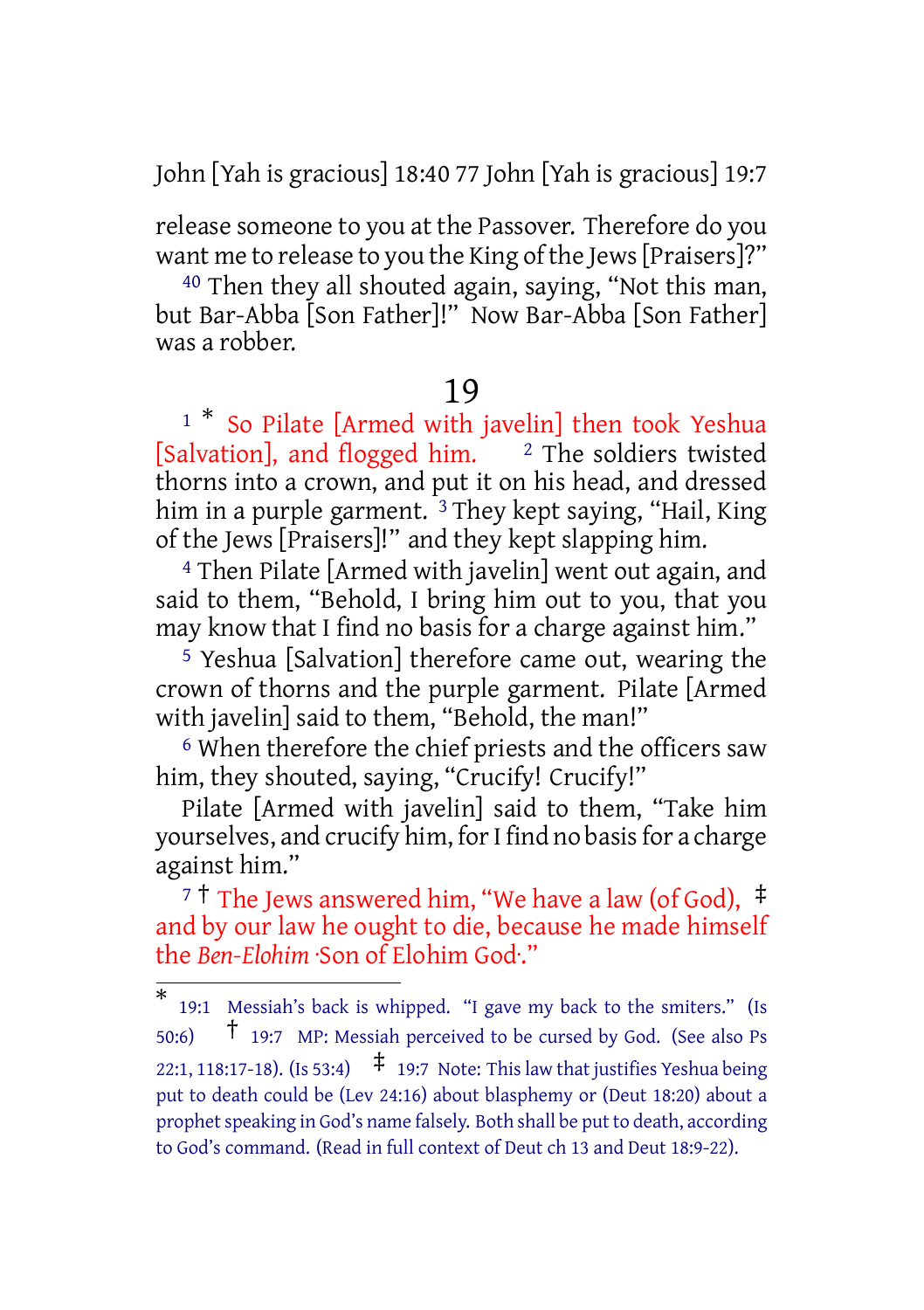release someone to you at the Passover. Therefore do you want me to release to you the King of the Jews [Praisers]?"

[40] Then they all shouted again, saying, "Not this man, but Bar-Abba [Son Father]!" Now Bar-Abba [Son Father] was a robber.

# 19

[1] * So Pilate [Armed with javelin] then took Yeshua [Salvation], and flogged him. [2] The soldiers twisted thorns into a crown, and put it on his head, and dressed him in a purple garment. [3] They kept saying, "Hail, King of the Jews [Praisers]!" and they kept slapping him.

[4] Then Pilate [Armed with javelin] went out again, and said to them, "Behold, I bring him out to you, that you may know that I find no basis for a charge against him."

[5] Yeshua [Salvation] therefore came out, wearing the crown of thorns and the purple garment. Pilate [Armed with javelin] said to them, "Behold, the man!"

[6] When therefore the chief priests and the officers saw him, they shouted, saying, "Crucify! Crucify!"

Pilate [Armed with javelin] said to them, "Take him yourselves, and crucify him, for I find no basis for a charge against him."

[7] † The Jews answered him, "We have a law (of God), ‡ and by our law he ought to die, because he made himself the *Ben-Elohim* ·Son of Elohim God·."

---

* 19:1 Messiah's back is whipped. "I gave my back to the smiters." (Is 50:6) † 19:7 MP: Messiah perceived to be cursed by God. (See also Ps 22:1, 118:17-18). (Is 53:4) ‡ 19:7 Note: This law that justifies Yeshua being put to death could be (Lev 24:16) about blasphemy or (Deut 18:20) about a prophet speaking in God's name falsely. Both shall be put to death, according to God's command. (Read in full context of Deut ch 13 and Deut 18:9-22).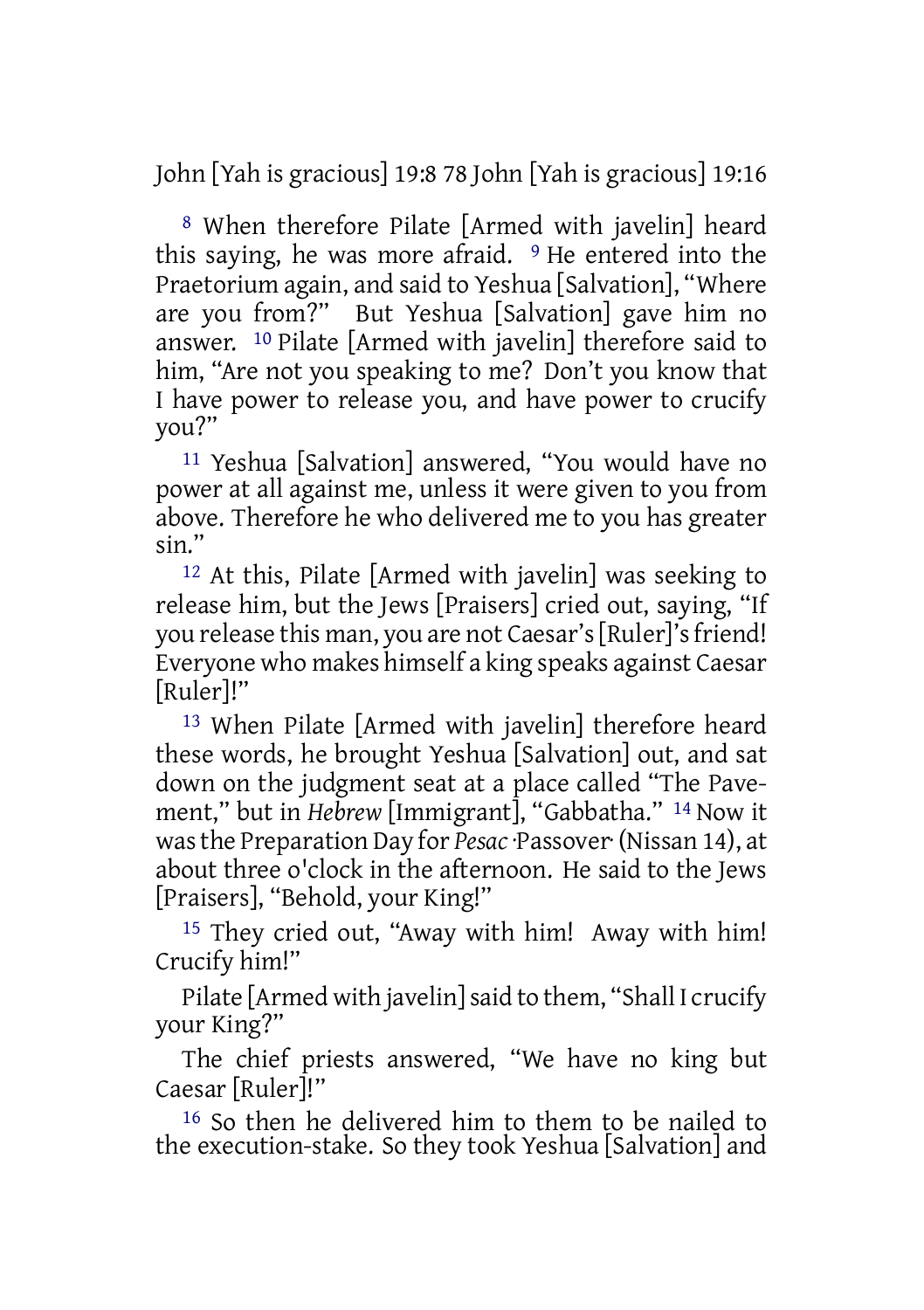[8] When therefore Pilate [Armed with javelin] heard this saying, he was more afraid. [9] He entered into the Praetorium again, and said to Yeshua [Salvation], “Where are you from?” But Yeshua [Salvation] gave him no answer. [10] Pilate [Armed with javelin] therefore said to him, “Are not you speaking to me? Don’t you know that I have power to release you, and have power to crucify you?”

[11] Yeshua [Salvation] answered, “You would have no power at all against me, unless it were given to you from above. Therefore he who delivered me to you has greater sin.”

[12] At this, Pilate [Armed with javelin] was seeking to release him, but the Jews [Praisers] cried out, saying, “If you release this man, you are not Caesar’s [Ruler]’s friend! Everyone who makes himself a king speaks against Caesar [Ruler]!”

[13] When Pilate [Armed with javelin] therefore heard these words, he brought Yeshua [Salvation] out, and sat down on the judgment seat at a place called “The Pavement,” but in *Hebrew* [Immigrant], “Gabbatha.” [14] Now it was the Preparation Day for *Pesac* ·Passover· (Nissan 14), at about three o'clock in the afternoon. He said to the Jews [Praisers], “Behold, your King!”

[15] They cried out, “Away with him! Away with him! Crucify him!”

Pilate [Armed with javelin] said to them, “Shall I crucify your King?”

The chief priests answered, “We have no king but Caesar [Ruler]!”

[16] So then he delivered him to them to be nailed to the execution-stake. So they took Yeshua [Salvation] and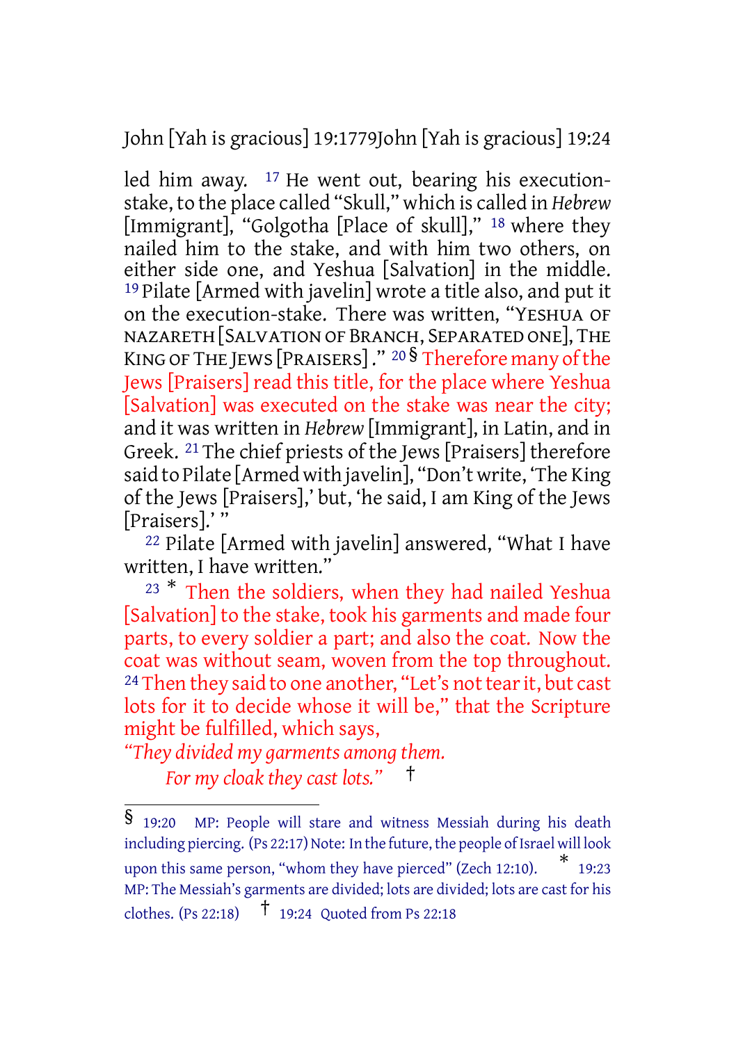led him away. [17] He went out, bearing his execution-stake, to the place called "Skull," which is called in *Hebrew* [Immigrant], "Golgotha [Place of skull]," [18] where they nailed him to the stake, and with him two others, on either side one, and Yeshua [Salvation] in the middle. [19] Pilate [Armed with javelin] wrote a title also, and put it on the execution-stake. There was written, "YESHUA OF NAZARETH [SALVATION OF BRANCH, SEPARATED ONE], THE KING OF THE JEWS [PRAISERS]." [20] § Therefore many of the Jews [Praisers] read this title, for the place where Yeshua [Salvation] was executed on the stake was near the city; and it was written in *Hebrew* [Immigrant], in Latin, and in Greek. [21] The chief priests of the Jews [Praisers] therefore said to Pilate [Armed with javelin], "Don't write, 'The King of the Jews [Praisers],' but, 'he said, I am King of the Jews [Praisers].' "

[22] Pilate [Armed with javelin] answered, "What I have written, I have written."

[23] * Then the soldiers, when they had nailed Yeshua [Salvation] to the stake, took his garments and made four parts, to every soldier a part; and also the coat. Now the coat was without seam, woven from the top throughout. [24] Then they said to one another, "Let's not tear it, but cast lots for it to decide whose it will be," that the Scripture might be fulfilled, which says,

*"They divided my garments among them.*
*For my cloak they cast lots."* †

---

§ 19:20 MP: People will stare and witness Messiah during his death including piercing. (Ps 22:17) Note: In the future, the people of Israel will look upon this same person, "whom they have pierced" (Zech 12:10). * 19:23 MP: The Messiah's garments are divided; lots are divided; lots are cast for his clothes. (Ps 22:18) † 19:24 Quoted from Ps 22:18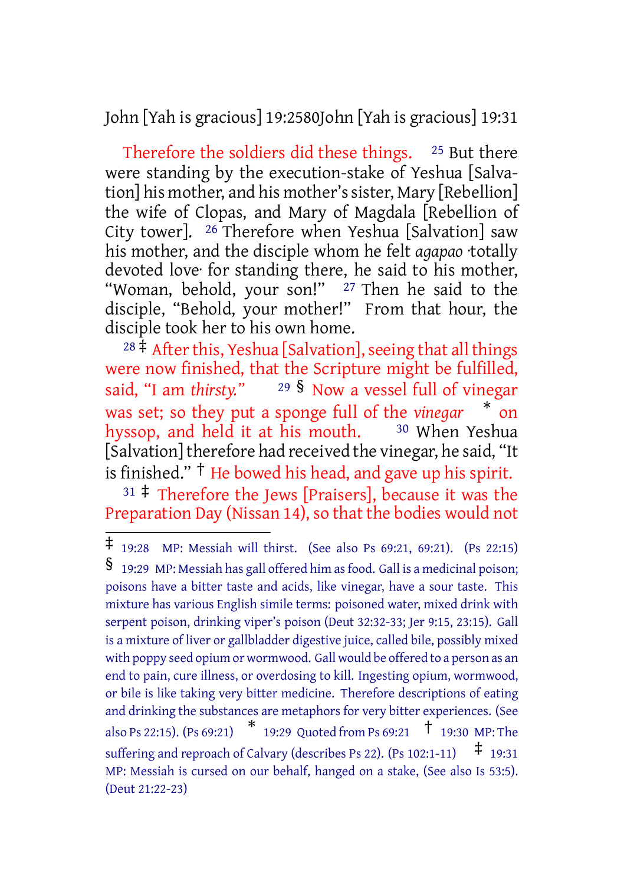Therefore the soldiers did these things. [25] But there were standing by the execution-stake of Yeshua [Salvation] his mother, and his mother's sister, Mary [Rebellion] the wife of Clopas, and Mary of Magdala [Rebellion of City tower]. [26] Therefore when Yeshua [Salvation] saw his mother, and the disciple whom he felt *agapao* ·totally devoted love· for standing there, he said to his mother, "Woman, behold, your son!" [27] Then he said to the disciple, "Behold, your mother!" From that hour, the disciple took her to his own home.

[28] ‡ After this, Yeshua [Salvation], seeing that all things were now finished, that the Scripture might be fulfilled, said, "I am *thirsty.*" [29] § Now a vessel full of vinegar was set; so they put a sponge full of the *vinegar* * on hyssop, and held it at his mouth. [30] When Yeshua [Salvation] therefore had received the vinegar, he said, "It is finished." † He bowed his head, and gave up his spirit.

[31] ‡ Therefore the Jews [Praisers], because it was the Preparation Day (Nissan 14), so that the bodies would not

---

‡ 19:28 MP: Messiah will thirst. (See also Ps 69:21, 69:21). (Ps 22:15)

§ 19:29 MP: Messiah has gall offered him as food. Gall is a medicinal poison; poisons have a bitter taste and acids, like vinegar, have a sour taste. This mixture has various English simile terms: poisoned water, mixed drink with serpent poison, drinking viper's poison (Deut 32:32-33; Jer 9:15, 23:15). Gall is a mixture of liver or gallbladder digestive juice, called bile, possibly mixed with poppy seed opium or wormwood. Gall would be offered to a person as an end to pain, cure illness, or overdosing to kill. Ingesting opium, wormwood, or bile is like taking very bitter medicine. Therefore descriptions of eating and drinking the substances are metaphors for very bitter experiences. (See also Ps 22:15). (Ps 69:21)

\* 19:29 Quoted from Ps 69:21

† 19:30 MP: The suffering and reproach of Calvary (describes Ps 22). (Ps 102:1-11)

‡ 19:31 MP: Messiah is cursed on our behalf, hanged on a stake, (See also Is 53:5). (Deut 21:22-23)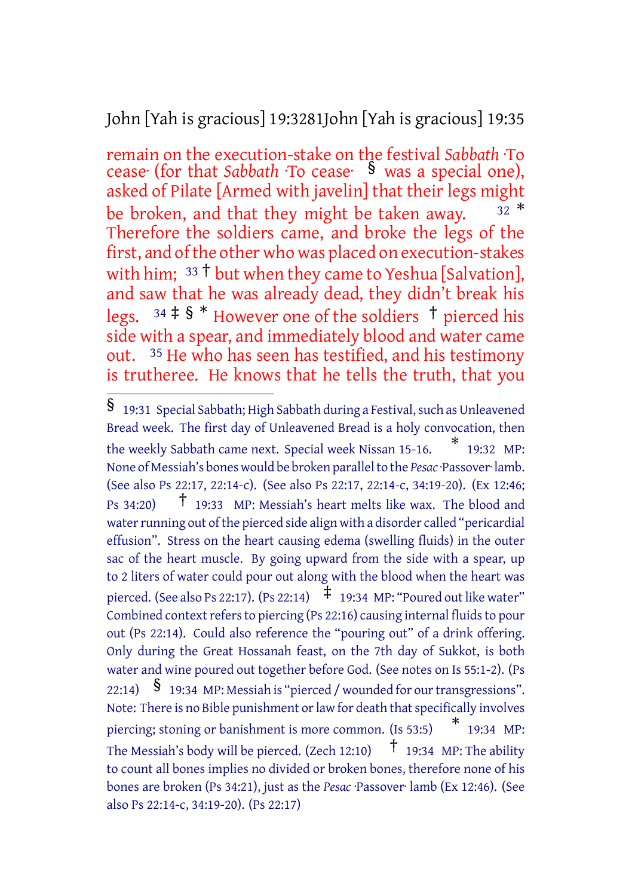remain on the execution-stake on the festival *Sabbath* ·To cease· (for that *Sabbath* ·To cease· § was a special one), asked of Pilate [Armed with javelin] that their legs might be broken, and that they might be taken away. [32] * Therefore the soldiers came, and broke the legs of the first, and of the other who was placed on execution-stakes with him; [33] † but when they came to Yeshua [Salvation], and saw that he was already dead, they didn't break his legs. [34] ‡ § * However one of the soldiers † pierced his side with a spear, and immediately blood and water came out. [35] He who has seen has testified, and his testimony is trutheree. He knows that he tells the truth, that you

---

§ 19:31 Special Sabbath; High Sabbath during a Festival, such as Unleavened Bread week. The first day of Unleavened Bread is a holy convocation, then the weekly Sabbath came next. Special week Nissan 15-16. * 19:32 MP: None of Messiah's bones would be broken parallel to the *Pesac* ·Passover· lamb. (See also Ps 22:17, 22:14-c). (See also Ps 22:17, 22:14-c, 34:19-20). (Ex 12:46; Ps 34:20) † 19:33 MP: Messiah's heart melts like wax. The blood and water running out of the pierced side align with a disorder called "pericardial effusion". Stress on the heart causing edema (swelling fluids) in the outer sac of the heart muscle. By going upward from the side with a spear, up to 2 liters of water could pour out along with the blood when the heart was pierced. (See also Ps 22:17). (Ps 22:14) ‡ 19:34 MP: "Poured out like water" Combined context refers to piercing (Ps 22:16) causing internal fluids to pour out (Ps 22:14). Could also reference the "pouring out" of a drink offering. Only during the Great Hossanah feast, on the 7th day of Sukkot, is both water and wine poured out together before God. (See notes on Is 55:1-2). (Ps 22:14) § 19:34 MP: Messiah is "pierced / wounded for our transgressions". Note: There is no Bible punishment or law for death that specifically involves piercing; stoning or banishment is more common. (Is 53:5) * 19:34 MP: The Messiah's body will be pierced. (Zech 12:10) † 19:34 MP: The ability to count all bones implies no divided or broken bones, therefore none of his bones are broken (Ps 34:21), just as the *Pesac* ·Passover· lamb (Ex 12:46). (See also Ps 22:14-c, 34:19-20). (Ps 22:17)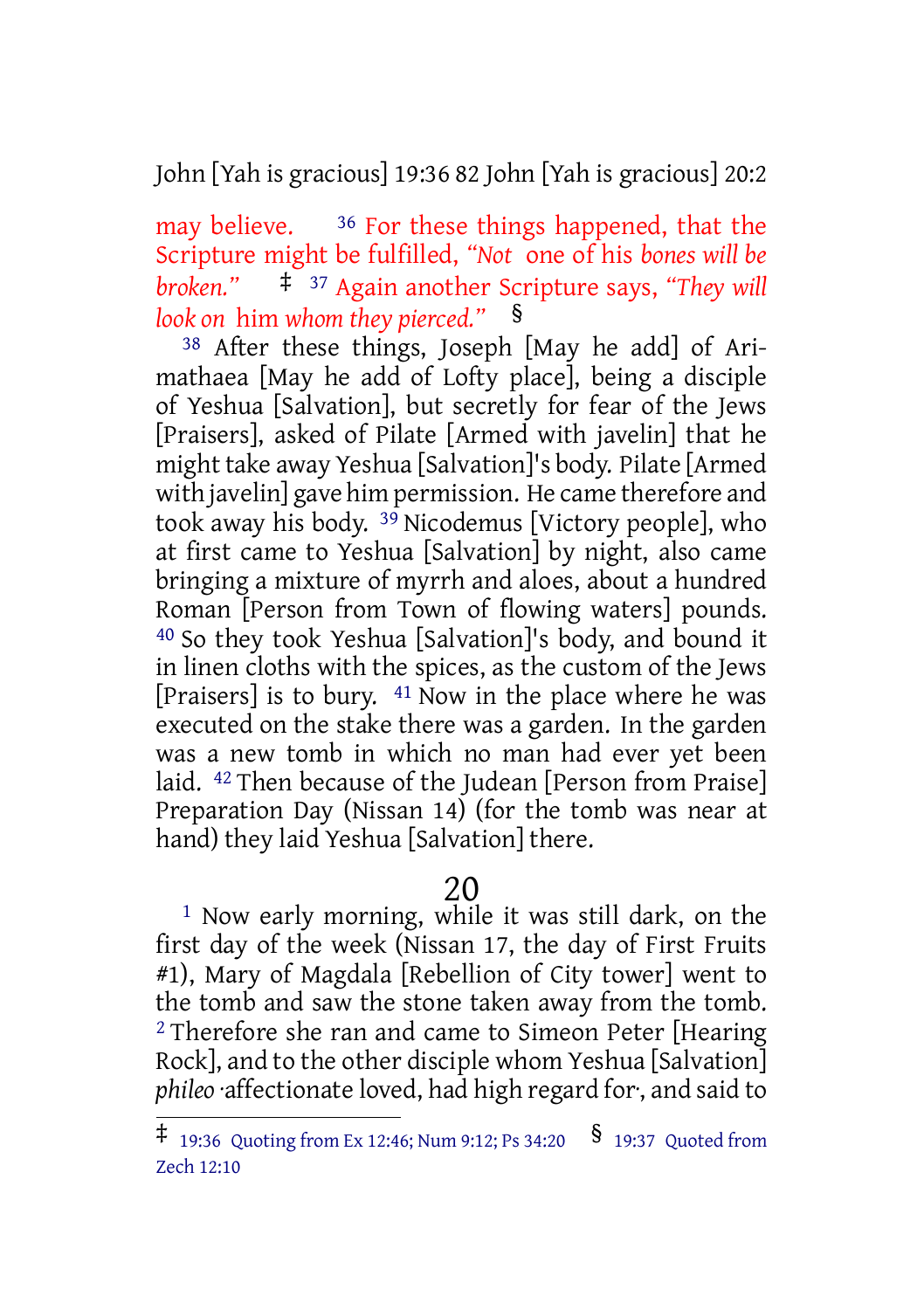may believe. [36] For these things happened, that the Scripture might be fulfilled, *“Not* one of his *bones will be broken.”* ‡ [37] Again another Scripture says, *“They will look on* him *whom they pierced.”* §

[38] After these things, Joseph [May he add] of Arimathaea [May he add of Lofty place], being a disciple of Yeshua [Salvation], but secretly for fear of the Jews [Praisers], asked of Pilate [Armed with javelin] that he might take away Yeshua [Salvation]'s body. Pilate [Armed with javelin] gave him permission. He came therefore and took away his body. [39] Nicodemus [Victory people], who at first came to Yeshua [Salvation] by night, also came bringing a mixture of myrrh and aloes, about a hundred Roman [Person from Town of flowing waters] pounds. [40] So they took Yeshua [Salvation]'s body, and bound it in linen cloths with the spices, as the custom of the Jews [Praisers] is to bury. [41] Now in the place where he was executed on the stake there was a garden. In the garden was a new tomb in which no man had ever yet been laid. [42] Then because of the Judean [Person from Praise] Preparation Day (Nissan 14) (for the tomb was near at hand) they laid Yeshua [Salvation] there.

## 20

[1] Now early morning, while it was still dark, on the first day of the week (Nissan 17, the day of First Fruits #1), Mary of Magdala [Rebellion of City tower] went to the tomb and saw the stone taken away from the tomb. [2] Therefore she ran and came to Simeon Peter [Hearing Rock], and to the other disciple whom Yeshua [Salvation] *phileo* ·affectionate loved, had high regard for·, and said to

---

‡ 19:36 Quoting from Ex 12:46; Num 9:12; Ps 34:20 § 19:37 Quoted from Zech 12:10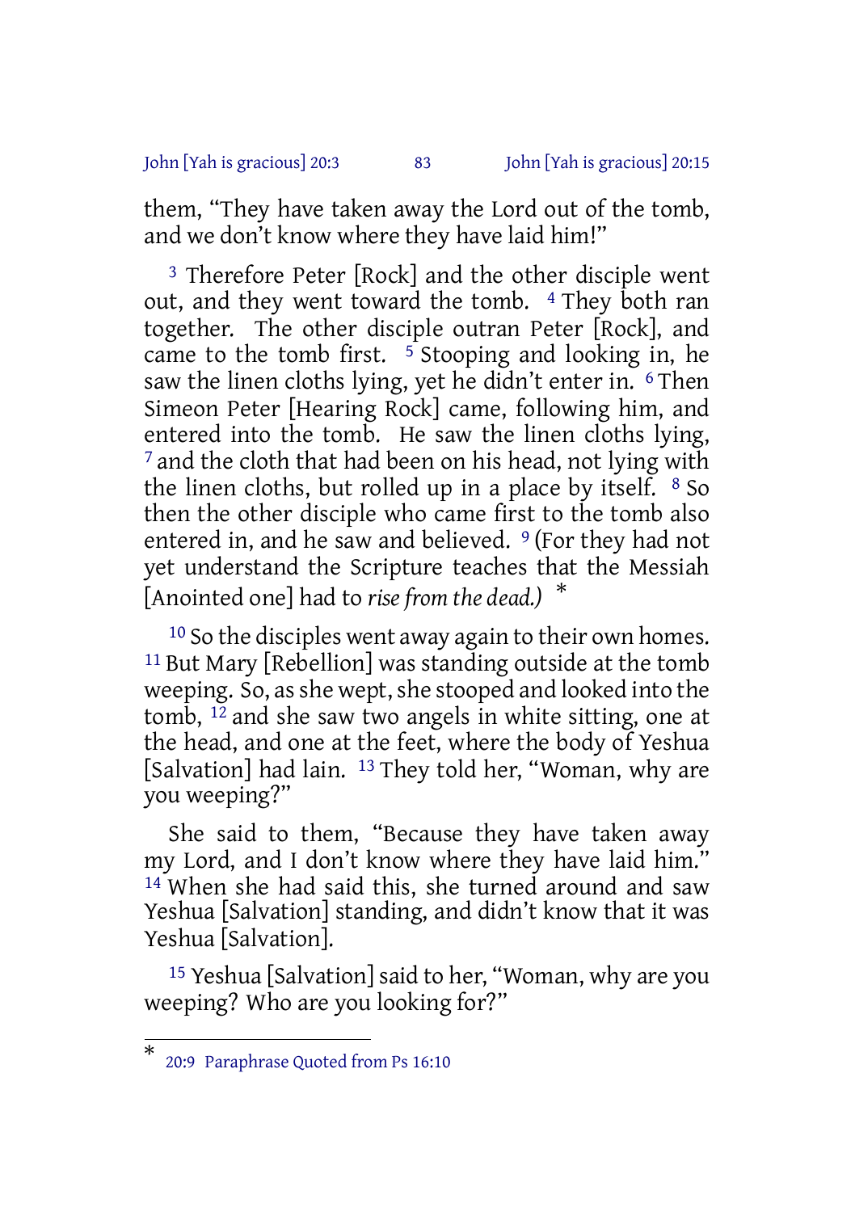them, "They have taken away the Lord out of the tomb, and we don't know where they have laid him!"

[3] Therefore Peter [Rock] and the other disciple went out, and they went toward the tomb. [4] They both ran together. The other disciple outran Peter [Rock], and came to the tomb first. [5] Stooping and looking in, he saw the linen cloths lying, yet he didn't enter in. [6] Then Simeon Peter [Hearing Rock] came, following him, and entered into the tomb. He saw the linen cloths lying, [7] and the cloth that had been on his head, not lying with the linen cloths, but rolled up in a place by itself. [8] So then the other disciple who came first to the tomb also entered in, and he saw and believed. [9] (For they had not yet understand the Scripture teaches that the Messiah [Anointed one] had to *rise from the dead.)* *

[10] So the disciples went away again to their own homes. [11] But Mary [Rebellion] was standing outside at the tomb weeping. So, as she wept, she stooped and looked into the tomb, [12] and she saw two angels in white sitting, one at the head, and one at the feet, where the body of Yeshua [Salvation] had lain. [13] They told her, "Woman, why are you weeping?"

She said to them, "Because they have taken away my Lord, and I don't know where they have laid him." [14] When she had said this, she turned around and saw Yeshua [Salvation] standing, and didn't know that it was Yeshua [Salvation].

[15] Yeshua [Salvation] said to her, "Woman, why are you weeping? Who are you looking for?"

---

* 20:9 Paraphrase Quoted from Ps 16:10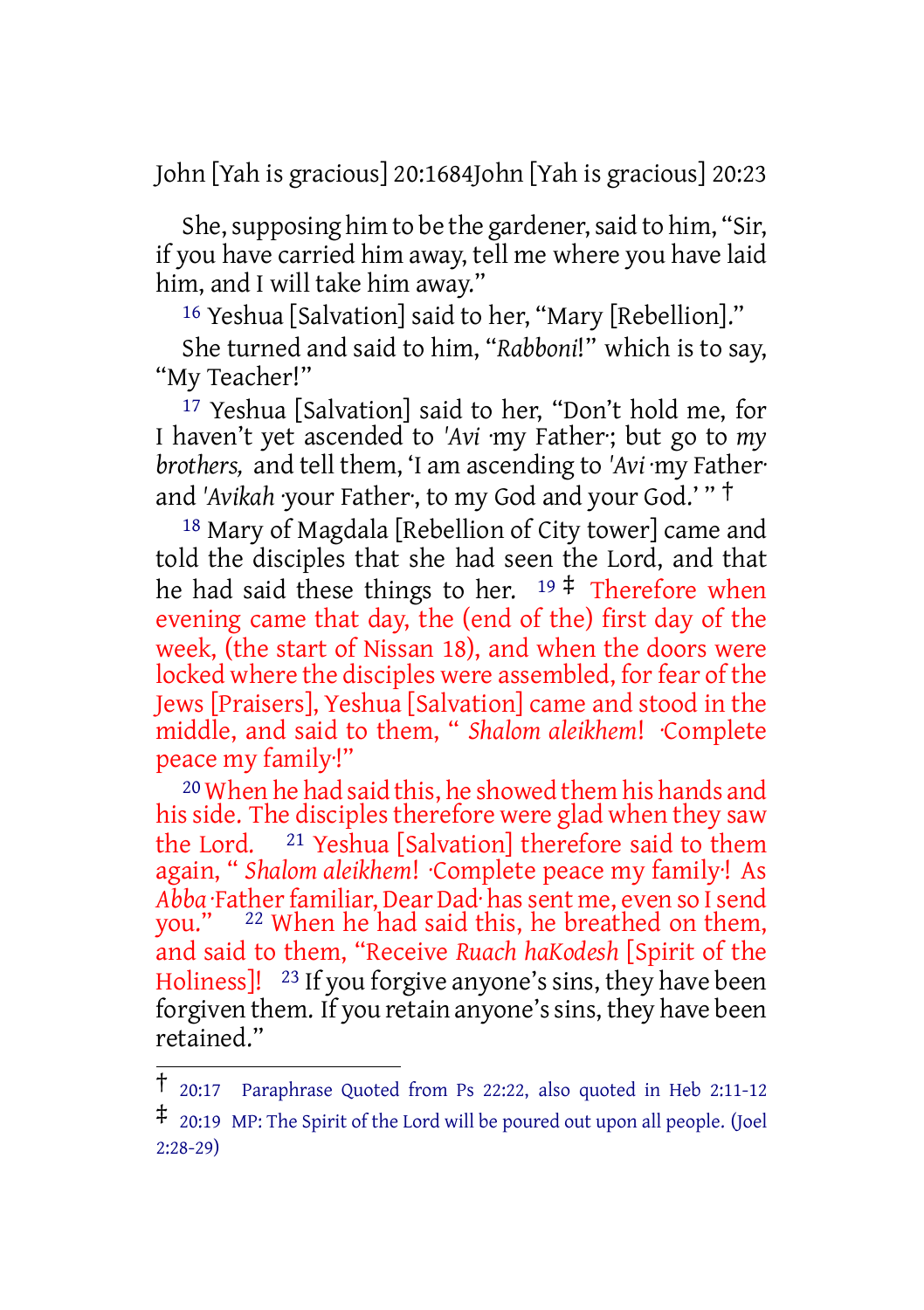She, supposing him to be the gardener, said to him, “Sir, if you have carried him away, tell me where you have laid him, and I will take him away.”

16 Yeshua [Salvation] said to her, “Mary [Rebellion].”

She turned and said to him, “*Rabboni*!” which is to say, “My Teacher!”

17 Yeshua [Salvation] said to her, “Don’t hold me, for I haven’t yet ascended to *'Avi* ·my Father·; but go to *my brothers,* and tell them, ‘I am ascending to *'Avi* ·my Father· and *'Avikah* ·your Father·, to my God and your God.’ ” †

18 Mary of Magdala [Rebellion of City tower] came and told the disciples that she had seen the Lord, and that he had said these things to her. 19 ‡ Therefore when evening came that day, the (end of the) first day of the week, (the start of Nissan 18), and when the doors were locked where the disciples were assembled, for fear of the Jews [Praisers], Yeshua [Salvation] came and stood in the middle, and said to them, “ *Shalom aleikhem*! ·Complete peace my family·!”

20 When he had said this, he showed them his hands and his side. The disciples therefore were glad when they saw the Lord. 21 Yeshua [Salvation] therefore said to them again, “ *Shalom aleikhem*! ·Complete peace my family·! As *Abba* ·Father familiar, Dear Dad· has sent me, even so I send you.” 22 When he had said this, he breathed on them, and said to them, “Receive *Ruach haKodesh* [Spirit of the Holiness]! 23 If you forgive anyone’s sins, they have been forgiven them. If you retain anyone’s sins, they have been retained.”

---

† 20:17 Paraphrase Quoted from Ps 22:22, also quoted in Heb 2:11-12

‡ 20:19 MP: The Spirit of the Lord will be poured out upon all people. (Joel 2:28-29)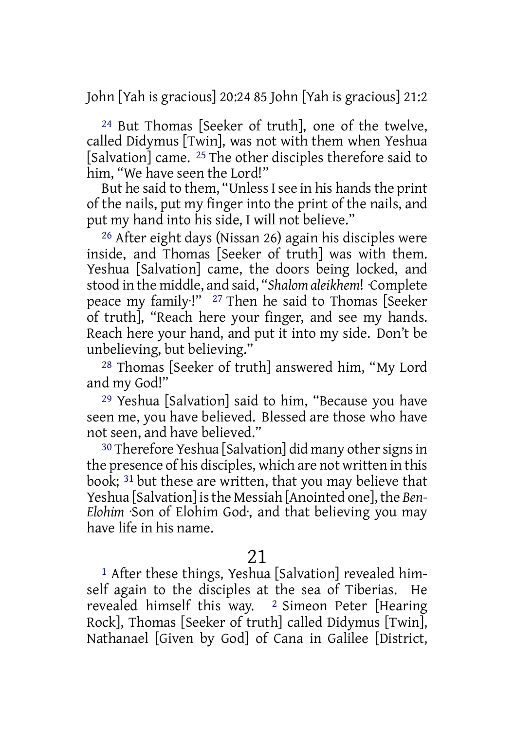[24] But Thomas [Seeker of truth], one of the twelve, called Didymus [Twin], was not with them when Yeshua [Salvation] came. [25] The other disciples therefore said to him, "We have seen the Lord!"

But he said to them, "Unless I see in his hands the print of the nails, put my finger into the print of the nails, and put my hand into his side, I will not believe."

[26] After eight days (Nissan 26) again his disciples were inside, and Thomas [Seeker of truth] was with them. Yeshua [Salvation] came, the doors being locked, and stood in the middle, and said, "*Shalom aleikhem*! ·Complete peace my family·!" [27] Then he said to Thomas [Seeker of truth], "Reach here your finger, and see my hands. Reach here your hand, and put it into my side. Don't be unbelieving, but believing."

[28] Thomas [Seeker of truth] answered him, "My Lord and my God!"

[29] Yeshua [Salvation] said to him, "Because you have seen me, you have believed. Blessed are those who have not seen, and have believed."

[30] Therefore Yeshua [Salvation] did many other signs in the presence of his disciples, which are not written in this book; [31] but these are written, that you may believe that Yeshua [Salvation] is the Messiah [Anointed one], the *Ben-Elohim* ·Son of Elohim God·, and that believing you may have life in his name.

## 21

[1] After these things, Yeshua [Salvation] revealed himself again to the disciples at the sea of Tiberias. He revealed himself this way. [2] Simeon Peter [Hearing Rock], Thomas [Seeker of truth] called Didymus [Twin], Nathanael [Given by God] of Cana in Galilee [District,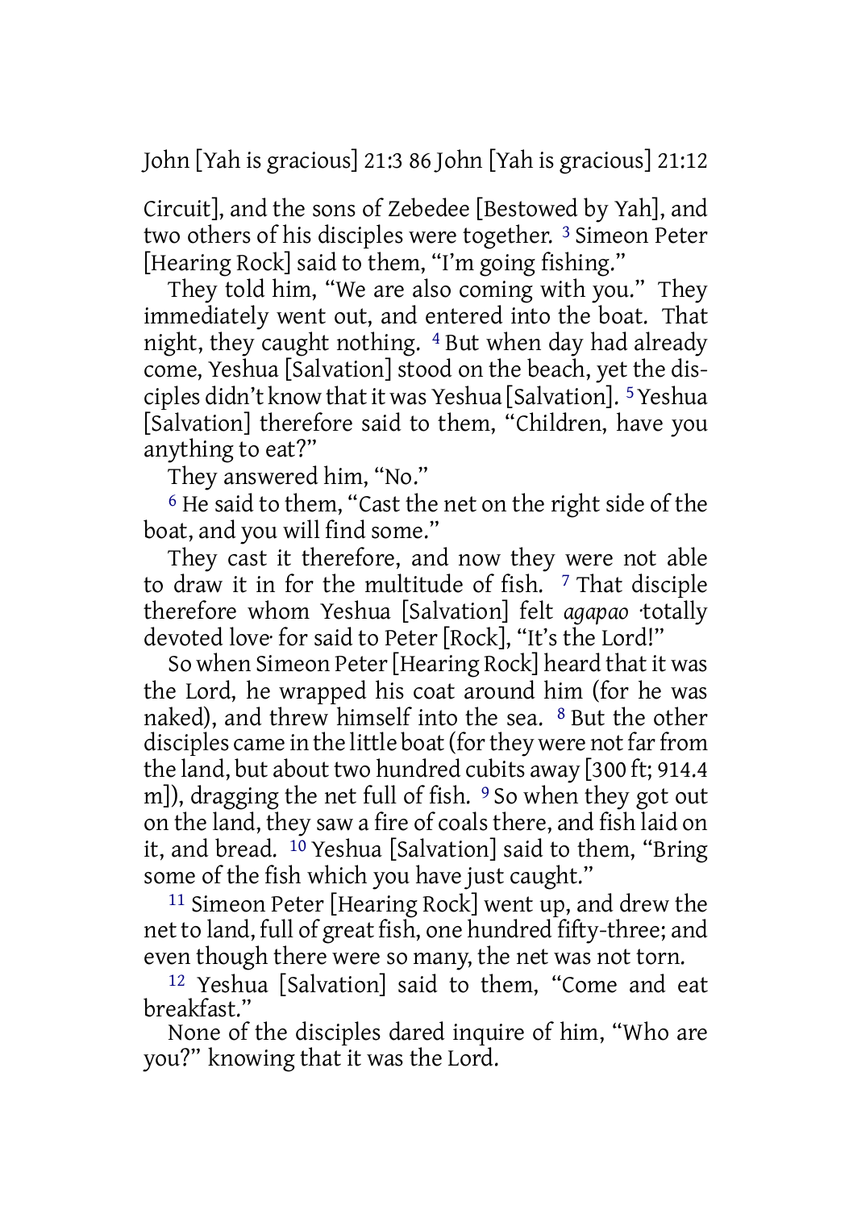Circuit], and the sons of Zebedee [Bestowed by Yah], and two others of his disciples were together. 3 Simeon Peter [Hearing Rock] said to them, "I'm going fishing."

They told him, "We are also coming with you." They immediately went out, and entered into the boat. That night, they caught nothing. 4 But when day had already come, Yeshua [Salvation] stood on the beach, yet the disciples didn't know that it was Yeshua [Salvation]. 5 Yeshua [Salvation] therefore said to them, "Children, have you anything to eat?"

They answered him, "No."

6 He said to them, "Cast the net on the right side of the boat, and you will find some."

They cast it therefore, and now they were not able to draw it in for the multitude of fish. 7 That disciple therefore whom Yeshua [Salvation] felt *agapao* ·totally devoted love· for said to Peter [Rock], "It's the Lord!"

So when Simeon Peter [Hearing Rock] heard that it was the Lord, he wrapped his coat around him (for he was naked), and threw himself into the sea. 8 But the other disciples came in the little boat (for they were not far from the land, but about two hundred cubits away [300 ft; 914.4 m]), dragging the net full of fish. 9 So when they got out on the land, they saw a fire of coals there, and fish laid on it, and bread. 10 Yeshua [Salvation] said to them, "Bring some of the fish which you have just caught."

11 Simeon Peter [Hearing Rock] went up, and drew the net to land, full of great fish, one hundred fifty-three; and even though there were so many, the net was not torn.

12 Yeshua [Salvation] said to them, "Come and eat breakfast."

None of the disciples dared inquire of him, "Who are you?" knowing that it was the Lord.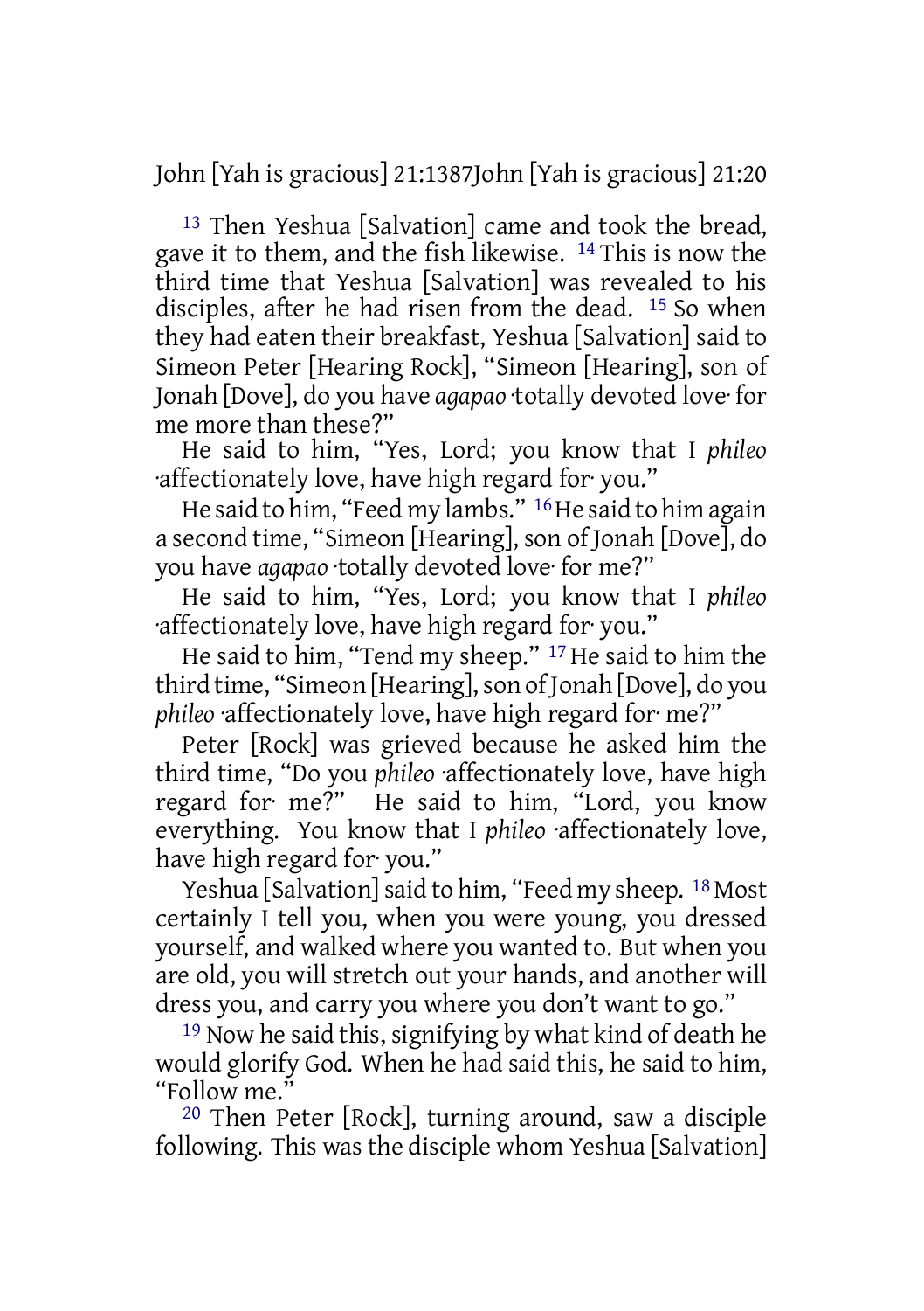13 Then Yeshua [Salvation] came and took the bread, gave it to them, and the fish likewise. 14 This is now the third time that Yeshua [Salvation] was revealed to his disciples, after he had risen from the dead. 15 So when they had eaten their breakfast, Yeshua [Salvation] said to Simeon Peter [Hearing Rock], “Simeon [Hearing], son of Jonah [Dove], do you have *agapao* ·totally devoted love· for me more than these?”

He said to him, “Yes, Lord; you know that I *phileo* ·affectionately love, have high regard for· you.”

He said to him, “Feed my lambs.” 16 He said to him again a second time, “Simeon [Hearing], son of Jonah [Dove], do you have *agapao* ·totally devoted love· for me?”

He said to him, “Yes, Lord; you know that I *phileo* ·affectionately love, have high regard for· you.”

He said to him, “Tend my sheep.” 17 He said to him the third time, “Simeon [Hearing], son of Jonah [Dove], do you *phileo* ·affectionately love, have high regard for· me?”

Peter [Rock] was grieved because he asked him the third time, “Do you *phileo* ·affectionately love, have high regard for· me?” He said to him, “Lord, you know everything. You know that I *phileo* ·affectionately love, have high regard for· you.”

Yeshua [Salvation] said to him, “Feed my sheep. 18 Most certainly I tell you, when you were young, you dressed yourself, and walked where you wanted to. But when you are old, you will stretch out your hands, and another will dress you, and carry you where you don’t want to go.”

19 Now he said this, signifying by what kind of death he would glorify God. When he had said this, he said to him, “Follow me.”

20 Then Peter [Rock], turning around, saw a disciple following. This was the disciple whom Yeshua [Salvation]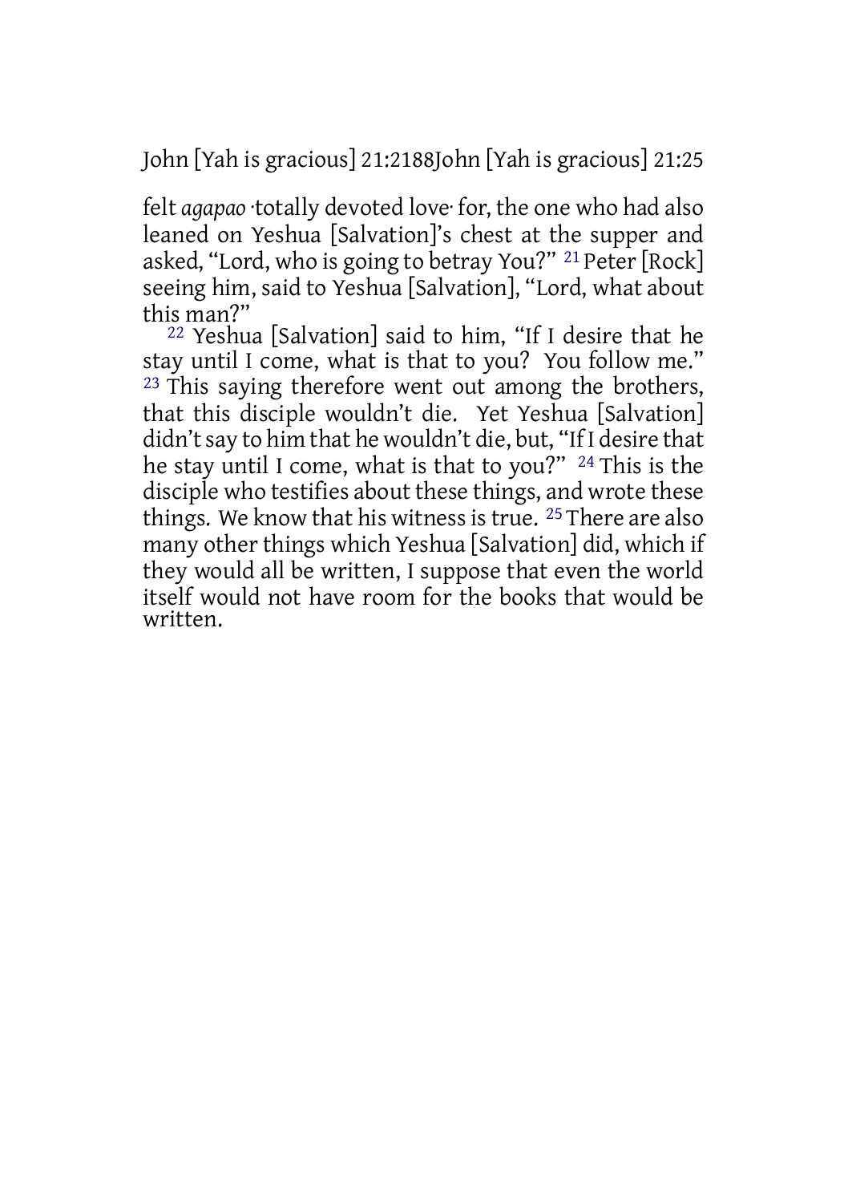felt *agapao* ·totally devoted love· for, the one who had also leaned on Yeshua [Salvation]'s chest at the supper and asked, "Lord, who is going to betray You?" 21 Peter [Rock] seeing him, said to Yeshua [Salvation], "Lord, what about this man?"

22 Yeshua [Salvation] said to him, "If I desire that he stay until I come, what is that to you? You follow me." 23 This saying therefore went out among the brothers, that this disciple wouldn't die. Yet Yeshua [Salvation] didn't say to him that he wouldn't die, but, "If I desire that he stay until I come, what is that to you?" 24 This is the disciple who testifies about these things, and wrote these things. We know that his witness is true. 25 There are also many other things which Yeshua [Salvation] did, which if they would all be written, I suppose that even the world itself would not have room for the books that would be written.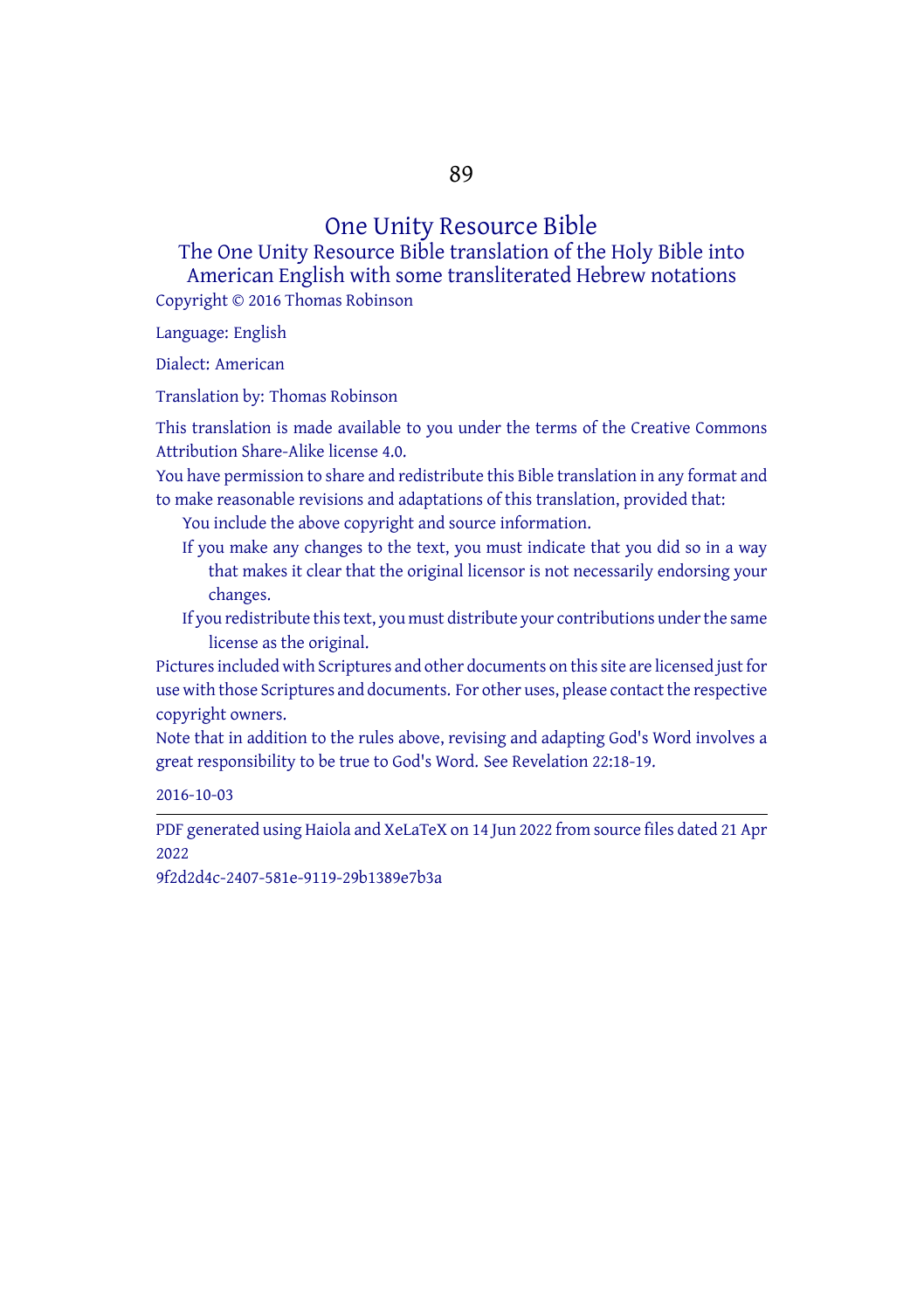# One Unity Resource Bible

The One Unity Resource Bible translation of the Holy Bible into American English with some transliterated Hebrew notations

Copyright © 2016 Thomas Robinson

Language: English

Dialect: American

Translation by: Thomas Robinson

This translation is made available to you under the terms of the Creative Commons Attribution Share-Alike license 4.0.

You have permission to share and redistribute this Bible translation in any format and to make reasonable revisions and adaptations of this translation, provided that:

- You include the above copyright and source information.
- If you make any changes to the text, you must indicate that you did so in a way that makes it clear that the original licensor is not necessarily endorsing your changes.
- If you redistribute this text, you must distribute your contributions under the same license as the original.

Pictures included with Scriptures and other documents on this site are licensed just for use with those Scriptures and documents. For other uses, please contact the respective copyright owners.

Note that in addition to the rules above, revising and adapting God's Word involves a great responsibility to be true to God's Word. See Revelation 22:18-19.

2016-10-03

---

PDF generated using Haiola and XeLaTeX on 14 Jun 2022 from source files dated 21 Apr 2022

9f2d2d4c-2407-581e-9119-29b1389e7b3a